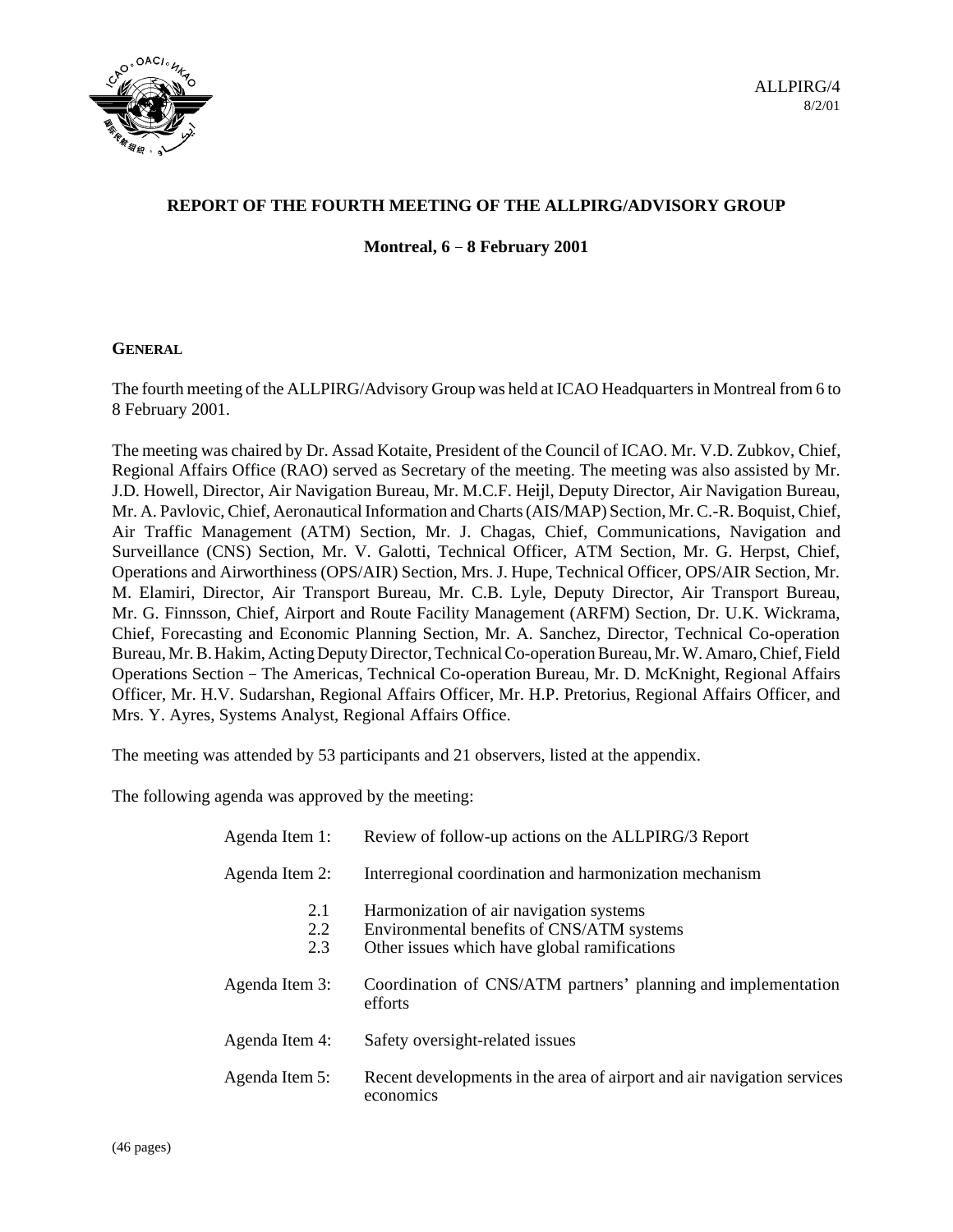ALLPIRG/4
8/2/01

## REPORT OF THE FOURTH MEETING OF THE ALLPIRG/ADVISORY GROUP

**Montreal, 6 – 8 February 2001**

### GENERAL

The fourth meeting of the ALLPIRG/Advisory Group was held at ICAO Headquarters in Montreal from 6 to 8 February 2001.

The meeting was chaired by Dr. Assad Kotaite, President of the Council of ICAO. Mr. V.D. Zubkov, Chief, Regional Affairs Office (RAO) served as Secretary of the meeting. The meeting was also assisted by Mr. J.D. Howell, Director, Air Navigation Bureau, Mr. M.C.F. Heijl, Deputy Director, Air Navigation Bureau, Mr. A. Pavlovic, Chief, Aeronautical Information and Charts (AIS/MAP) Section, Mr. C.-R. Boquist, Chief, Air Traffic Management (ATM) Section, Mr. J. Chagas, Chief, Communications, Navigation and Surveillance (CNS) Section, Mr. V. Galotti, Technical Officer, ATM Section, Mr. G. Herpst, Chief, Operations and Airworthiness (OPS/AIR) Section, Mrs. J. Hupe, Technical Officer, OPS/AIR Section, Mr. M. Elamiri, Director, Air Transport Bureau, Mr. C.B. Lyle, Deputy Director, Air Transport Bureau, Mr. G. Finnsson, Chief, Airport and Route Facility Management (ARFM) Section, Dr. U.K. Wickrama, Chief, Forecasting and Economic Planning Section, Mr. A. Sanchez, Director, Technical Co-operation Bureau, Mr. B. Hakim, Acting Deputy Director, Technical Co-operation Bureau, Mr. W. Amaro, Chief, Field Operations Section – The Americas, Technical Co-operation Bureau, Mr. D. McKnight, Regional Affairs Officer, Mr. H.V. Sudarshan, Regional Affairs Officer, Mr. H.P. Pretorius, Regional Affairs Officer, and Mrs. Y. Ayres, Systems Analyst, Regional Affairs Office.

The meeting was attended by 53 participants and 21 observers, listed at the appendix.

The following agenda was approved by the meeting:

| | |
|---|---|
| Agenda Item 1: | Review of follow-up actions on the ALLPIRG/3 Report |
| Agenda Item 2: | Interregional coordination and harmonization mechanism |
| 2.1 | Harmonization of air navigation systems |
| 2.2 | Environmental benefits of CNS/ATM systems |
| 2.3 | Other issues which have global ramifications |
| Agenda Item 3: | Coordination of CNS/ATM partners' planning and implementation efforts |
| Agenda Item 4: | Safety oversight-related issues |
| Agenda Item 5: | Recent developments in the area of airport and air navigation services economics |

(46 pages)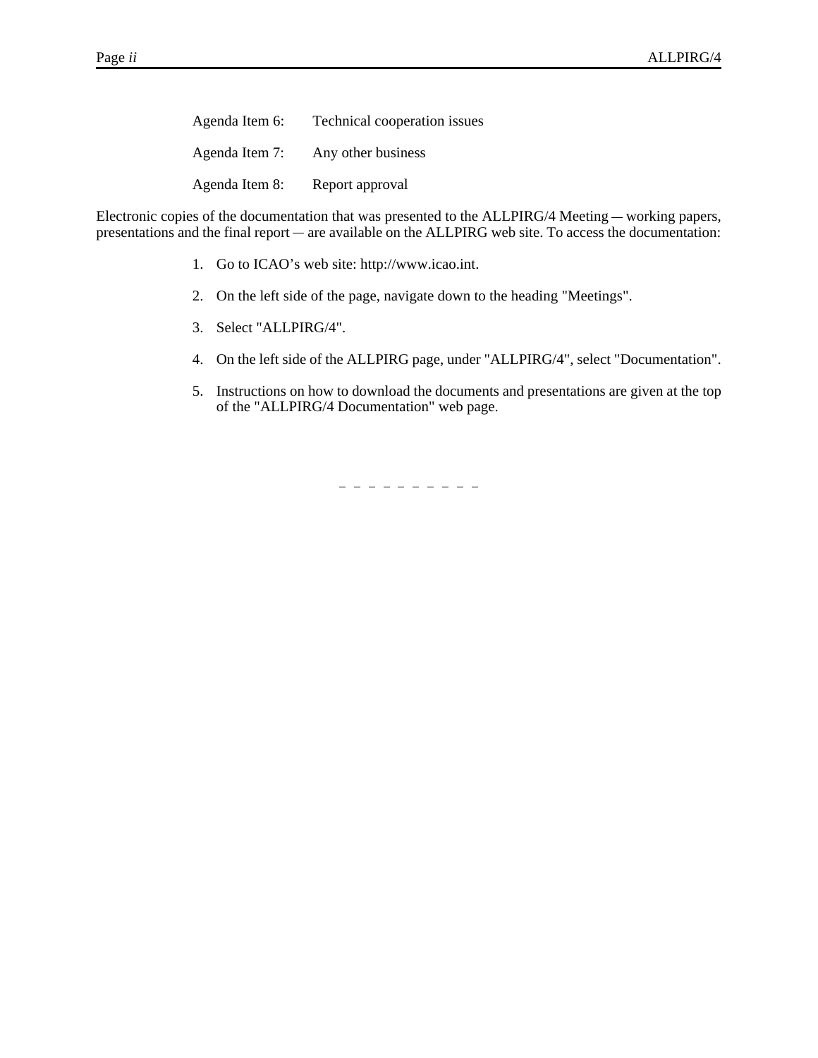Agenda Item 6: Technical cooperation issues

Agenda Item 7: Any other business

Agenda Item 8: Report approval

Electronic copies of the documentation that was presented to the ALLPIRG/4 Meeting — working papers, presentations and the final report — are available on the ALLPIRG web site. To access the documentation:

1. Go to ICAO's web site: http://www.icao.int.

2. On the left side of the page, navigate down to the heading "Meetings".

3. Select "ALLPIRG/4".

4. On the left side of the ALLPIRG page, under "ALLPIRG/4", select "Documentation".

5. Instructions on how to download the documents and presentations are given at the top of the "ALLPIRG/4 Documentation" web page.

— — — — — — — — — —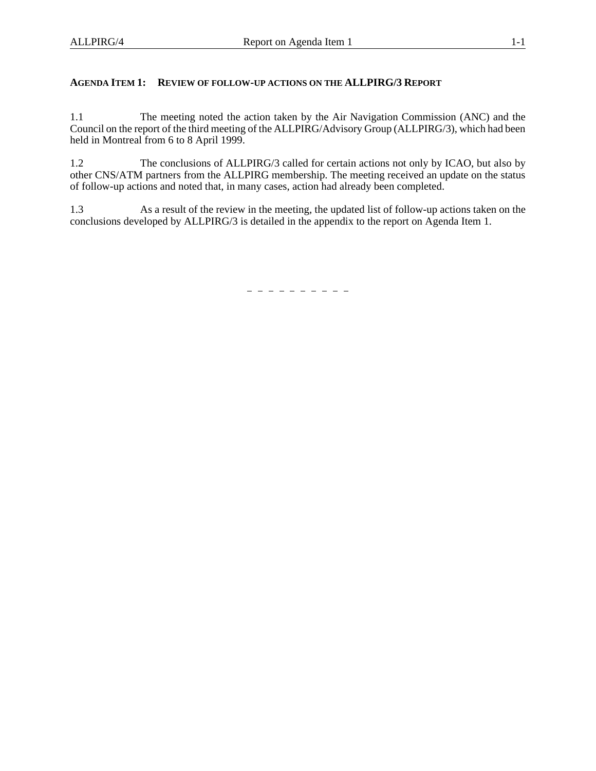## AGENDA ITEM 1: REVIEW OF FOLLOW-UP ACTIONS ON THE ALLPIRG/3 REPORT

1.1 The meeting noted the action taken by the Air Navigation Commission (ANC) and the Council on the report of the third meeting of the ALLPIRG/Advisory Group (ALLPIRG/3), which had been held in Montreal from 6 to 8 April 1999.

1.2 The conclusions of ALLPIRG/3 called for certain actions not only by ICAO, but also by other CNS/ATM partners from the ALLPIRG membership. The meeting received an update on the status of follow-up actions and noted that, in many cases, action had already been completed.

1.3 As a result of the review in the meeting, the updated list of follow-up actions taken on the conclusions developed by ALLPIRG/3 is detailed in the appendix to the report on Agenda Item 1.

– – – – – – – – – –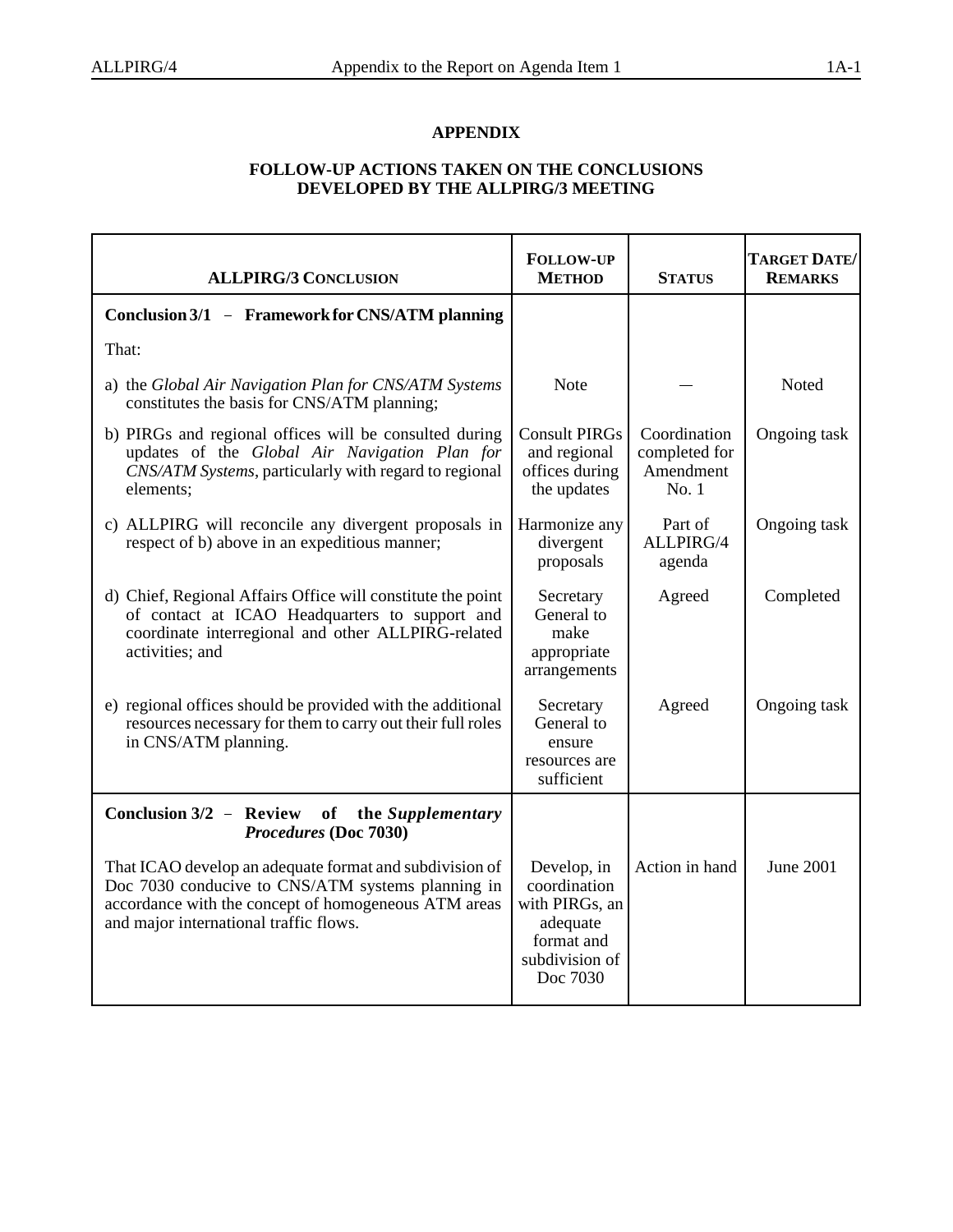# APPENDIX

## FOLLOW-UP ACTIONS TAKEN ON THE CONCLUSIONS DEVELOPED BY THE ALLPIRG/3 MEETING

| ALLPIRG/3 CONCLUSION | FOLLOW-UP METHOD | STATUS | TARGET DATE/ REMARKS |
|---|---|---|---|
| **Conclusion 3/1 – Framework for CNS/ATM planning** | | | |
| That: | | | |
| a) the *Global Air Navigation Plan for CNS/ATM Systems* constitutes the basis for CNS/ATM planning; | Note | — | Noted |
| b) PIRGs and regional offices will be consulted during updates of the *Global Air Navigation Plan for CNS/ATM Systems*, particularly with regard to regional elements; | Consult PIRGs and regional offices during the updates | Coordination completed for Amendment No. 1 | Ongoing task |
| c) ALLPIRG will reconcile any divergent proposals in respect of b) above in an expeditious manner; | Harmonize any divergent proposals | Part of ALLPIRG/4 agenda | Ongoing task |
| d) Chief, Regional Affairs Office will constitute the point of contact at ICAO Headquarters to support and coordinate interregional and other ALLPIRG-related activities; and | Secretary General to make appropriate arrangements | Agreed | Completed |
| e) regional offices should be provided with the additional resources necessary for them to carry out their full roles in CNS/ATM planning. | Secretary General to ensure resources are sufficient | Agreed | Ongoing task |
| **Conclusion 3/2 – Review of the *Supplementary Procedures* (Doc 7030)** | | | |
| That ICAO develop an adequate format and subdivision of Doc 7030 conducive to CNS/ATM systems planning in accordance with the concept of homogeneous ATM areas and major international traffic flows. | Develop, in coordination with PIRGs, an adequate format and subdivision of Doc 7030 | Action in hand | June 2001 |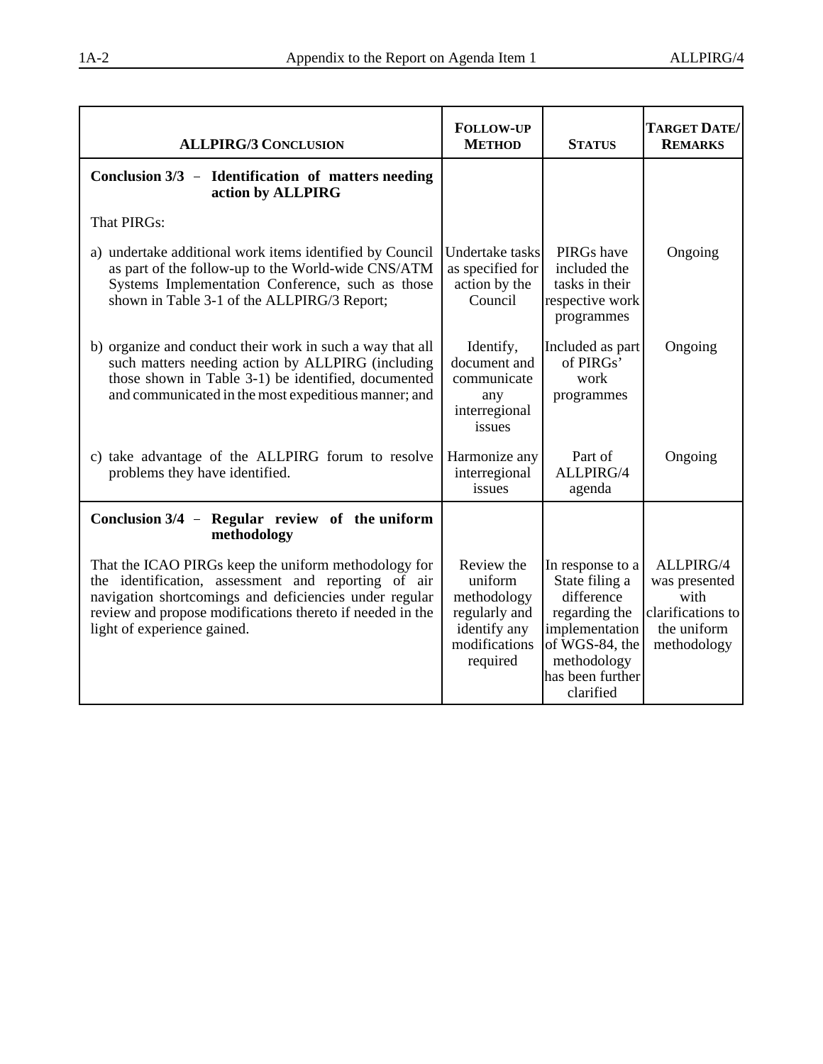| ALLPIRG/3 CONCLUSION | FOLLOW-UP METHOD | STATUS | TARGET DATE/ REMARKS |
|---|---|---|---|
| **Conclusion 3/3 – Identification of matters needing action by ALLPIRG** | | | |
| That PIRGs: | | | |
| a) undertake additional work items identified by Council as part of the follow-up to the World-wide CNS/ATM Systems Implementation Conference, such as those shown in Table 3-1 of the ALLPIRG/3 Report; | Undertake tasks as specified for action by the Council | PIRGs have included the tasks in their respective work programmes | Ongoing |
| b) organize and conduct their work in such a way that all such matters needing action by ALLPIRG (including those shown in Table 3-1) be identified, documented and communicated in the most expeditious manner; and | Identify, document and communicate any interregional issues | Included as part of PIRGs' work programmes | Ongoing |
| c) take advantage of the ALLPIRG forum to resolve problems they have identified. | Harmonize any interregional issues | Part of ALLPIRG/4 agenda | Ongoing |
| **Conclusion 3/4 – Regular review of the uniform methodology** | | | |
| That the ICAO PIRGs keep the uniform methodology for the identification, assessment and reporting of air navigation shortcomings and deficiencies under regular review and propose modifications thereto if needed in the light of experience gained. | Review the uniform methodology regularly and identify any modifications required | In response to a State filing a difference regarding the implementation of WGS-84, the methodology has been further clarified | ALLPIRG/4 was presented with clarifications to the uniform methodology |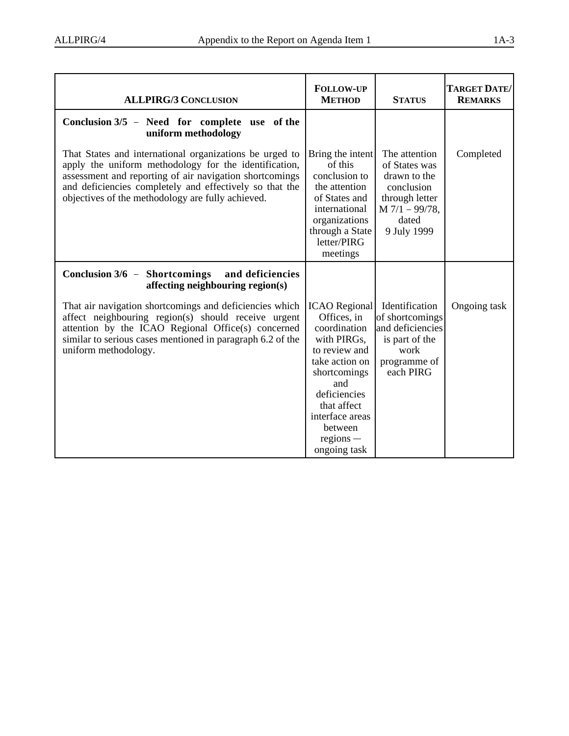| ALLPIRG/3 CONCLUSION | FOLLOW-UP METHOD | STATUS | TARGET DATE/ REMARKS |
|---|---|---|---|
| **Conclusion 3/5 – Need for complete use of the uniform methodology**<br><br>That States and international organizations be urged to apply the uniform methodology for the identification, assessment and reporting of air navigation shortcomings and deficiencies completely and effectively so that the objectives of the methodology are fully achieved. | Bring the intent of this conclusion to the attention of States and international organizations through a State letter/PIRG meetings | The attention of States was drawn to the conclusion through letter M 7/1 – 99/78, dated 9 July 1999 | Completed |
| **Conclusion 3/6 – Shortcomings and deficiencies affecting neighbouring region(s)**<br><br>That air navigation shortcomings and deficiencies which affect neighbouring region(s) should receive urgent attention by the ICAO Regional Office(s) concerned similar to serious cases mentioned in paragraph 6.2 of the uniform methodology. | ICAO Regional Offices, in coordination with PIRGs, to review and take action on shortcomings and deficiencies that affect interface areas between regions — ongoing task | Identification of shortcomings and deficiencies is part of the work programme of each PIRG | Ongoing task |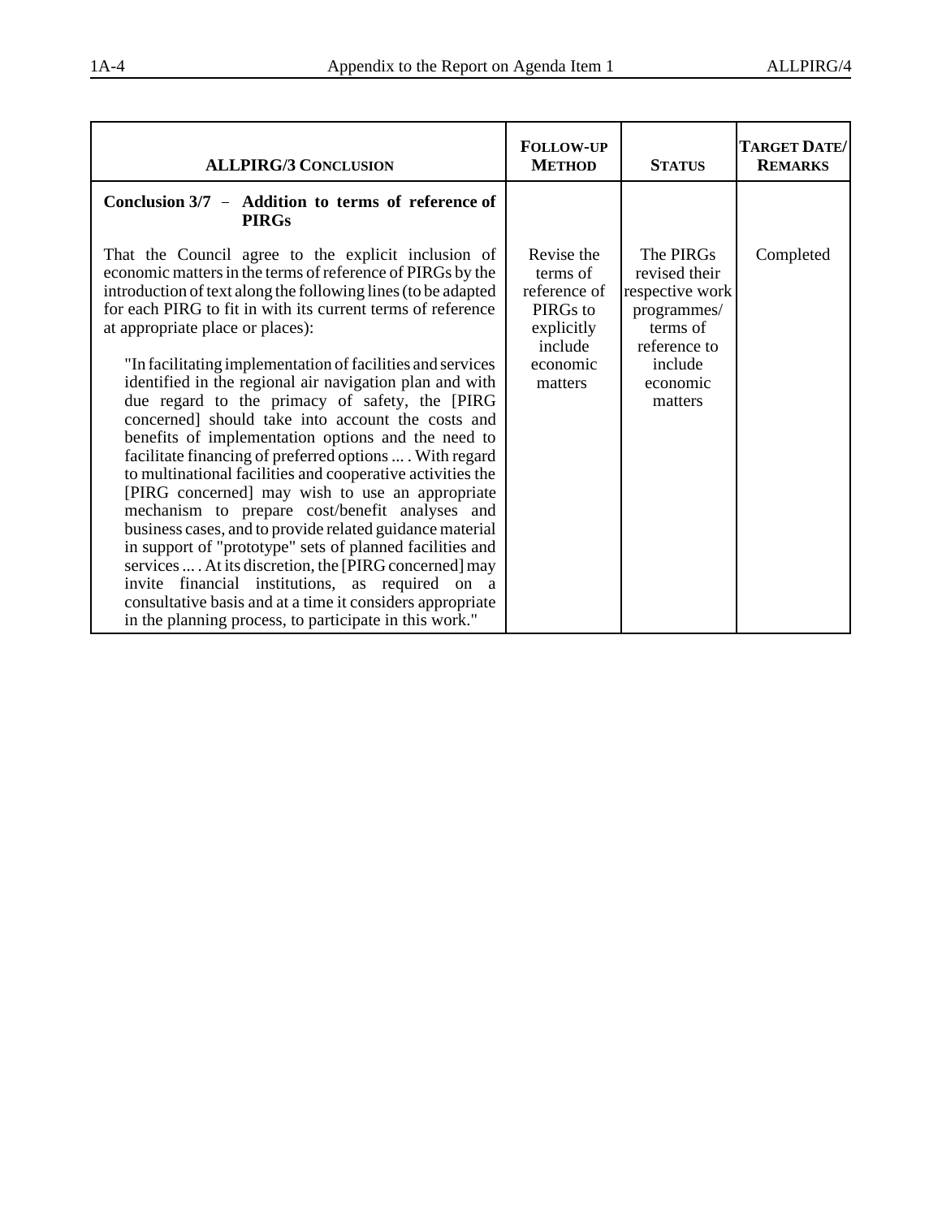| ALLPIRG/3 CONCLUSION | FOLLOW-UP METHOD | STATUS | TARGET DATE/ REMARKS |
|---|---|---|---|
| **Conclusion 3/7 – Addition to terms of reference of PIRGs** | | | |
| That the Council agree to the explicit inclusion of economic matters in the terms of reference of PIRGs by the introduction of text along the following lines (to be adapted for each PIRG to fit in with its current terms of reference at appropriate place or places): "In facilitating implementation of facilities and services identified in the regional air navigation plan and with due regard to the primacy of safety, the [PIRG concerned] should take into account the costs and benefits of implementation options and the need to facilitate financing of preferred options ... . With regard to multinational facilities and cooperative activities the [PIRG concerned] may wish to use an appropriate mechanism to prepare cost/benefit analyses and business cases, and to provide related guidance material in support of "prototype" sets of planned facilities and services ... . At its discretion, the [PIRG concerned] may invite financial institutions, as required on a consultative basis and at a time it considers appropriate in the planning process, to participate in this work." | Revise the terms of reference of PIRGs to explicitly include economic matters | The PIRGs revised their respective work programmes/ terms of reference to include economic matters | Completed |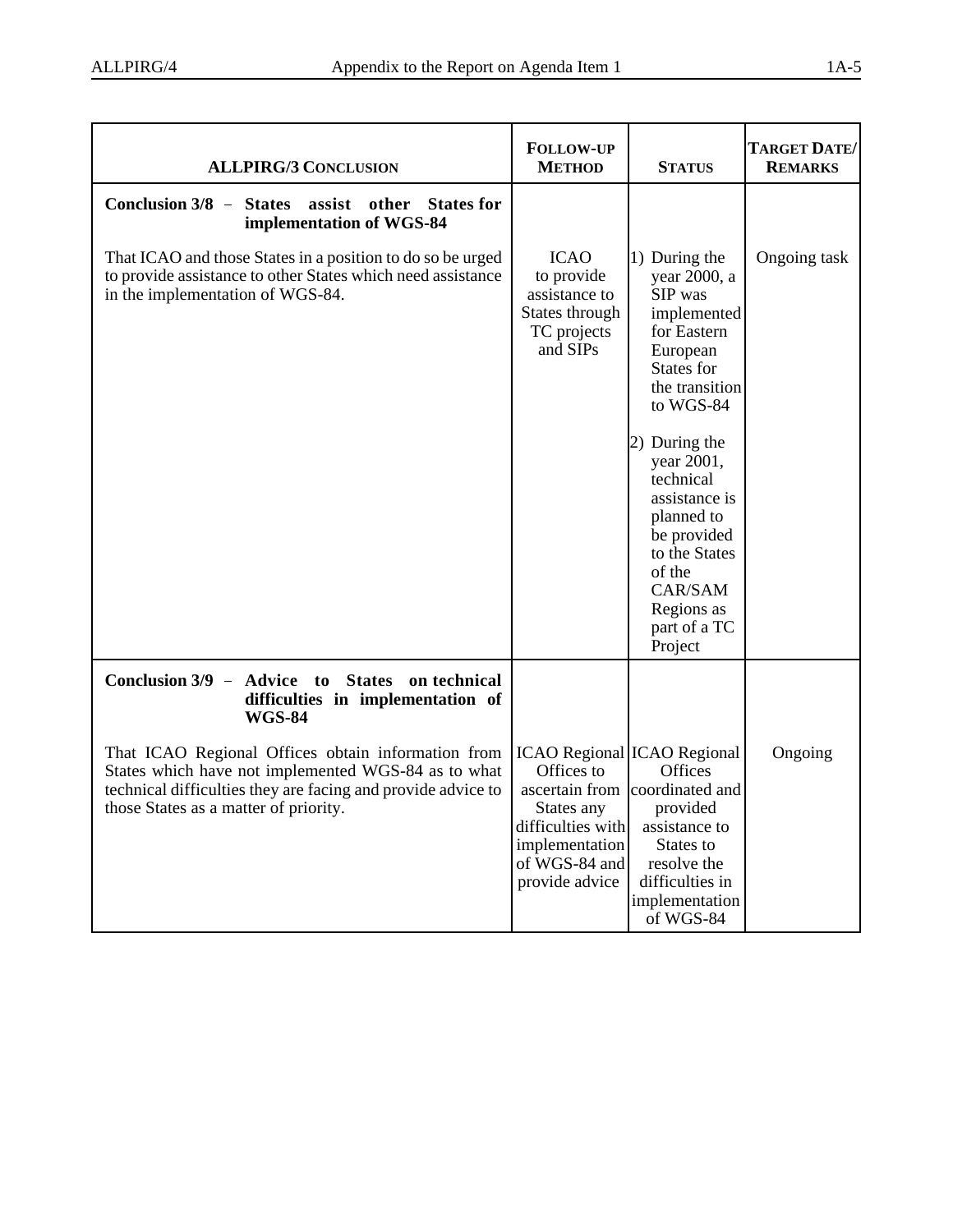| ALLPIRG/3 CONCLUSION | FOLLOW-UP METHOD | STATUS | TARGET DATE/ REMARKS |
|---|---|---|---|
| **Conclusion 3/8 – States assist other States for implementation of WGS-84**<br><br>That ICAO and those States in a position to do so be urged to provide assistance to other States which need assistance in the implementation of WGS-84. | ICAO to provide assistance to States through TC projects and SIPs | 1) During the year 2000, a SIP was implemented for Eastern European States for the transition to WGS-84<br><br>2) During the year 2001, technical assistance is planned to be provided to the States of the CAR/SAM Regions as part of a TC Project | Ongoing task |
| **Conclusion 3/9 – Advice to States on technical difficulties in implementation of WGS-84**<br><br>That ICAO Regional Offices obtain information from States which have not implemented WGS-84 as to what technical difficulties they are facing and provide advice to those States as a matter of priority. | ICAO Regional Offices to ascertain from States any difficulties with implementation of WGS-84 and provide advice | ICAO Regional Offices coordinated and provided assistance to States to resolve the difficulties in implementation of WGS-84 | Ongoing |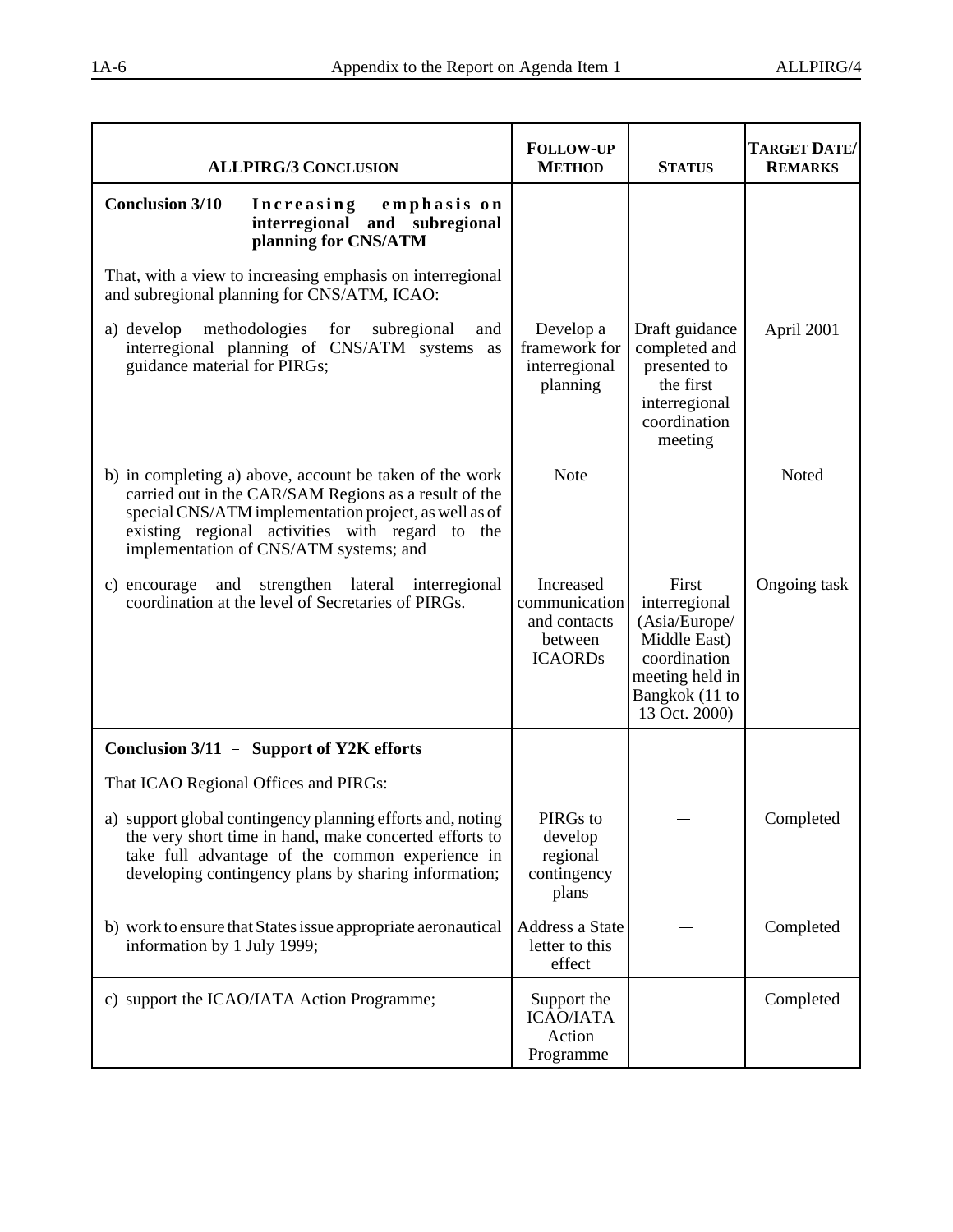| ALLPIRG/3 CONCLUSION | FOLLOW-UP METHOD | STATUS | TARGET DATE/ REMARKS |
|---|---|---|---|
| **Conclusion 3/10 – Increasing emphasis on interregional and subregional planning for CNS/ATM** | | | |
| That, with a view to increasing emphasis on interregional and subregional planning for CNS/ATM, ICAO: | | | |
| a) develop methodologies for subregional and interregional planning of CNS/ATM systems as guidance material for PIRGs; | Develop a framework for interregional planning | Draft guidance completed and presented to the first interregional coordination meeting | April 2001 |
| b) in completing a) above, account be taken of the work carried out in the CAR/SAM Regions as a result of the special CNS/ATM implementation project, as well as of existing regional activities with regard to the implementation of CNS/ATM systems; and | Note | — | Noted |
| c) encourage and strengthen lateral interregional coordination at the level of Secretaries of PIRGs. | Increased communication and contacts between ICAORDs | First interregional (Asia/Europe/ Middle East) coordination meeting held in Bangkok (11 to 13 Oct. 2000) | Ongoing task |
| **Conclusion 3/11 – Support of Y2K efforts** | | | |
| That ICAO Regional Offices and PIRGs: | | | |
| a) support global contingency planning efforts and, noting the very short time in hand, make concerted efforts to take full advantage of the common experience in developing contingency plans by sharing information; | PIRGs to develop regional contingency plans | — | Completed |
| b) work to ensure that States issue appropriate aeronautical information by 1 July 1999; | Address a State letter to this effect | — | Completed |
| c) support the ICAO/IATA Action Programme; | Support the ICAO/IATA Action Programme | — | Completed |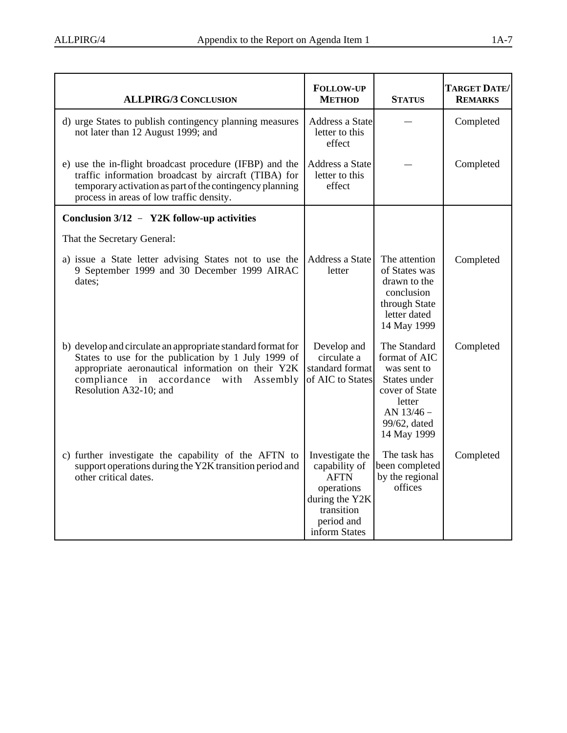| ALLPIRG/3 CONCLUSION | FOLLOW-UP METHOD | STATUS | TARGET DATE/ REMARKS |
|---|---|---|---|
| d) urge States to publish contingency planning measures not later than 12 August 1999; and | Address a State letter to this effect | — | Completed |
| e) use the in-flight broadcast procedure (IFBP) and the traffic information broadcast by aircraft (TIBA) for temporary activation as part of the contingency planning process in areas of low traffic density. | Address a State letter to this effect | — | Completed |
| **Conclusion 3/12 – Y2K follow-up activities** | | | |
| That the Secretary General: | | | |
| a) issue a State letter advising States not to use the 9 September 1999 and 30 December 1999 AIRAC dates; | Address a State letter | The attention of States was drawn to the conclusion through State letter dated 14 May 1999 | Completed |
| b) develop and circulate an appropriate standard format for States to use for the publication by 1 July 1999 of appropriate aeronautical information on their Y2K compliance in accordance with Assembly Resolution A32-10; and | Develop and circulate a standard format of AIC to States | The Standard format of AIC was sent to States under cover of State letter AN 13/46 – 99/62, dated 14 May 1999 | Completed |
| c) further investigate the capability of the AFTN to support operations during the Y2K transition period and other critical dates. | Investigate the capability of AFTN operations during the Y2K transition period and inform States | The task has been completed by the regional offices | Completed |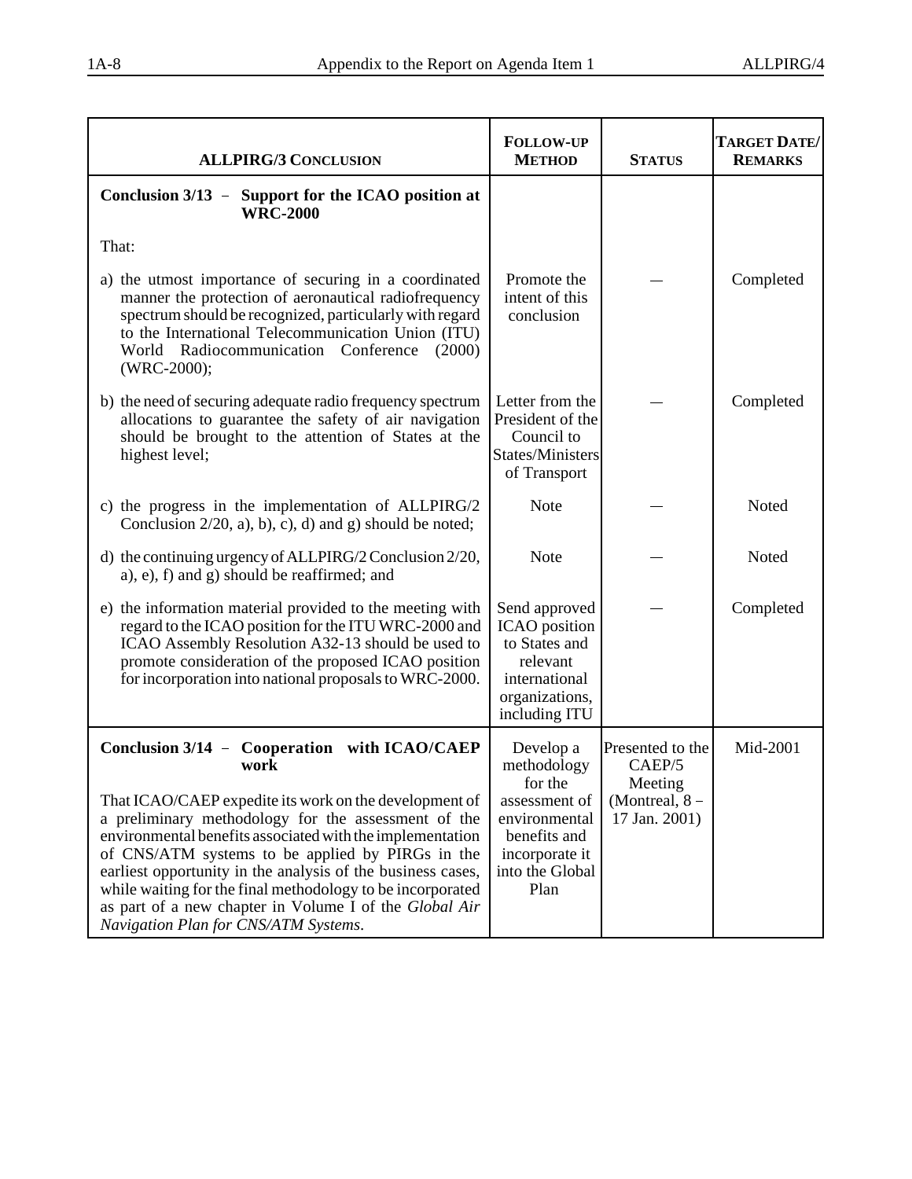| **ALLPIRG/3 CONCLUSION** | **FOLLOW-UP METHOD** | **STATUS** | **TARGET DATE/ REMARKS** |
|---|---|---|---|
| **Conclusion 3/13 – Support for the ICAO position at WRC-2000** | | | |
| That: | | | |
| a) the utmost importance of securing in a coordinated manner the protection of aeronautical radiofrequency spectrum should be recognized, particularly with regard to the International Telecommunication Union (ITU) World Radiocommunication Conference (2000) (WRC-2000); | Promote the intent of this conclusion | — | Completed |
| b) the need of securing adequate radio frequency spectrum allocations to guarantee the safety of air navigation should be brought to the attention of States at the highest level; | Letter from the President of the Council to States/Ministers of Transport | — | Completed |
| c) the progress in the implementation of ALLPIRG/2 Conclusion 2/20, a), b), c), d) and g) should be noted; | Note | — | Noted |
| d) the continuing urgency of ALLPIRG/2 Conclusion 2/20, a), e), f) and g) should be reaffirmed; and | Note | — | Noted |
| e) the information material provided to the meeting with regard to the ICAO position for the ITU WRC-2000 and ICAO Assembly Resolution A32-13 should be used to promote consideration of the proposed ICAO position for incorporation into national proposals to WRC-2000. | Send approved ICAO position to States and relevant international organizations, including ITU | — | Completed |
| **Conclusion 3/14 – Cooperation with ICAO/CAEP work**<br><br>That ICAO/CAEP expedite its work on the development of a preliminary methodology for the assessment of the environmental benefits associated with the implementation of CNS/ATM systems to be applied by PIRGs in the earliest opportunity in the analysis of the business cases, while waiting for the final methodology to be incorporated as part of a new chapter in Volume I of the *Global Air Navigation Plan for CNS/ATM Systems*. | Develop a methodology for the assessment of environmental benefits and incorporate it into the Global Plan | Presented to the CAEP/5 Meeting (Montreal, 8 – 17 Jan. 2001) | Mid-2001 |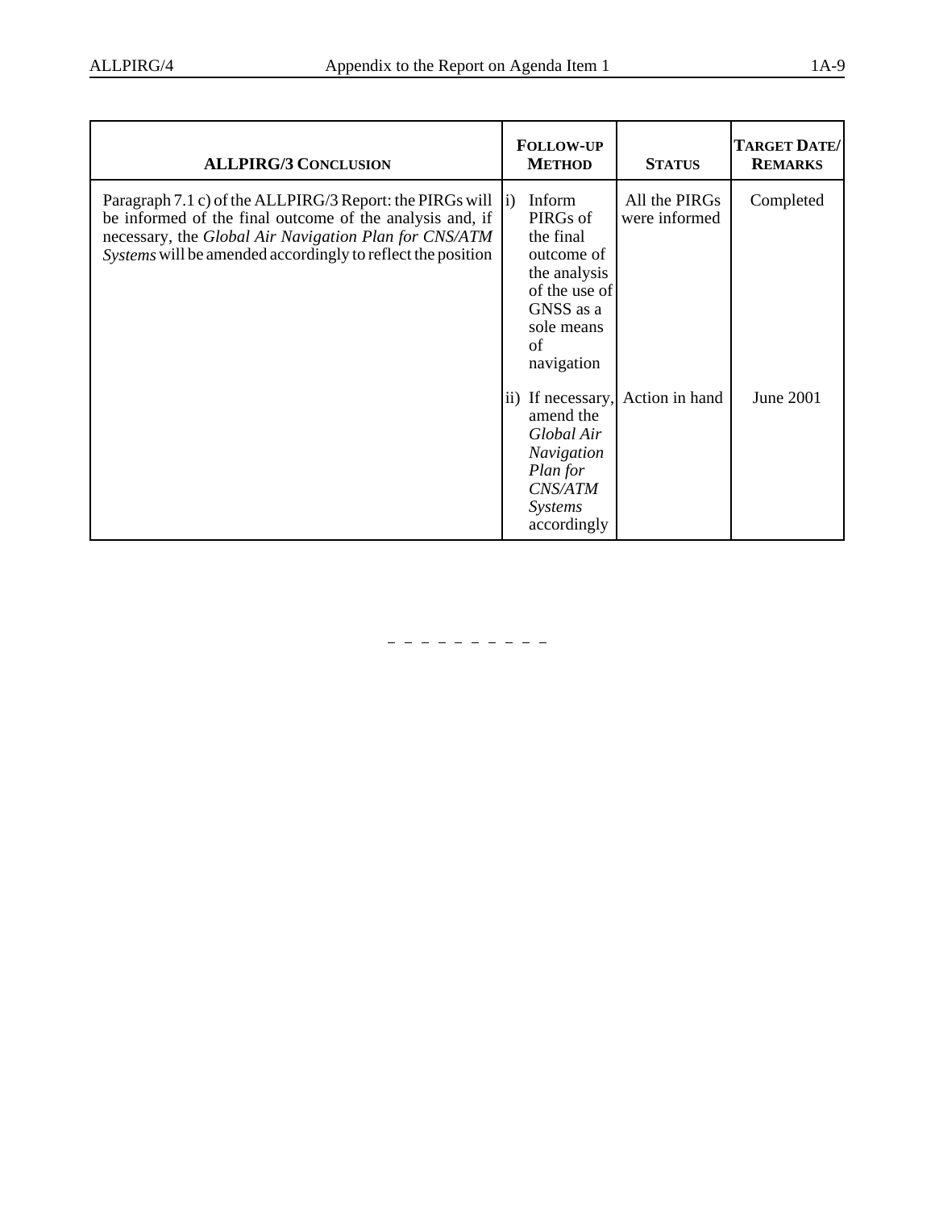| ALLPIRG/3 CONCLUSION | FOLLOW-UP METHOD | STATUS | TARGET DATE/ REMARKS |
|---|---|---|---|
| Paragraph 7.1 c) of the ALLPIRG/3 Report: the PIRGs will be informed of the final outcome of the analysis and, if necessary, the *Global Air Navigation Plan for CNS/ATM Systems* will be amended accordingly to reflect the position | i) Inform PIRGs of the final outcome of the analysis of the use of GNSS as a sole means of navigation | All the PIRGs were informed | Completed |
| | ii) If necessary, amend the *Global Air Navigation Plan for CNS/ATM Systems* accordingly | Action in hand | June 2001 |

– – – – – – – – – –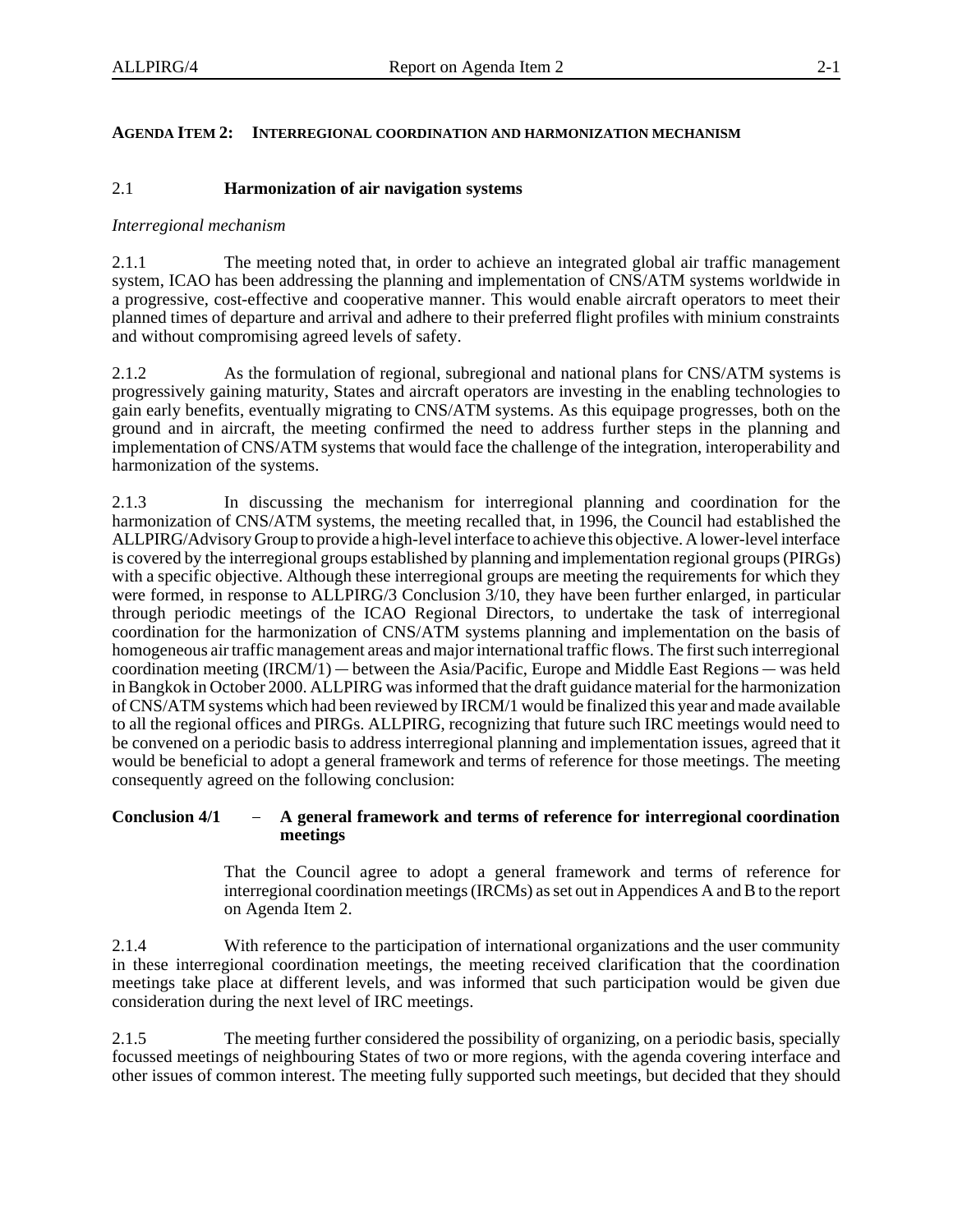**AGENDA ITEM 2: INTERREGIONAL COORDINATION AND HARMONIZATION MECHANISM**

## 2.1 Harmonization of air navigation systems

*Interregional mechanism*

2.1.1 The meeting noted that, in order to achieve an integrated global air traffic management system, ICAO has been addressing the planning and implementation of CNS/ATM systems worldwide in a progressive, cost-effective and cooperative manner. This would enable aircraft operators to meet their planned times of departure and arrival and adhere to their preferred flight profiles with minium constraints and without compromising agreed levels of safety.

2.1.2 As the formulation of regional, subregional and national plans for CNS/ATM systems is progressively gaining maturity, States and aircraft operators are investing in the enabling technologies to gain early benefits, eventually migrating to CNS/ATM systems. As this equipage progresses, both on the ground and in aircraft, the meeting confirmed the need to address further steps in the planning and implementation of CNS/ATM systems that would face the challenge of the integration, interoperability and harmonization of the systems.

2.1.3 In discussing the mechanism for interregional planning and coordination for the harmonization of CNS/ATM systems, the meeting recalled that, in 1996, the Council had established the ALLPIRG/Advisory Group to provide a high-level interface to achieve this objective. A lower-level interface is covered by the interregional groups established by planning and implementation regional groups (PIRGs) with a specific objective. Although these interregional groups are meeting the requirements for which they were formed, in response to ALLPIRG/3 Conclusion 3/10, they have been further enlarged, in particular through periodic meetings of the ICAO Regional Directors, to undertake the task of interregional coordination for the harmonization of CNS/ATM systems planning and implementation on the basis of homogeneous air traffic management areas and major international traffic flows. The first such interregional coordination meeting (IRCM/1) — between the Asia/Pacific, Europe and Middle East Regions — was held in Bangkok in October 2000. ALLPIRG was informed that the draft guidance material for the harmonization of CNS/ATM systems which had been reviewed by IRCM/1 would be finalized this year and made available to all the regional offices and PIRGs. ALLPIRG, recognizing that future such IRC meetings would need to be convened on a periodic basis to address interregional planning and implementation issues, agreed that it would be beneficial to adopt a general framework and terms of reference for those meetings. The meeting consequently agreed on the following conclusion:

**Conclusion 4/1 – A general framework and terms of reference for interregional coordination meetings**

That the Council agree to adopt a general framework and terms of reference for interregional coordination meetings (IRCMs) as set out in Appendices A and B to the report on Agenda Item 2.

2.1.4 With reference to the participation of international organizations and the user community in these interregional coordination meetings, the meeting received clarification that the coordination meetings take place at different levels, and was informed that such participation would be given due consideration during the next level of IRC meetings.

2.1.5 The meeting further considered the possibility of organizing, on a periodic basis, specially focussed meetings of neighbouring States of two or more regions, with the agenda covering interface and other issues of common interest. The meeting fully supported such meetings, but decided that they should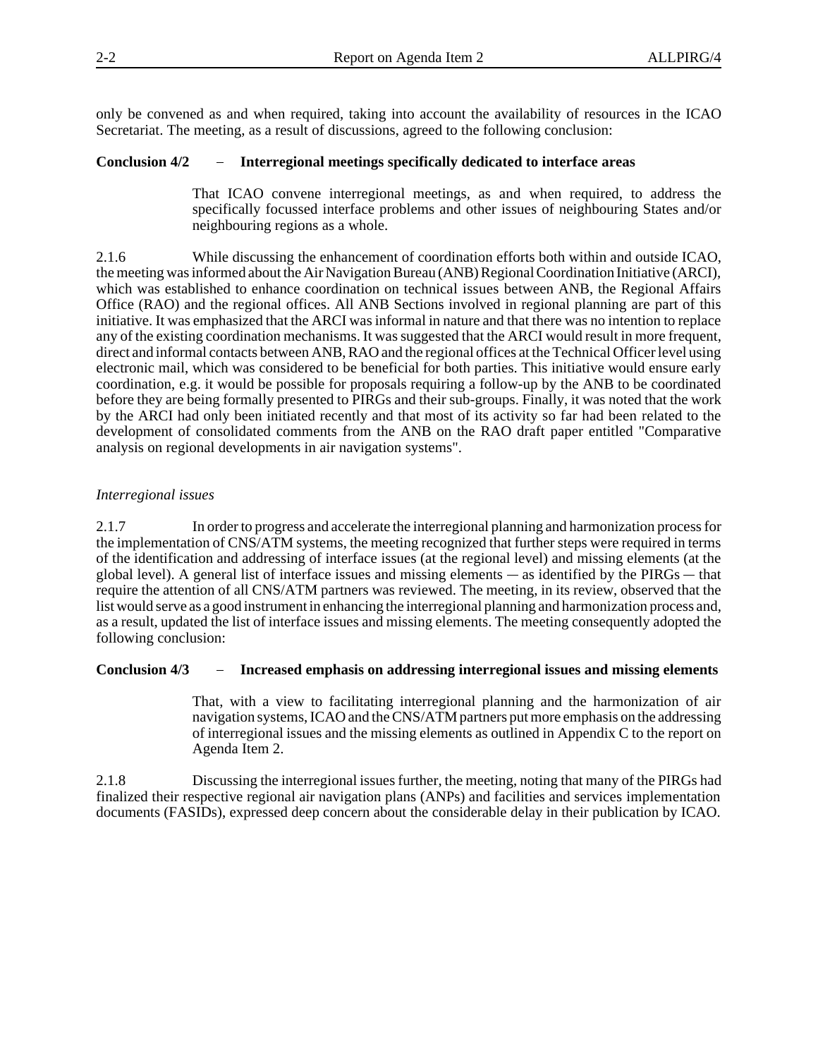only be convened as and when required, taking into account the availability of resources in the ICAO Secretariat. The meeting, as a result of discussions, agreed to the following conclusion:

**Conclusion 4/2 – Interregional meetings specifically dedicated to interface areas**

> That ICAO convene interregional meetings, as and when required, to address the specifically focussed interface problems and other issues of neighbouring States and/or neighbouring regions as a whole.

2.1.6 While discussing the enhancement of coordination efforts both within and outside ICAO, the meeting was informed about the Air Navigation Bureau (ANB) Regional Coordination Initiative (ARCI), which was established to enhance coordination on technical issues between ANB, the Regional Affairs Office (RAO) and the regional offices. All ANB Sections involved in regional planning are part of this initiative. It was emphasized that the ARCI was informal in nature and that there was no intention to replace any of the existing coordination mechanisms. It was suggested that the ARCI would result in more frequent, direct and informal contacts between ANB, RAO and the regional offices at the Technical Officer level using electronic mail, which was considered to be beneficial for both parties. This initiative would ensure early coordination, e.g. it would be possible for proposals requiring a follow-up by the ANB to be coordinated before they are being formally presented to PIRGs and their sub-groups. Finally, it was noted that the work by the ARCI had only been initiated recently and that most of its activity so far had been related to the development of consolidated comments from the ANB on the RAO draft paper entitled "Comparative analysis on regional developments in air navigation systems".

*Interregional issues*

2.1.7 In order to progress and accelerate the interregional planning and harmonization process for the implementation of CNS/ATM systems, the meeting recognized that further steps were required in terms of the identification and addressing of interface issues (at the regional level) and missing elements (at the global level). A general list of interface issues and missing elements — as identified by the PIRGs — that require the attention of all CNS/ATM partners was reviewed. The meeting, in its review, observed that the list would serve as a good instrument in enhancing the interregional planning and harmonization process and, as a result, updated the list of interface issues and missing elements. The meeting consequently adopted the following conclusion:

**Conclusion 4/3 – Increased emphasis on addressing interregional issues and missing elements**

> That, with a view to facilitating interregional planning and the harmonization of air navigation systems, ICAO and the CNS/ATM partners put more emphasis on the addressing of interregional issues and the missing elements as outlined in Appendix C to the report on Agenda Item 2.

2.1.8 Discussing the interregional issues further, the meeting, noting that many of the PIRGs had finalized their respective regional air navigation plans (ANPs) and facilities and services implementation documents (FASIDs), expressed deep concern about the considerable delay in their publication by ICAO.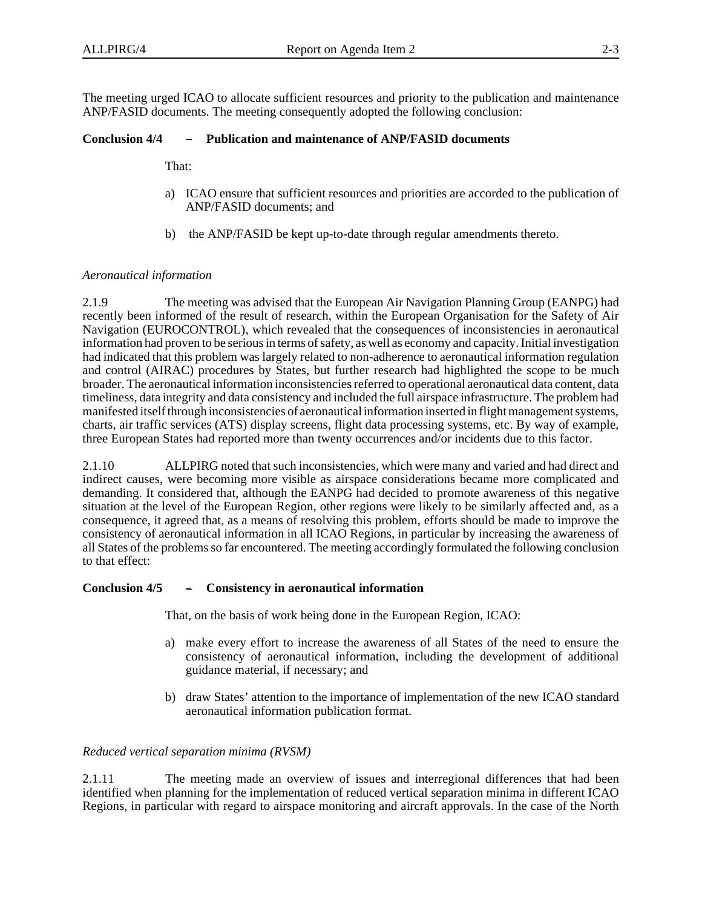The meeting urged ICAO to allocate sufficient resources and priority to the publication and maintenance ANP/FASID documents. The meeting consequently adopted the following conclusion:

**Conclusion 4/4 – Publication and maintenance of ANP/FASID documents**

That:

a) ICAO ensure that sufficient resources and priorities are accorded to the publication of ANP/FASID documents; and

b) the ANP/FASID be kept up-to-date through regular amendments thereto.

*Aeronautical information*

2.1.9 The meeting was advised that the European Air Navigation Planning Group (EANPG) had recently been informed of the result of research, within the European Organisation for the Safety of Air Navigation (EUROCONTROL), which revealed that the consequences of inconsistencies in aeronautical information had proven to be serious in terms of safety, as well as economy and capacity. Initial investigation had indicated that this problem was largely related to non-adherence to aeronautical information regulation and control (AIRAC) procedures by States, but further research had highlighted the scope to be much broader. The aeronautical information inconsistencies referred to operational aeronautical data content, data timeliness, data integrity and data consistency and included the full airspace infrastructure. The problem had manifested itself through inconsistencies of aeronautical information inserted in flight management systems, charts, air traffic services (ATS) display screens, flight data processing systems, etc. By way of example, three European States had reported more than twenty occurrences and/or incidents due to this factor.

2.1.10 ALLPIRG noted that such inconsistencies, which were many and varied and had direct and indirect causes, were becoming more visible as airspace considerations became more complicated and demanding. It considered that, although the EANPG had decided to promote awareness of this negative situation at the level of the European Region, other regions were likely to be similarly affected and, as a consequence, it agreed that, as a means of resolving this problem, efforts should be made to improve the consistency of aeronautical information in all ICAO Regions, in particular by increasing the awareness of all States of the problems so far encountered. The meeting accordingly formulated the following conclusion to that effect:

**Conclusion 4/5 – Consistency in aeronautical information**

That, on the basis of work being done in the European Region, ICAO:

a) make every effort to increase the awareness of all States of the need to ensure the consistency of aeronautical information, including the development of additional guidance material, if necessary; and

b) draw States' attention to the importance of implementation of the new ICAO standard aeronautical information publication format.

*Reduced vertical separation minima (RVSM)*

2.1.11 The meeting made an overview of issues and interregional differences that had been identified when planning for the implementation of reduced vertical separation minima in different ICAO Regions, in particular with regard to airspace monitoring and aircraft approvals. In the case of the North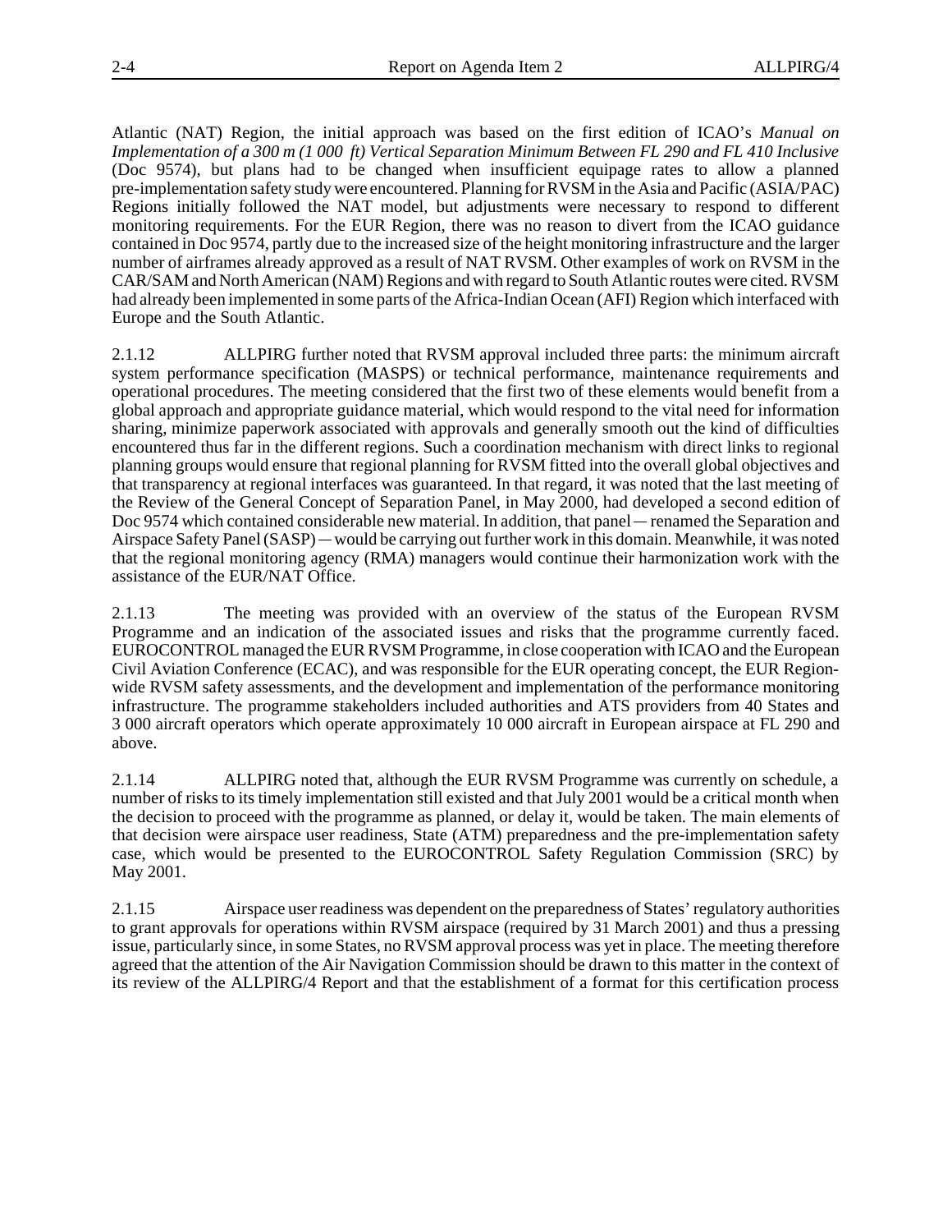Atlantic (NAT) Region, the initial approach was based on the first edition of ICAO's *Manual on Implementation of a 300 m (1 000 ft) Vertical Separation Minimum Between FL 290 and FL 410 Inclusive* (Doc 9574), but plans had to be changed when insufficient equipage rates to allow a planned pre-implementation safety study were encountered. Planning for RVSM in the Asia and Pacific (ASIA/PAC) Regions initially followed the NAT model, but adjustments were necessary to respond to different monitoring requirements. For the EUR Region, there was no reason to divert from the ICAO guidance contained in Doc 9574, partly due to the increased size of the height monitoring infrastructure and the larger number of airframes already approved as a result of NAT RVSM. Other examples of work on RVSM in the CAR/SAM and North American (NAM) Regions and with regard to South Atlantic routes were cited. RVSM had already been implemented in some parts of the Africa-Indian Ocean (AFI) Region which interfaced with Europe and the South Atlantic.

2.1.12 ALLPIRG further noted that RVSM approval included three parts: the minimum aircraft system performance specification (MASPS) or technical performance, maintenance requirements and operational procedures. The meeting considered that the first two of these elements would benefit from a global approach and appropriate guidance material, which would respond to the vital need for information sharing, minimize paperwork associated with approvals and generally smooth out the kind of difficulties encountered thus far in the different regions. Such a coordination mechanism with direct links to regional planning groups would ensure that regional planning for RVSM fitted into the overall global objectives and that transparency at regional interfaces was guaranteed. In that regard, it was noted that the last meeting of the Review of the General Concept of Separation Panel, in May 2000, had developed a second edition of Doc 9574 which contained considerable new material. In addition, that panel — renamed the Separation and Airspace Safety Panel (SASP) — would be carrying out further work in this domain. Meanwhile, it was noted that the regional monitoring agency (RMA) managers would continue their harmonization work with the assistance of the EUR/NAT Office.

2.1.13 The meeting was provided with an overview of the status of the European RVSM Programme and an indication of the associated issues and risks that the programme currently faced. EUROCONTROL managed the EUR RVSM Programme, in close cooperation with ICAO and the European Civil Aviation Conference (ECAC), and was responsible for the EUR operating concept, the EUR Region-wide RVSM safety assessments, and the development and implementation of the performance monitoring infrastructure. The programme stakeholders included authorities and ATS providers from 40 States and 3 000 aircraft operators which operate approximately 10 000 aircraft in European airspace at FL 290 and above.

2.1.14 ALLPIRG noted that, although the EUR RVSM Programme was currently on schedule, a number of risks to its timely implementation still existed and that July 2001 would be a critical month when the decision to proceed with the programme as planned, or delay it, would be taken. The main elements of that decision were airspace user readiness, State (ATM) preparedness and the pre-implementation safety case, which would be presented to the EUROCONTROL Safety Regulation Commission (SRC) by May 2001.

2.1.15 Airspace user readiness was dependent on the preparedness of States' regulatory authorities to grant approvals for operations within RVSM airspace (required by 31 March 2001) and thus a pressing issue, particularly since, in some States, no RVSM approval process was yet in place. The meeting therefore agreed that the attention of the Air Navigation Commission should be drawn to this matter in the context of its review of the ALLPIRG/4 Report and that the establishment of a format for this certification process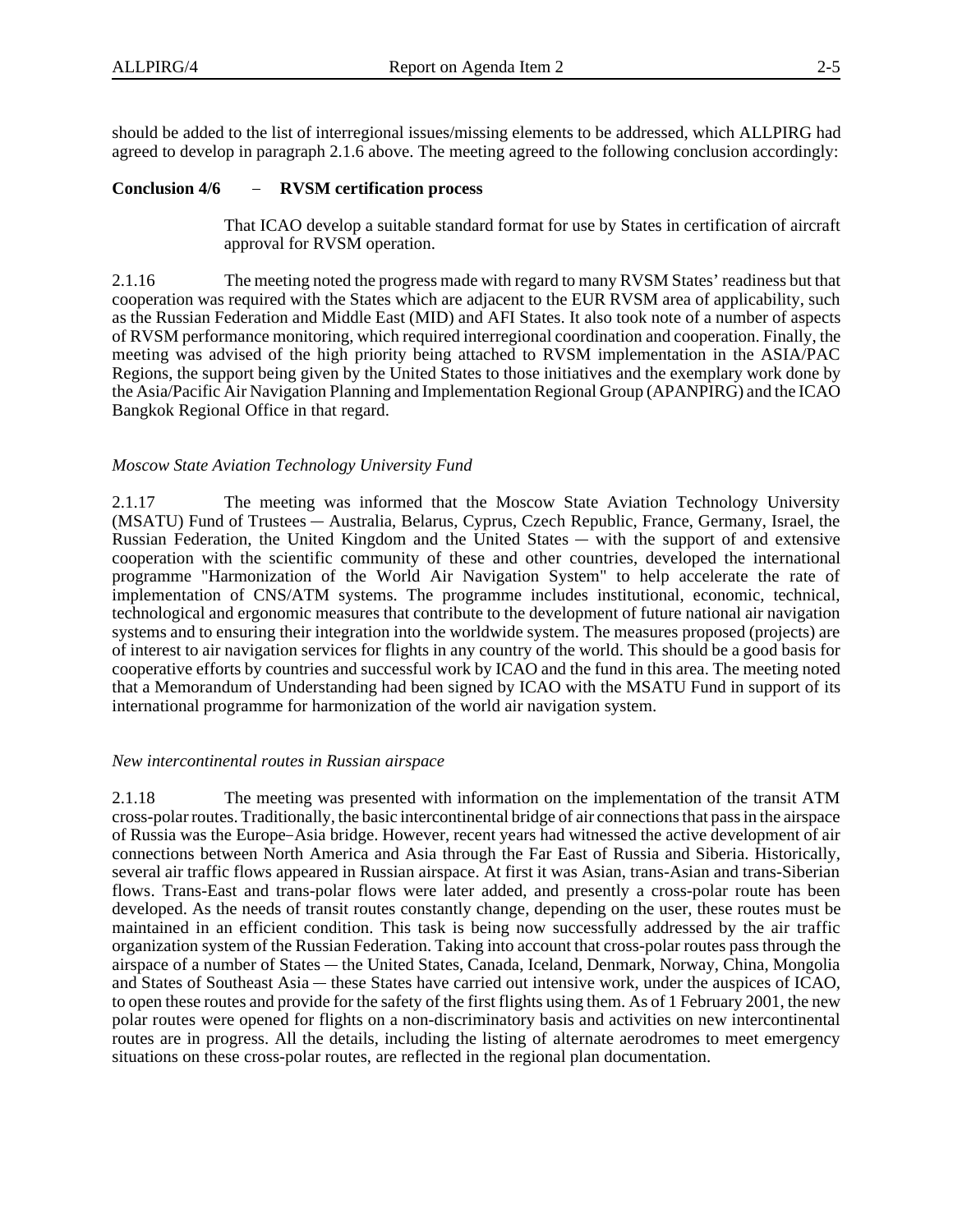should be added to the list of interregional issues/missing elements to be addressed, which ALLPIRG had agreed to develop in paragraph 2.1.6 above. The meeting agreed to the following conclusion accordingly:

**Conclusion 4/6 – RVSM certification process**

> That ICAO develop a suitable standard format for use by States in certification of aircraft approval for RVSM operation.

2.1.16 The meeting noted the progress made with regard to many RVSM States' readiness but that cooperation was required with the States which are adjacent to the EUR RVSM area of applicability, such as the Russian Federation and Middle East (MID) and AFI States. It also took note of a number of aspects of RVSM performance monitoring, which required interregional coordination and cooperation. Finally, the meeting was advised of the high priority being attached to RVSM implementation in the ASIA/PAC Regions, the support being given by the United States to those initiatives and the exemplary work done by the Asia/Pacific Air Navigation Planning and Implementation Regional Group (APANPIRG) and the ICAO Bangkok Regional Office in that regard.

*Moscow State Aviation Technology University Fund*

2.1.17 The meeting was informed that the Moscow State Aviation Technology University (MSATU) Fund of Trustees — Australia, Belarus, Cyprus, Czech Republic, France, Germany, Israel, the Russian Federation, the United Kingdom and the United States — with the support of and extensive cooperation with the scientific community of these and other countries, developed the international programme "Harmonization of the World Air Navigation System" to help accelerate the rate of implementation of CNS/ATM systems. The programme includes institutional, economic, technical, technological and ergonomic measures that contribute to the development of future national air navigation systems and to ensuring their integration into the worldwide system. The measures proposed (projects) are of interest to air navigation services for flights in any country of the world. This should be a good basis for cooperative efforts by countries and successful work by ICAO and the fund in this area. The meeting noted that a Memorandum of Understanding had been signed by ICAO with the MSATU Fund in support of its international programme for harmonization of the world air navigation system.

*New intercontinental routes in Russian airspace*

2.1.18 The meeting was presented with information on the implementation of the transit ATM cross-polar routes. Traditionally, the basic intercontinental bridge of air connections that pass in the airspace of Russia was the Europe–Asia bridge. However, recent years had witnessed the active development of air connections between North America and Asia through the Far East of Russia and Siberia. Historically, several air traffic flows appeared in Russian airspace. At first it was Asian, trans-Asian and trans-Siberian flows. Trans-East and trans-polar flows were later added, and presently a cross-polar route has been developed. As the needs of transit routes constantly change, depending on the user, these routes must be maintained in an efficient condition. This task is being now successfully addressed by the air traffic organization system of the Russian Federation. Taking into account that cross-polar routes pass through the airspace of a number of States — the United States, Canada, Iceland, Denmark, Norway, China, Mongolia and States of Southeast Asia — these States have carried out intensive work, under the auspices of ICAO, to open these routes and provide for the safety of the first flights using them. As of 1 February 2001, the new polar routes were opened for flights on a non-discriminatory basis and activities on new intercontinental routes are in progress. All the details, including the listing of alternate aerodromes to meet emergency situations on these cross-polar routes, are reflected in the regional plan documentation.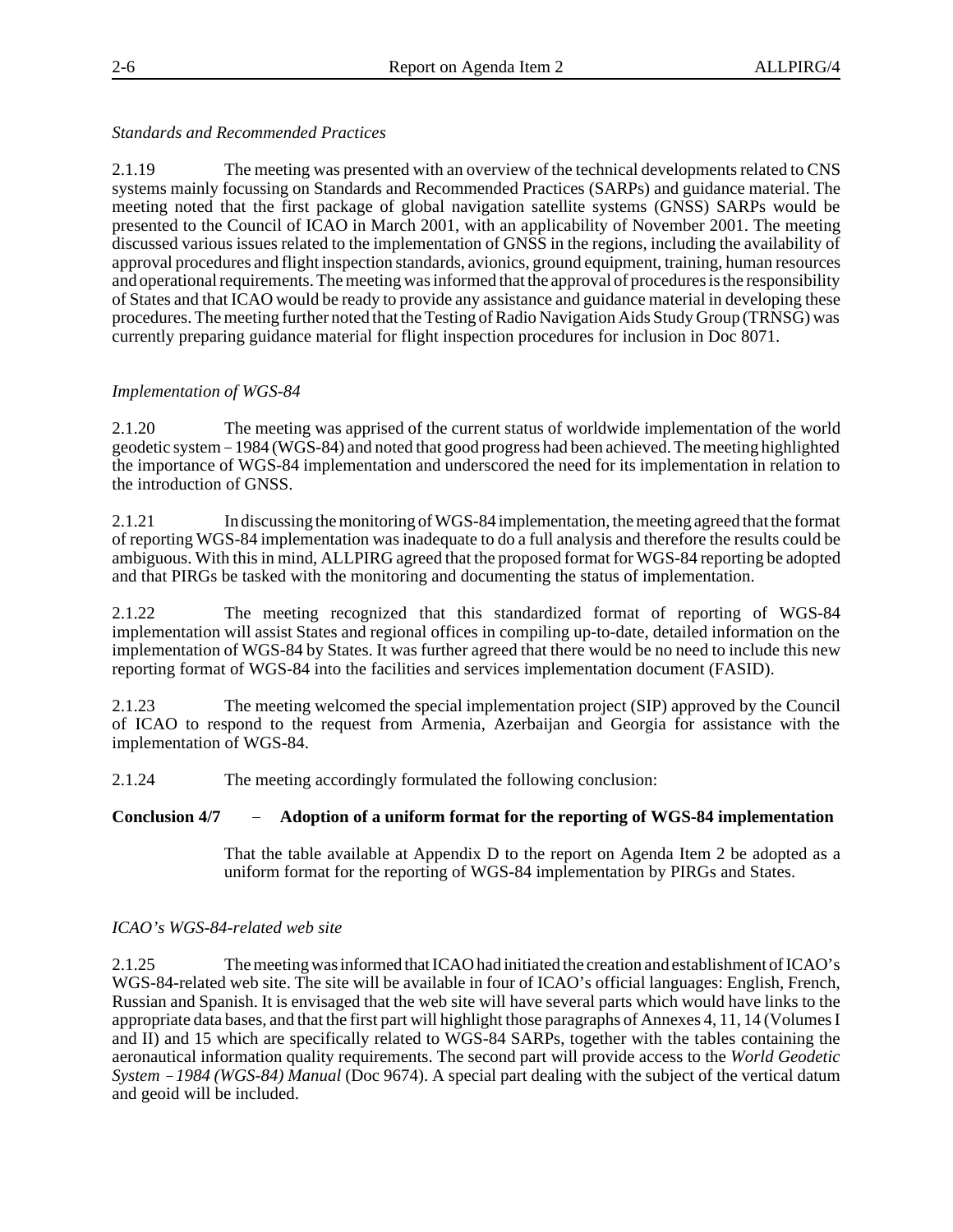*Standards and Recommended Practices*

2.1.19 The meeting was presented with an overview of the technical developments related to CNS systems mainly focussing on Standards and Recommended Practices (SARPs) and guidance material. The meeting noted that the first package of global navigation satellite systems (GNSS) SARPs would be presented to the Council of ICAO in March 2001, with an applicability of November 2001. The meeting discussed various issues related to the implementation of GNSS in the regions, including the availability of approval procedures and flight inspection standards, avionics, ground equipment, training, human resources and operational requirements. The meeting was informed that the approval of procedures is the responsibility of States and that ICAO would be ready to provide any assistance and guidance material in developing these procedures. The meeting further noted that the Testing of Radio Navigation Aids Study Group (TRNSG) was currently preparing guidance material for flight inspection procedures for inclusion in Doc 8071.

*Implementation of WGS-84*

2.1.20 The meeting was apprised of the current status of worldwide implementation of the world geodetic system − 1984 (WGS-84) and noted that good progress had been achieved. The meeting highlighted the importance of WGS-84 implementation and underscored the need for its implementation in relation to the introduction of GNSS.

2.1.21 In discussing the monitoring of WGS-84 implementation, the meeting agreed that the format of reporting WGS-84 implementation was inadequate to do a full analysis and therefore the results could be ambiguous. With this in mind, ALLPIRG agreed that the proposed format for WGS-84 reporting be adopted and that PIRGs be tasked with the monitoring and documenting the status of implementation.

2.1.22 The meeting recognized that this standardized format of reporting of WGS-84 implementation will assist States and regional offices in compiling up-to-date, detailed information on the implementation of WGS-84 by States. It was further agreed that there would be no need to include this new reporting format of WGS-84 into the facilities and services implementation document (FASID).

2.1.23 The meeting welcomed the special implementation project (SIP) approved by the Council of ICAO to respond to the request from Armenia, Azerbaijan and Georgia for assistance with the implementation of WGS-84.

2.1.24 The meeting accordingly formulated the following conclusion:

**Conclusion 4/7 − Adoption of a uniform format for the reporting of WGS-84 implementation**

That the table available at Appendix D to the report on Agenda Item 2 be adopted as a uniform format for the reporting of WGS-84 implementation by PIRGs and States.

*ICAO's WGS-84-related web site*

2.1.25 The meeting was informed that ICAO had initiated the creation and establishment of ICAO's WGS-84-related web site. The site will be available in four of ICAO's official languages: English, French, Russian and Spanish. It is envisaged that the web site will have several parts which would have links to the appropriate data bases, and that the first part will highlight those paragraphs of Annexes 4, 11, 14 (Volumes I and II) and 15 which are specifically related to WGS-84 SARPs, together with the tables containing the aeronautical information quality requirements. The second part will provide access to the *World Geodetic System − 1984 (WGS-84) Manual* (Doc 9674). A special part dealing with the subject of the vertical datum and geoid will be included.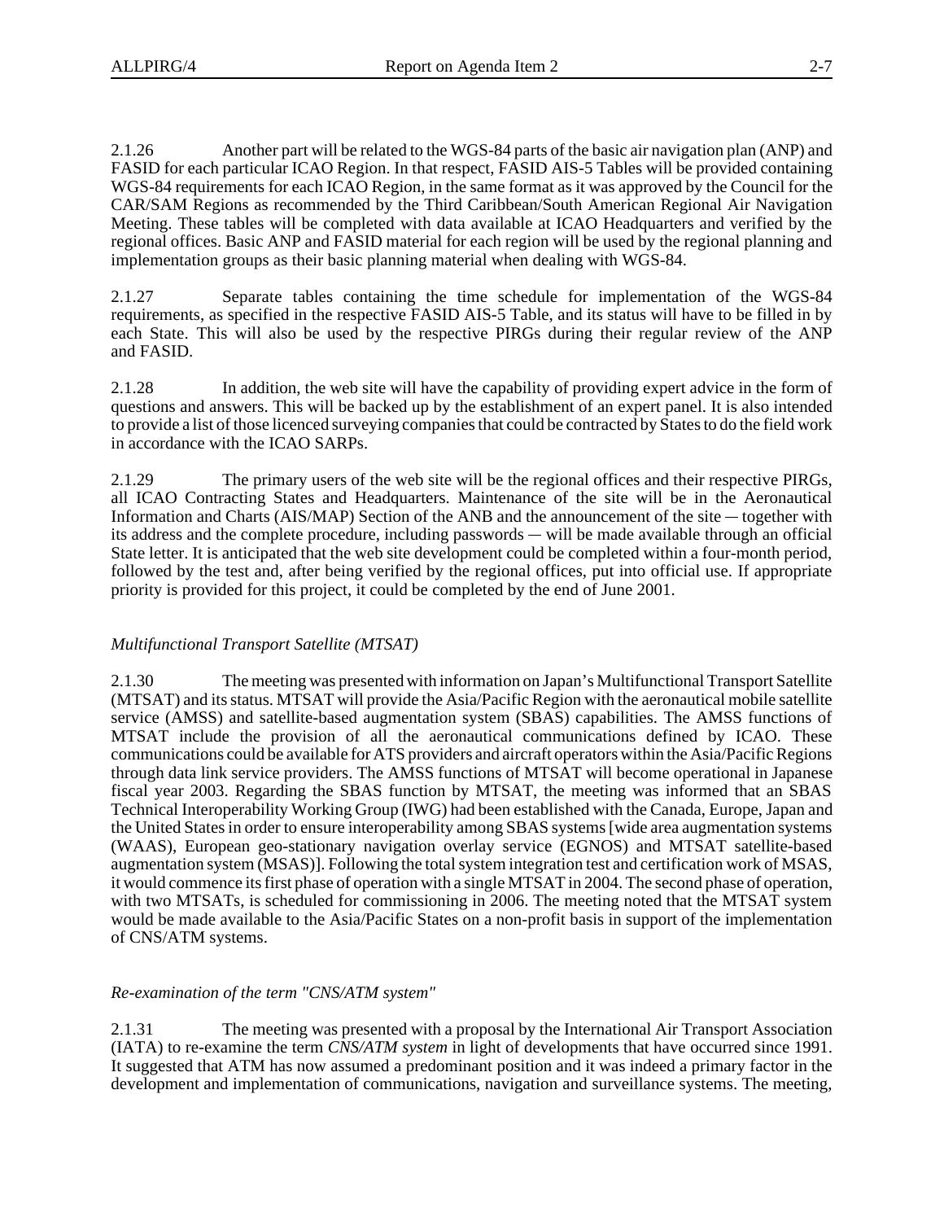2.1.26 Another part will be related to the WGS-84 parts of the basic air navigation plan (ANP) and FASID for each particular ICAO Region. In that respect, FASID AIS-5 Tables will be provided containing WGS-84 requirements for each ICAO Region, in the same format as it was approved by the Council for the CAR/SAM Regions as recommended by the Third Caribbean/South American Regional Air Navigation Meeting. These tables will be completed with data available at ICAO Headquarters and verified by the regional offices. Basic ANP and FASID material for each region will be used by the regional planning and implementation groups as their basic planning material when dealing with WGS-84.

2.1.27 Separate tables containing the time schedule for implementation of the WGS-84 requirements, as specified in the respective FASID AIS-5 Table, and its status will have to be filled in by each State. This will also be used by the respective PIRGs during their regular review of the ANP and FASID.

2.1.28 In addition, the web site will have the capability of providing expert advice in the form of questions and answers. This will be backed up by the establishment of an expert panel. It is also intended to provide a list of those licenced surveying companies that could be contracted by States to do the field work in accordance with the ICAO SARPs.

2.1.29 The primary users of the web site will be the regional offices and their respective PIRGs, all ICAO Contracting States and Headquarters. Maintenance of the site will be in the Aeronautical Information and Charts (AIS/MAP) Section of the ANB and the announcement of the site — together with its address and the complete procedure, including passwords — will be made available through an official State letter. It is anticipated that the web site development could be completed within a four-month period, followed by the test and, after being verified by the regional offices, put into official use. If appropriate priority is provided for this project, it could be completed by the end of June 2001.

*Multifunctional Transport Satellite (MTSAT)*

2.1.30 The meeting was presented with information on Japan's Multifunctional Transport Satellite (MTSAT) and its status. MTSAT will provide the Asia/Pacific Region with the aeronautical mobile satellite service (AMSS) and satellite-based augmentation system (SBAS) capabilities. The AMSS functions of MTSAT include the provision of all the aeronautical communications defined by ICAO. These communications could be available for ATS providers and aircraft operators within the Asia/Pacific Regions through data link service providers. The AMSS functions of MTSAT will become operational in Japanese fiscal year 2003. Regarding the SBAS function by MTSAT, the meeting was informed that an SBAS Technical Interoperability Working Group (IWG) had been established with the Canada, Europe, Japan and the United States in order to ensure interoperability among SBAS systems [wide area augmentation systems (WAAS), European geo-stationary navigation overlay service (EGNOS) and MTSAT satellite-based augmentation system (MSAS)]. Following the total system integration test and certification work of MSAS, it would commence its first phase of operation with a single MTSAT in 2004. The second phase of operation, with two MTSATs, is scheduled for commissioning in 2006. The meeting noted that the MTSAT system would be made available to the Asia/Pacific States on a non-profit basis in support of the implementation of CNS/ATM systems.

*Re-examination of the term "CNS/ATM system"*

2.1.31 The meeting was presented with a proposal by the International Air Transport Association (IATA) to re-examine the term *CNS/ATM system* in light of developments that have occurred since 1991. It suggested that ATM has now assumed a predominant position and it was indeed a primary factor in the development and implementation of communications, navigation and surveillance systems. The meeting,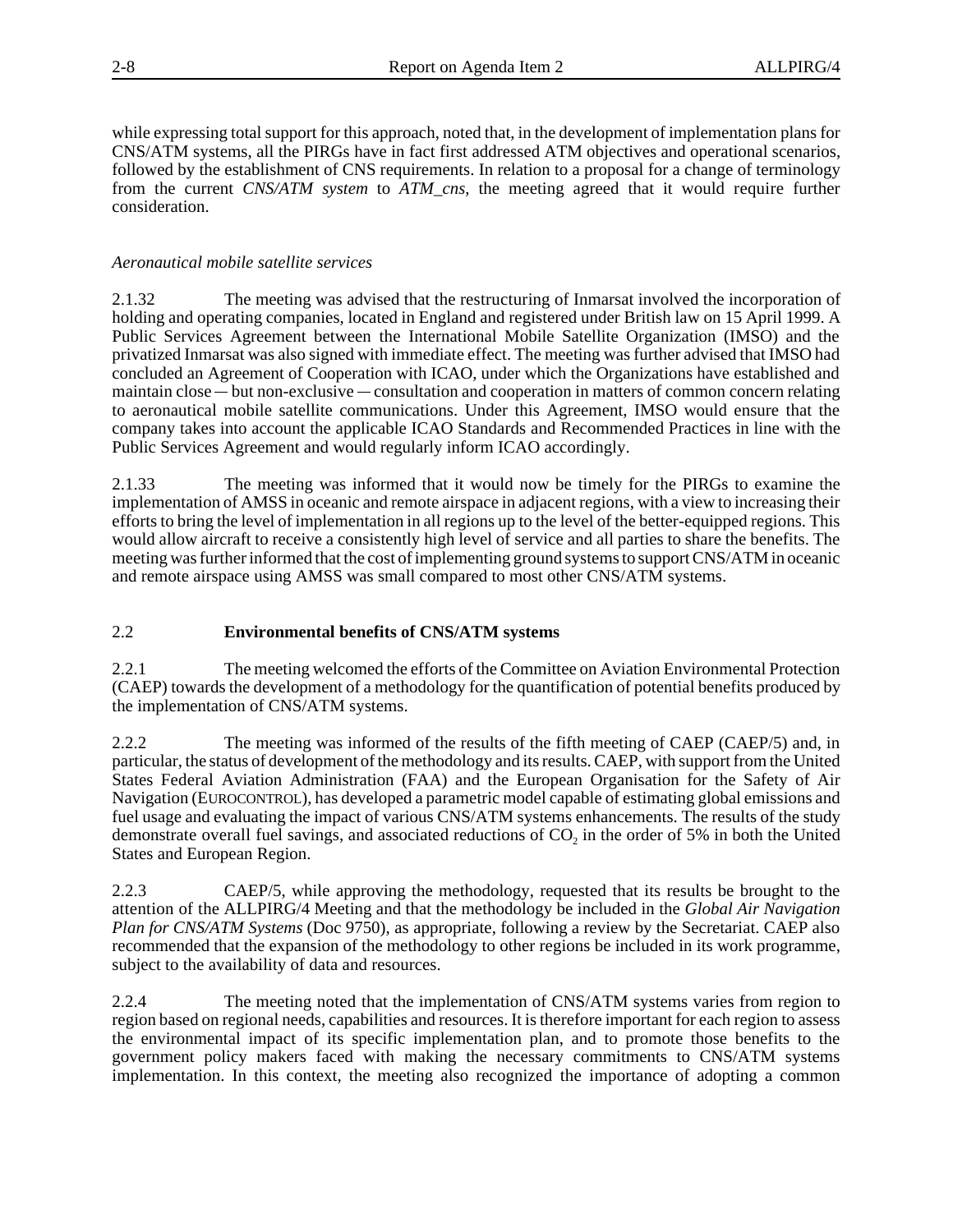while expressing total support for this approach, noted that, in the development of implementation plans for CNS/ATM systems, all the PIRGs have in fact first addressed ATM objectives and operational scenarios, followed by the establishment of CNS requirements. In relation to a proposal for a change of terminology from the current *CNS/ATM system* to *ATM_cns*, the meeting agreed that it would require further consideration.

*Aeronautical mobile satellite services*

2.1.32 The meeting was advised that the restructuring of Inmarsat involved the incorporation of holding and operating companies, located in England and registered under British law on 15 April 1999. A Public Services Agreement between the International Mobile Satellite Organization (IMSO) and the privatized Inmarsat was also signed with immediate effect. The meeting was further advised that IMSO had concluded an Agreement of Cooperation with ICAO, under which the Organizations have established and maintain close — but non-exclusive — consultation and cooperation in matters of common concern relating to aeronautical mobile satellite communications. Under this Agreement, IMSO would ensure that the company takes into account the applicable ICAO Standards and Recommended Practices in line with the Public Services Agreement and would regularly inform ICAO accordingly.

2.1.33 The meeting was informed that it would now be timely for the PIRGs to examine the implementation of AMSS in oceanic and remote airspace in adjacent regions, with a view to increasing their efforts to bring the level of implementation in all regions up to the level of the better-equipped regions. This would allow aircraft to receive a consistently high level of service and all parties to share the benefits. The meeting was further informed that the cost of implementing ground systems to support CNS/ATM in oceanic and remote airspace using AMSS was small compared to most other CNS/ATM systems.

## 2.2 **Environmental benefits of CNS/ATM systems**

2.2.1 The meeting welcomed the efforts of the Committee on Aviation Environmental Protection (CAEP) towards the development of a methodology for the quantification of potential benefits produced by the implementation of CNS/ATM systems.

2.2.2 The meeting was informed of the results of the fifth meeting of CAEP (CAEP/5) and, in particular, the status of development of the methodology and its results. CAEP, with support from the United States Federal Aviation Administration (FAA) and the European Organisation for the Safety of Air Navigation (EUROCONTROL), has developed a parametric model capable of estimating global emissions and fuel usage and evaluating the impact of various CNS/ATM systems enhancements. The results of the study demonstrate overall fuel savings, and associated reductions of $CO_2$ in the order of 5% in both the United States and European Region.

2.2.3 CAEP/5, while approving the methodology, requested that its results be brought to the attention of the ALLPIRG/4 Meeting and that the methodology be included in the *Global Air Navigation Plan for CNS/ATM Systems* (Doc 9750), as appropriate, following a review by the Secretariat. CAEP also recommended that the expansion of the methodology to other regions be included in its work programme, subject to the availability of data and resources.

2.2.4 The meeting noted that the implementation of CNS/ATM systems varies from region to region based on regional needs, capabilities and resources. It is therefore important for each region to assess the environmental impact of its specific implementation plan, and to promote those benefits to the government policy makers faced with making the necessary commitments to CNS/ATM systems implementation. In this context, the meeting also recognized the importance of adopting a common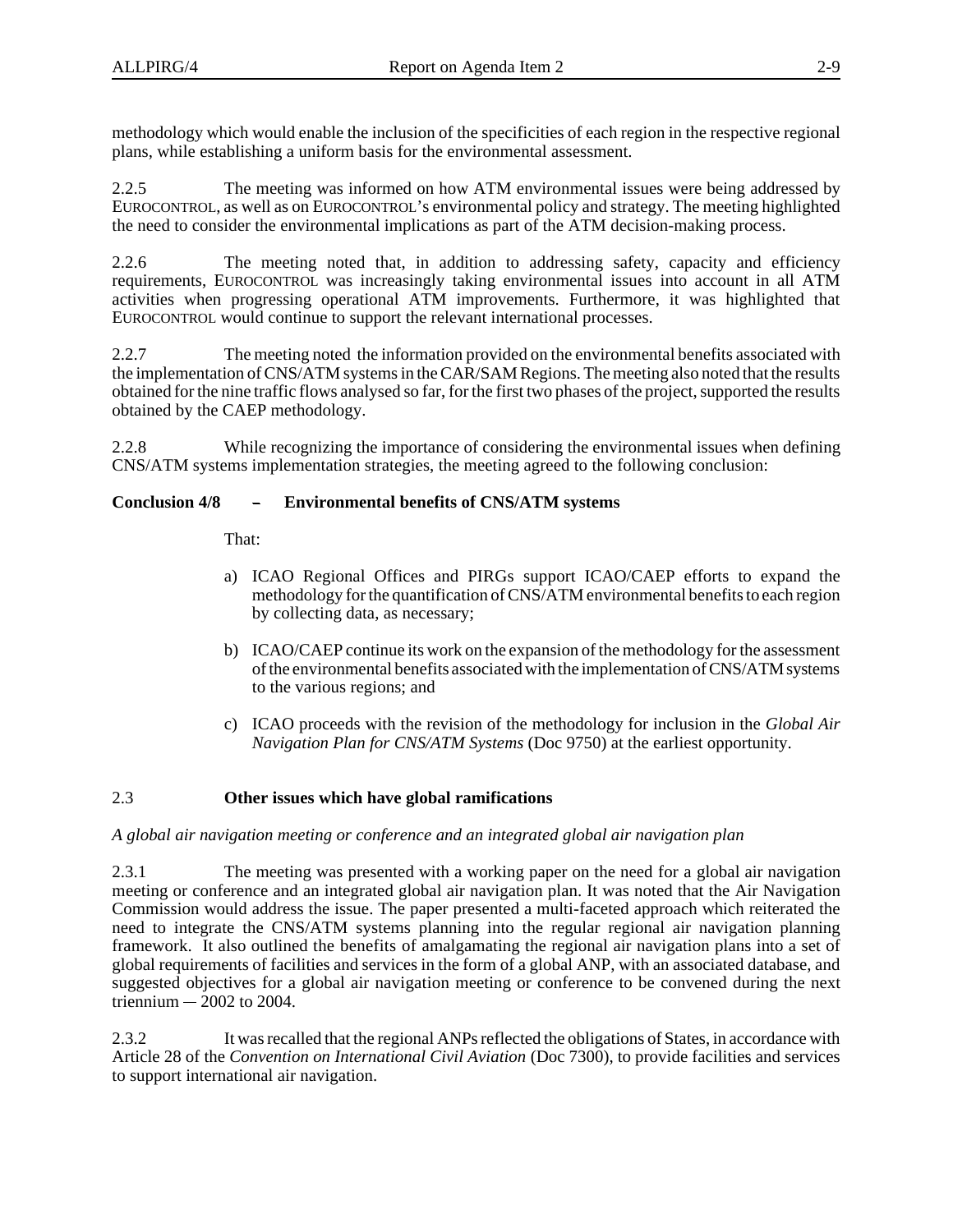methodology which would enable the inclusion of the specificities of each region in the respective regional plans, while establishing a uniform basis for the environmental assessment.

2.2.5 The meeting was informed on how ATM environmental issues were being addressed by EUROCONTROL, as well as on EUROCONTROL's environmental policy and strategy. The meeting highlighted the need to consider the environmental implications as part of the ATM decision-making process.

2.2.6 The meeting noted that, in addition to addressing safety, capacity and efficiency requirements, EUROCONTROL was increasingly taking environmental issues into account in all ATM activities when progressing operational ATM improvements. Furthermore, it was highlighted that EUROCONTROL would continue to support the relevant international processes.

2.2.7 The meeting noted the information provided on the environmental benefits associated with the implementation of CNS/ATM systems in the CAR/SAM Regions. The meeting also noted that the results obtained for the nine traffic flows analysed so far, for the first two phases of the project, supported the results obtained by the CAEP methodology.

2.2.8 While recognizing the importance of considering the environmental issues when defining CNS/ATM systems implementation strategies, the meeting agreed to the following conclusion:

**Conclusion 4/8 – Environmental benefits of CNS/ATM systems**

That:

a) ICAO Regional Offices and PIRGs support ICAO/CAEP efforts to expand the methodology for the quantification of CNS/ATM environmental benefits to each region by collecting data, as necessary;

b) ICAO/CAEP continue its work on the expansion of the methodology for the assessment of the environmental benefits associated with the implementation of CNS/ATM systems to the various regions; and

c) ICAO proceeds with the revision of the methodology for inclusion in the *Global Air Navigation Plan for CNS/ATM Systems* (Doc 9750) at the earliest opportunity.

## 2.3 Other issues which have global ramifications

*A global air navigation meeting or conference and an integrated global air navigation plan*

2.3.1 The meeting was presented with a working paper on the need for a global air navigation meeting or conference and an integrated global air navigation plan. It was noted that the Air Navigation Commission would address the issue. The paper presented a multi-faceted approach which reiterated the need to integrate the CNS/ATM systems planning into the regular regional air navigation planning framework. It also outlined the benefits of amalgamating the regional air navigation plans into a set of global requirements of facilities and services in the form of a global ANP, with an associated database, and suggested objectives for a global air navigation meeting or conference to be convened during the next triennium — 2002 to 2004.

2.3.2 It was recalled that the regional ANPs reflected the obligations of States, in accordance with Article 28 of the *Convention on International Civil Aviation* (Doc 7300), to provide facilities and services to support international air navigation.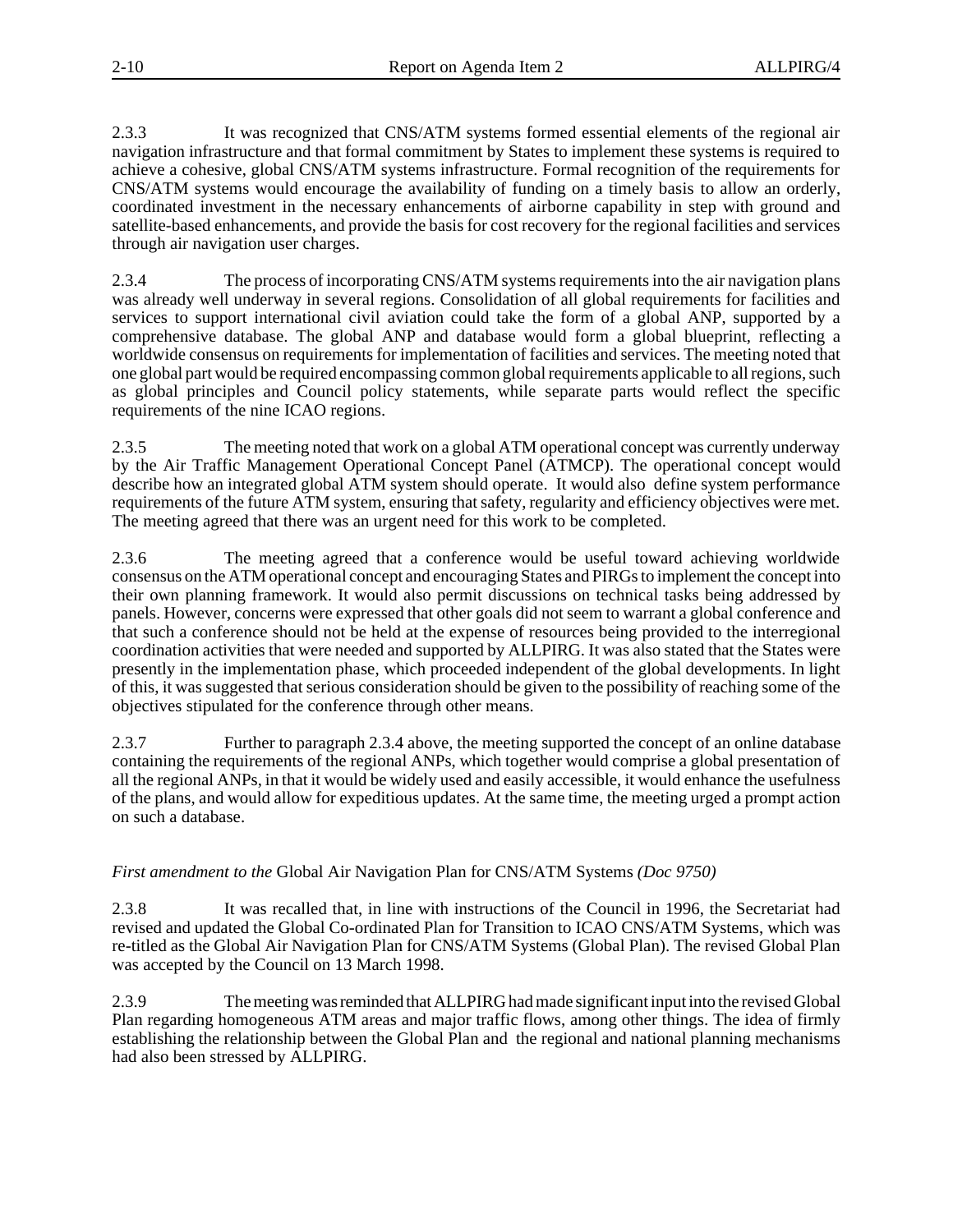2.3.3 It was recognized that CNS/ATM systems formed essential elements of the regional air navigation infrastructure and that formal commitment by States to implement these systems is required to achieve a cohesive, global CNS/ATM systems infrastructure. Formal recognition of the requirements for CNS/ATM systems would encourage the availability of funding on a timely basis to allow an orderly, coordinated investment in the necessary enhancements of airborne capability in step with ground and satellite-based enhancements, and provide the basis for cost recovery for the regional facilities and services through air navigation user charges.

2.3.4 The process of incorporating CNS/ATM systems requirements into the air navigation plans was already well underway in several regions. Consolidation of all global requirements for facilities and services to support international civil aviation could take the form of a global ANP, supported by a comprehensive database. The global ANP and database would form a global blueprint, reflecting a worldwide consensus on requirements for implementation of facilities and services. The meeting noted that one global part would be required encompassing common global requirements applicable to all regions, such as global principles and Council policy statements, while separate parts would reflect the specific requirements of the nine ICAO regions.

2.3.5 The meeting noted that work on a global ATM operational concept was currently underway by the Air Traffic Management Operational Concept Panel (ATMCP). The operational concept would describe how an integrated global ATM system should operate. It would also define system performance requirements of the future ATM system, ensuring that safety, regularity and efficiency objectives were met. The meeting agreed that there was an urgent need for this work to be completed.

2.3.6 The meeting agreed that a conference would be useful toward achieving worldwide consensus on the ATM operational concept and encouraging States and PIRGs to implement the concept into their own planning framework. It would also permit discussions on technical tasks being addressed by panels. However, concerns were expressed that other goals did not seem to warrant a global conference and that such a conference should not be held at the expense of resources being provided to the interregional coordination activities that were needed and supported by ALLPIRG. It was also stated that the States were presently in the implementation phase, which proceeded independent of the global developments. In light of this, it was suggested that serious consideration should be given to the possibility of reaching some of the objectives stipulated for the conference through other means.

2.3.7 Further to paragraph 2.3.4 above, the meeting supported the concept of an online database containing the requirements of the regional ANPs, which together would comprise a global presentation of all the regional ANPs, in that it would be widely used and easily accessible, it would enhance the usefulness of the plans, and would allow for expeditious updates. At the same time, the meeting urged a prompt action on such a database.

*First amendment to the* Global Air Navigation Plan for CNS/ATM Systems *(Doc 9750)*

2.3.8 It was recalled that, in line with instructions of the Council in 1996, the Secretariat had revised and updated the Global Co-ordinated Plan for Transition to ICAO CNS/ATM Systems, which was re-titled as the Global Air Navigation Plan for CNS/ATM Systems (Global Plan). The revised Global Plan was accepted by the Council on 13 March 1998.

2.3.9 The meeting was reminded that ALLPIRG had made significant input into the revised Global Plan regarding homogeneous ATM areas and major traffic flows, among other things. The idea of firmly establishing the relationship between the Global Plan and the regional and national planning mechanisms had also been stressed by ALLPIRG.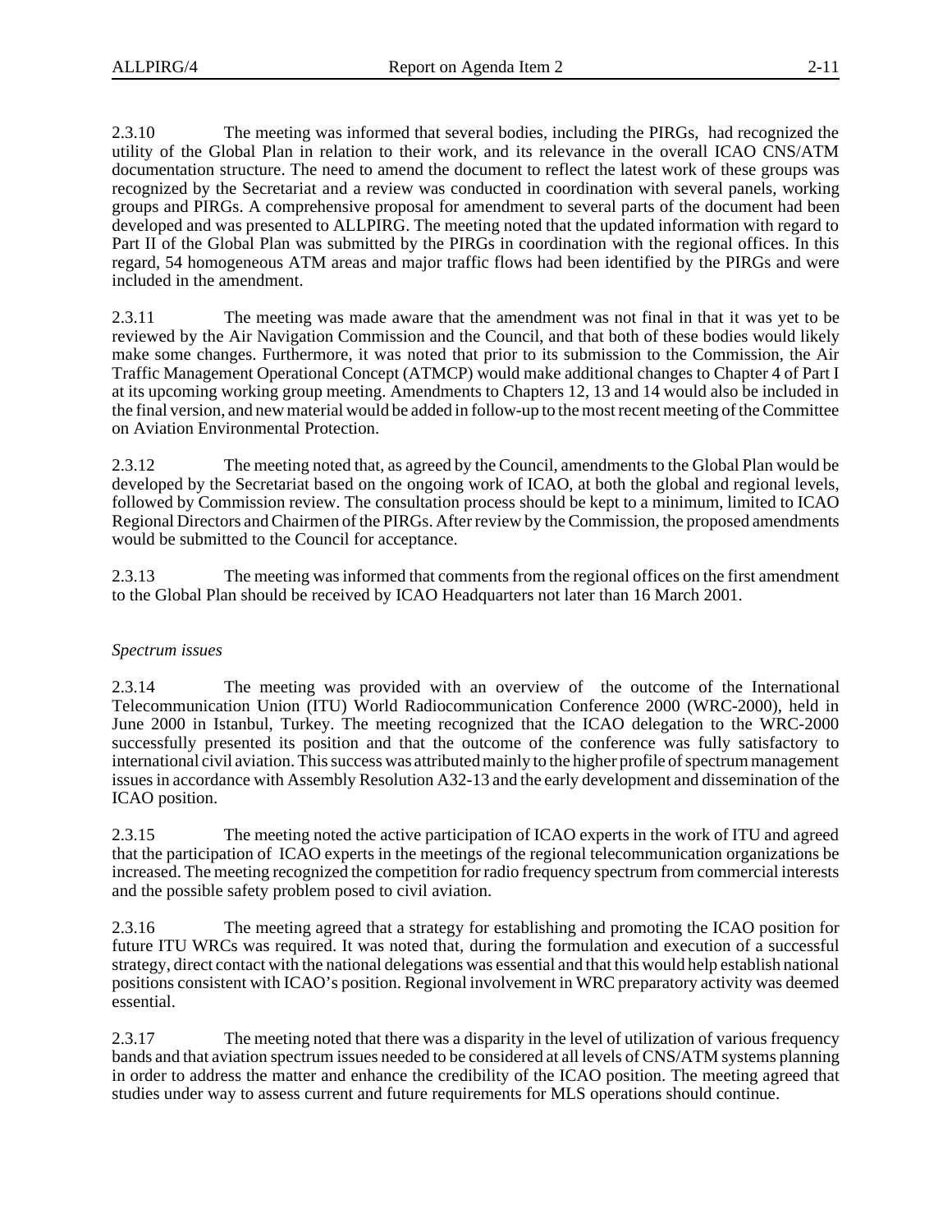2.3.10 The meeting was informed that several bodies, including the PIRGs, had recognized the utility of the Global Plan in relation to their work, and its relevance in the overall ICAO CNS/ATM documentation structure. The need to amend the document to reflect the latest work of these groups was recognized by the Secretariat and a review was conducted in coordination with several panels, working groups and PIRGs. A comprehensive proposal for amendment to several parts of the document had been developed and was presented to ALLPIRG. The meeting noted that the updated information with regard to Part II of the Global Plan was submitted by the PIRGs in coordination with the regional offices. In this regard, 54 homogeneous ATM areas and major traffic flows had been identified by the PIRGs and were included in the amendment.

2.3.11 The meeting was made aware that the amendment was not final in that it was yet to be reviewed by the Air Navigation Commission and the Council, and that both of these bodies would likely make some changes. Furthermore, it was noted that prior to its submission to the Commission, the Air Traffic Management Operational Concept (ATMCP) would make additional changes to Chapter 4 of Part I at its upcoming working group meeting. Amendments to Chapters 12, 13 and 14 would also be included in the final version, and new material would be added in follow-up to the most recent meeting of the Committee on Aviation Environmental Protection.

2.3.12 The meeting noted that, as agreed by the Council, amendments to the Global Plan would be developed by the Secretariat based on the ongoing work of ICAO, at both the global and regional levels, followed by Commission review. The consultation process should be kept to a minimum, limited to ICAO Regional Directors and Chairmen of the PIRGs. After review by the Commission, the proposed amendments would be submitted to the Council for acceptance.

2.3.13 The meeting was informed that comments from the regional offices on the first amendment to the Global Plan should be received by ICAO Headquarters not later than 16 March 2001.

*Spectrum issues*

2.3.14 The meeting was provided with an overview of the outcome of the International Telecommunication Union (ITU) World Radiocommunication Conference 2000 (WRC-2000), held in June 2000 in Istanbul, Turkey. The meeting recognized that the ICAO delegation to the WRC-2000 successfully presented its position and that the outcome of the conference was fully satisfactory to international civil aviation. This success was attributed mainly to the higher profile of spectrum management issues in accordance with Assembly Resolution A32-13 and the early development and dissemination of the ICAO position.

2.3.15 The meeting noted the active participation of ICAO experts in the work of ITU and agreed that the participation of ICAO experts in the meetings of the regional telecommunication organizations be increased. The meeting recognized the competition for radio frequency spectrum from commercial interests and the possible safety problem posed to civil aviation.

2.3.16 The meeting agreed that a strategy for establishing and promoting the ICAO position for future ITU WRCs was required. It was noted that, during the formulation and execution of a successful strategy, direct contact with the national delegations was essential and that this would help establish national positions consistent with ICAO's position. Regional involvement in WRC preparatory activity was deemed essential.

2.3.17 The meeting noted that there was a disparity in the level of utilization of various frequency bands and that aviation spectrum issues needed to be considered at all levels of CNS/ATM systems planning in order to address the matter and enhance the credibility of the ICAO position. The meeting agreed that studies under way to assess current and future requirements for MLS operations should continue.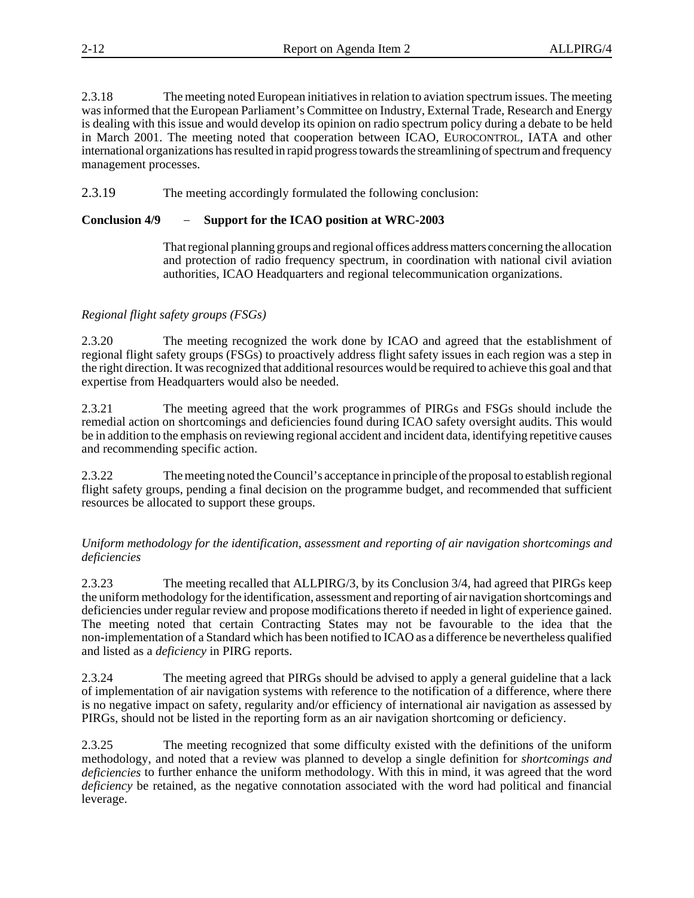2.3.18 The meeting noted European initiatives in relation to aviation spectrum issues. The meeting was informed that the European Parliament's Committee on Industry, External Trade, Research and Energy is dealing with this issue and would develop its opinion on radio spectrum policy during a debate to be held in March 2001. The meeting noted that cooperation between ICAO, EUROCONTROL, IATA and other international organizations has resulted in rapid progress towards the streamlining of spectrum and frequency management processes.

2.3.19 The meeting accordingly formulated the following conclusion:

**Conclusion 4/9 – Support for the ICAO position at WRC-2003**

That regional planning groups and regional offices address matters concerning the allocation and protection of radio frequency spectrum, in coordination with national civil aviation authorities, ICAO Headquarters and regional telecommunication organizations.

*Regional flight safety groups (FSGs)*

2.3.20 The meeting recognized the work done by ICAO and agreed that the establishment of regional flight safety groups (FSGs) to proactively address flight safety issues in each region was a step in the right direction. It was recognized that additional resources would be required to achieve this goal and that expertise from Headquarters would also be needed.

2.3.21 The meeting agreed that the work programmes of PIRGs and FSGs should include the remedial action on shortcomings and deficiencies found during ICAO safety oversight audits. This would be in addition to the emphasis on reviewing regional accident and incident data, identifying repetitive causes and recommending specific action.

2.3.22 The meeting noted the Council's acceptance in principle of the proposal to establish regional flight safety groups, pending a final decision on the programme budget, and recommended that sufficient resources be allocated to support these groups.

*Uniform methodology for the identification, assessment and reporting of air navigation shortcomings and deficiencies*

2.3.23 The meeting recalled that ALLPIRG/3, by its Conclusion 3/4, had agreed that PIRGs keep the uniform methodology for the identification, assessment and reporting of air navigation shortcomings and deficiencies under regular review and propose modifications thereto if needed in light of experience gained. The meeting noted that certain Contracting States may not be favourable to the idea that the non-implementation of a Standard which has been notified to ICAO as a difference be nevertheless qualified and listed as a *deficiency* in PIRG reports.

2.3.24 The meeting agreed that PIRGs should be advised to apply a general guideline that a lack of implementation of air navigation systems with reference to the notification of a difference, where there is no negative impact on safety, regularity and/or efficiency of international air navigation as assessed by PIRGs, should not be listed in the reporting form as an air navigation shortcoming or deficiency.

2.3.25 The meeting recognized that some difficulty existed with the definitions of the uniform methodology, and noted that a review was planned to develop a single definition for *shortcomings and deficiencies* to further enhance the uniform methodology. With this in mind, it was agreed that the word *deficiency* be retained, as the negative connotation associated with the word had political and financial leverage.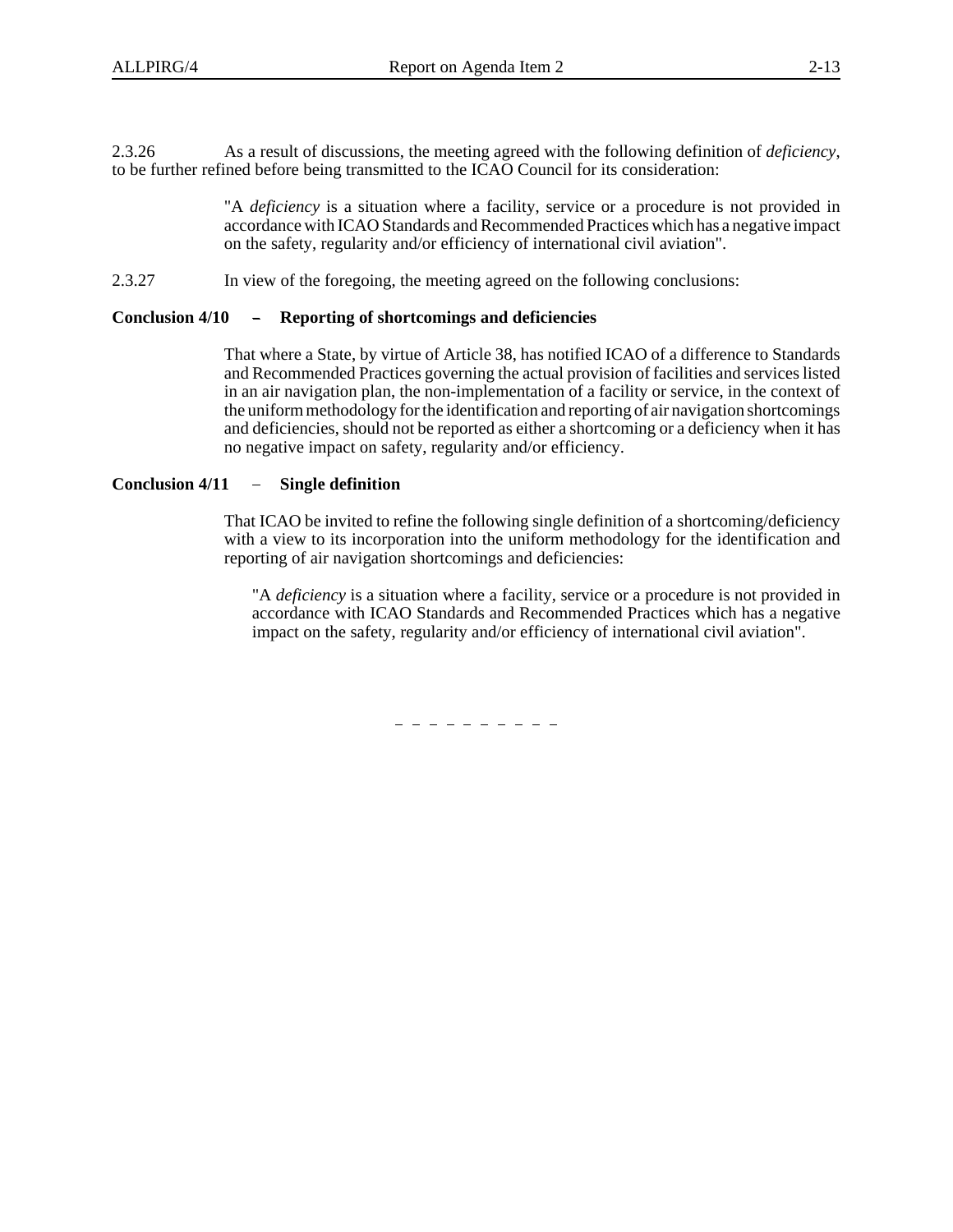2.3.26 As a result of discussions, the meeting agreed with the following definition of *deficiency*, to be further refined before being transmitted to the ICAO Council for its consideration:

> "A *deficiency* is a situation where a facility, service or a procedure is not provided in accordance with ICAO Standards and Recommended Practices which has a negative impact on the safety, regularity and/or efficiency of international civil aviation".

2.3.27 In view of the foregoing, the meeting agreed on the following conclusions:

**Conclusion 4/10 – Reporting of shortcomings and deficiencies**

> That where a State, by virtue of Article 38, has notified ICAO of a difference to Standards and Recommended Practices governing the actual provision of facilities and services listed in an air navigation plan, the non-implementation of a facility or service, in the context of the uniform methodology for the identification and reporting of air navigation shortcomings and deficiencies, should not be reported as either a shortcoming or a deficiency when it has no negative impact on safety, regularity and/or efficiency.

**Conclusion 4/11 – Single definition**

> That ICAO be invited to refine the following single definition of a shortcoming/deficiency with a view to its incorporation into the uniform methodology for the identification and reporting of air navigation shortcomings and deficiencies:
>
> > "A *deficiency* is a situation where a facility, service or a procedure is not provided in accordance with ICAO Standards and Recommended Practices which has a negative impact on the safety, regularity and/or efficiency of international civil aviation".

– – – – – – – – – –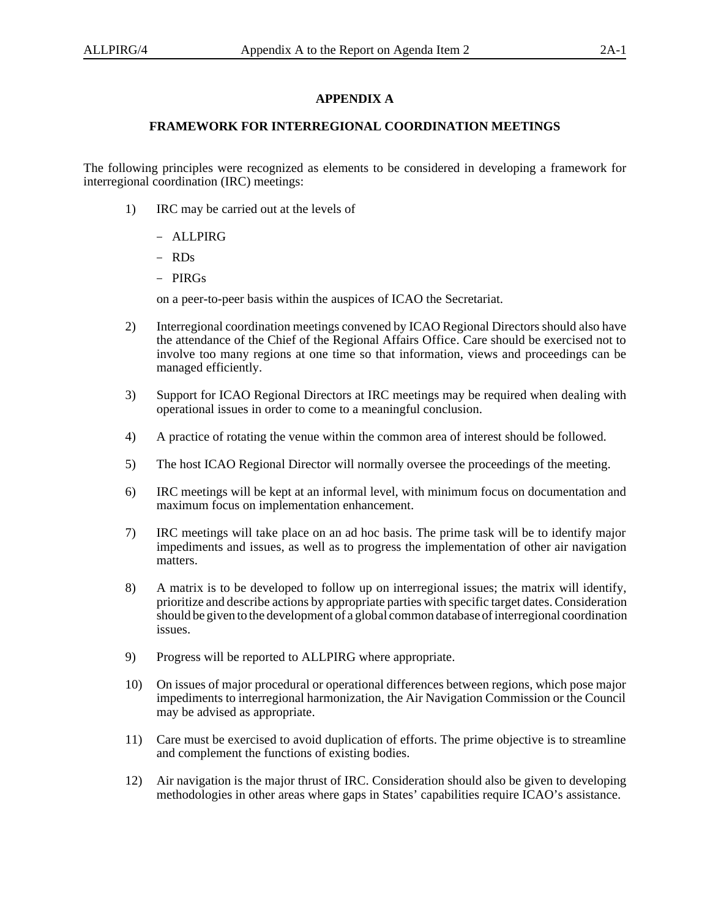# APPENDIX A

## FRAMEWORK FOR INTERREGIONAL COORDINATION MEETINGS

The following principles were recognized as elements to be considered in developing a framework for interregional coordination (IRC) meetings:

1) IRC may be carried out at the levels of

   - ALLPIRG
   - RDs
   - PIRGs

   on a peer-to-peer basis within the auspices of ICAO the Secretariat.

2) Interregional coordination meetings convened by ICAO Regional Directors should also have the attendance of the Chief of the Regional Affairs Office. Care should be exercised not to involve too many regions at one time so that information, views and proceedings can be managed efficiently.

3) Support for ICAO Regional Directors at IRC meetings may be required when dealing with operational issues in order to come to a meaningful conclusion.

4) A practice of rotating the venue within the common area of interest should be followed.

5) The host ICAO Regional Director will normally oversee the proceedings of the meeting.

6) IRC meetings will be kept at an informal level, with minimum focus on documentation and maximum focus on implementation enhancement.

7) IRC meetings will take place on an ad hoc basis. The prime task will be to identify major impediments and issues, as well as to progress the implementation of other air navigation matters.

8) A matrix is to be developed to follow up on interregional issues; the matrix will identify, prioritize and describe actions by appropriate parties with specific target dates. Consideration should be given to the development of a global common database of interregional coordination issues.

9) Progress will be reported to ALLPIRG where appropriate.

10) On issues of major procedural or operational differences between regions, which pose major impediments to interregional harmonization, the Air Navigation Commission or the Council may be advised as appropriate.

11) Care must be exercised to avoid duplication of efforts. The prime objective is to streamline and complement the functions of existing bodies.

12) Air navigation is the major thrust of IRC. Consideration should also be given to developing methodologies in other areas where gaps in States' capabilities require ICAO's assistance.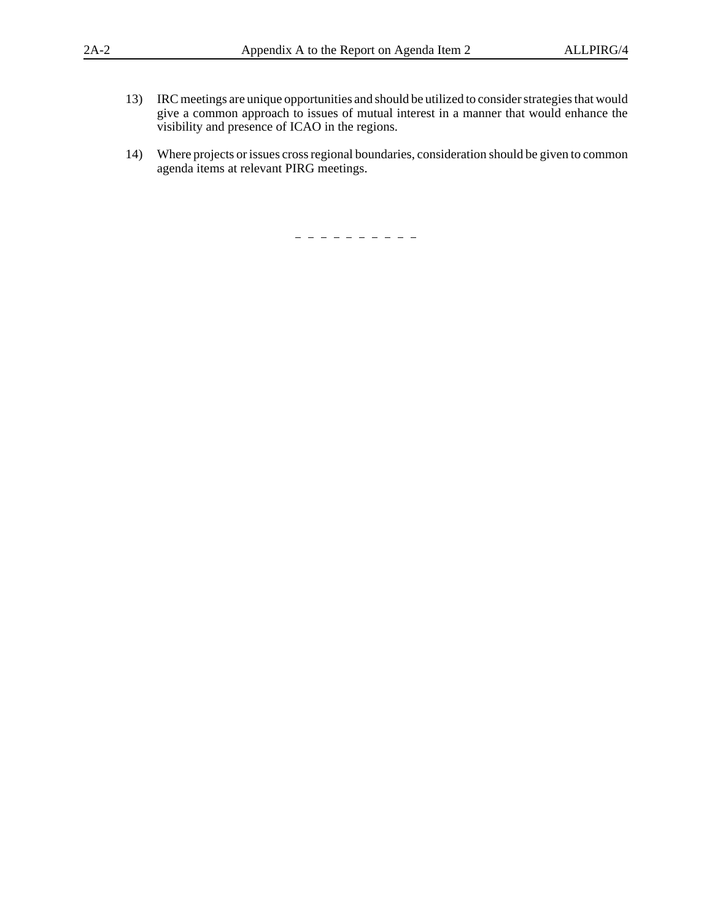13) IRC meetings are unique opportunities and should be utilized to consider strategies that would give a common approach to issues of mutual interest in a manner that would enhance the visibility and presence of ICAO in the regions.

14) Where projects or issues cross regional boundaries, consideration should be given to common agenda items at relevant PIRG meetings.

— — — — — — — — — —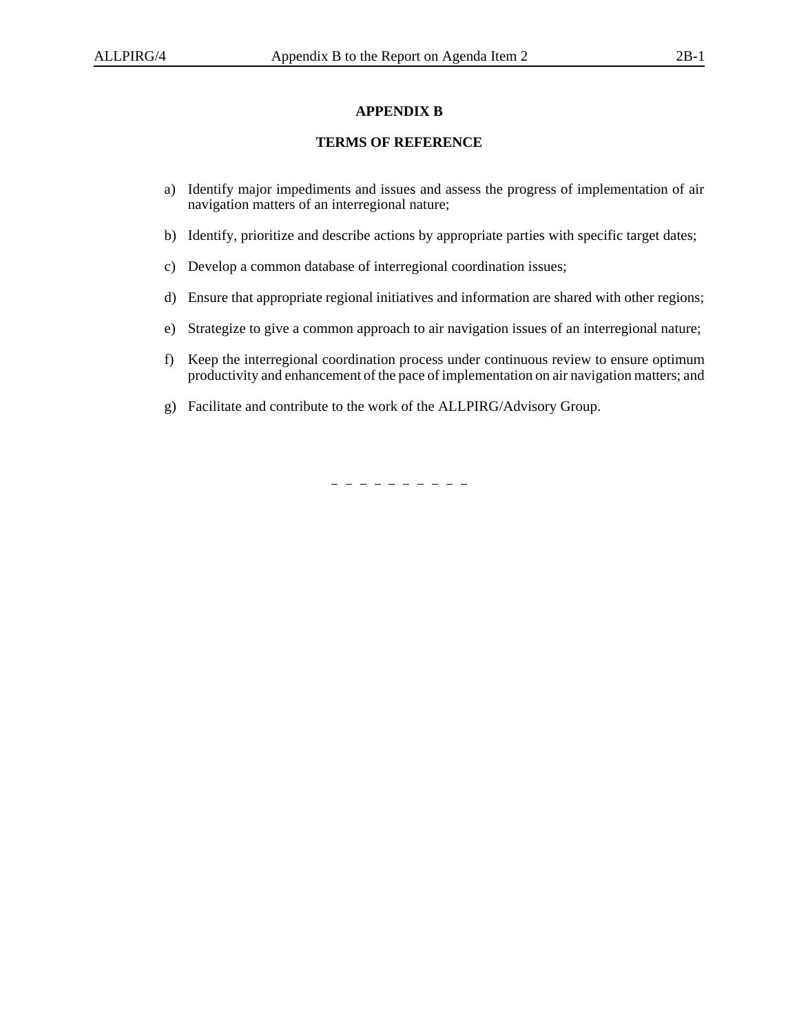# APPENDIX B

## TERMS OF REFERENCE

a) Identify major impediments and issues and assess the progress of implementation of air navigation matters of an interregional nature;

b) Identify, prioritize and describe actions by appropriate parties with specific target dates;

c) Develop a common database of interregional coordination issues;

d) Ensure that appropriate regional initiatives and information are shared with other regions;

e) Strategize to give a common approach to air navigation issues of an interregional nature;

f) Keep the interregional coordination process under continuous review to ensure optimum productivity and enhancement of the pace of implementation on air navigation matters; and

g) Facilitate and contribute to the work of the ALLPIRG/Advisory Group.

– – – – – – – – – –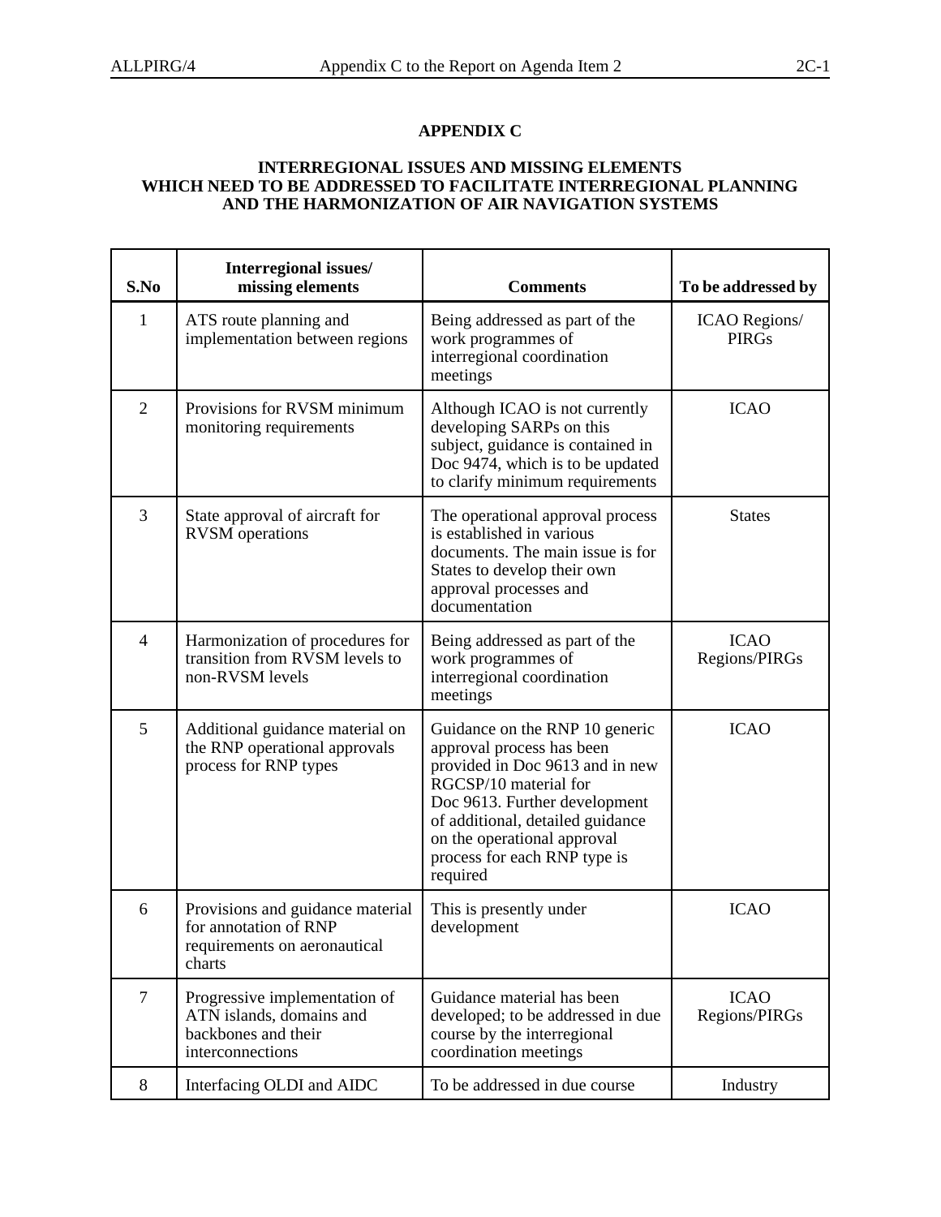# APPENDIX C

## INTERREGIONAL ISSUES AND MISSING ELEMENTS WHICH NEED TO BE ADDRESSED TO FACILITATE INTERREGIONAL PLANNING AND THE HARMONIZATION OF AIR NAVIGATION SYSTEMS

| S.No | Interregional issues/ missing elements | Comments | To be addressed by |
|---|---|---|---|
| 1 | ATS route planning and implementation between regions | Being addressed as part of the work programmes of interregional coordination meetings | ICAO Regions/ PIRGs |
| 2 | Provisions for RVSM minimum monitoring requirements | Although ICAO is not currently developing SARPs on this subject, guidance is contained in Doc 9474, which is to be updated to clarify minimum requirements | ICAO |
| 3 | State approval of aircraft for RVSM operations | The operational approval process is established in various documents. The main issue is for States to develop their own approval processes and documentation | States |
| 4 | Harmonization of procedures for transition from RVSM levels to non-RVSM levels | Being addressed as part of the work programmes of interregional coordination meetings | ICAO Regions/PIRGs |
| 5 | Additional guidance material on the RNP operational approvals process for RNP types | Guidance on the RNP 10 generic approval process has been provided in Doc 9613 and in new RGCSP/10 material for Doc 9613. Further development of additional, detailed guidance on the operational approval process for each RNP type is required | ICAO |
| 6 | Provisions and guidance material for annotation of RNP requirements on aeronautical charts | This is presently under development | ICAO |
| 7 | Progressive implementation of ATN islands, domains and backbones and their interconnections | Guidance material has been developed; to be addressed in due course by the interregional coordination meetings | ICAO Regions/PIRGs |
| 8 | Interfacing OLDI and AIDC | To be addressed in due course | Industry |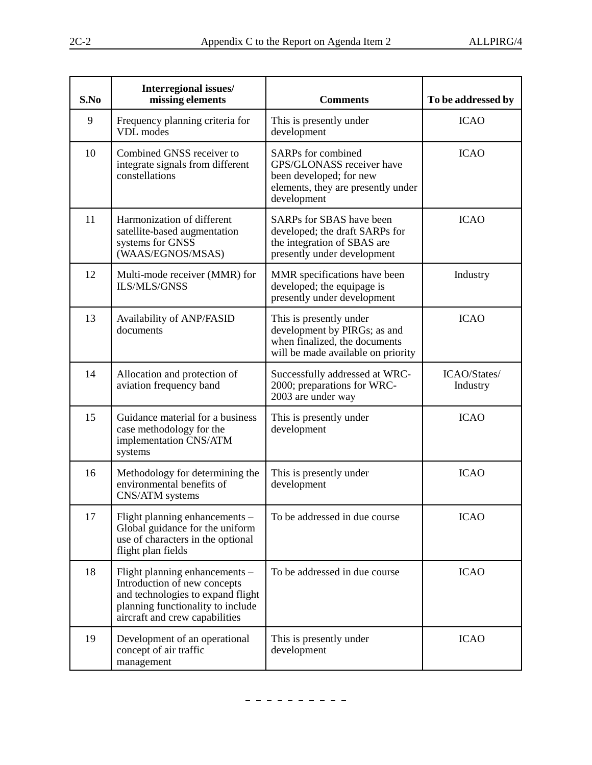| S.No | Interregional issues/ missing elements | Comments | To be addressed by |
|---|---|---|---|
| 9 | Frequency planning criteria for VDL modes | This is presently under development | ICAO |
| 10 | Combined GNSS receiver to integrate signals from different constellations | SARPs for combined GPS/GLONASS receiver have been developed; for new elements, they are presently under development | ICAO |
| 11 | Harmonization of different satellite-based augmentation systems for GNSS (WAAS/EGNOS/MSAS) | SARPs for SBAS have been developed; the draft SARPs for the integration of SBAS are presently under development | ICAO |
| 12 | Multi-mode receiver (MMR) for ILS/MLS/GNSS | MMR specifications have been developed; the equipage is presently under development | Industry |
| 13 | Availability of ANP/FASID documents | This is presently under development by PIRGs; as and when finalized, the documents will be made available on priority | ICAO |
| 14 | Allocation and protection of aviation frequency band | Successfully addressed at WRC-2000; preparations for WRC-2003 are under way | ICAO/States/ Industry |
| 15 | Guidance material for a business case methodology for the implementation CNS/ATM systems | This is presently under development | ICAO |
| 16 | Methodology for determining the environmental benefits of CNS/ATM systems | This is presently under development | ICAO |
| 17 | Flight planning enhancements – Global guidance for the uniform use of characters in the optional flight plan fields | To be addressed in due course | ICAO |
| 18 | Flight planning enhancements – Introduction of new concepts and technologies to expand flight planning functionality to include aircraft and crew capabilities | To be addressed in due course | ICAO |
| 19 | Development of an operational concept of air traffic management | This is presently under development | ICAO |

– – – – – – – – – –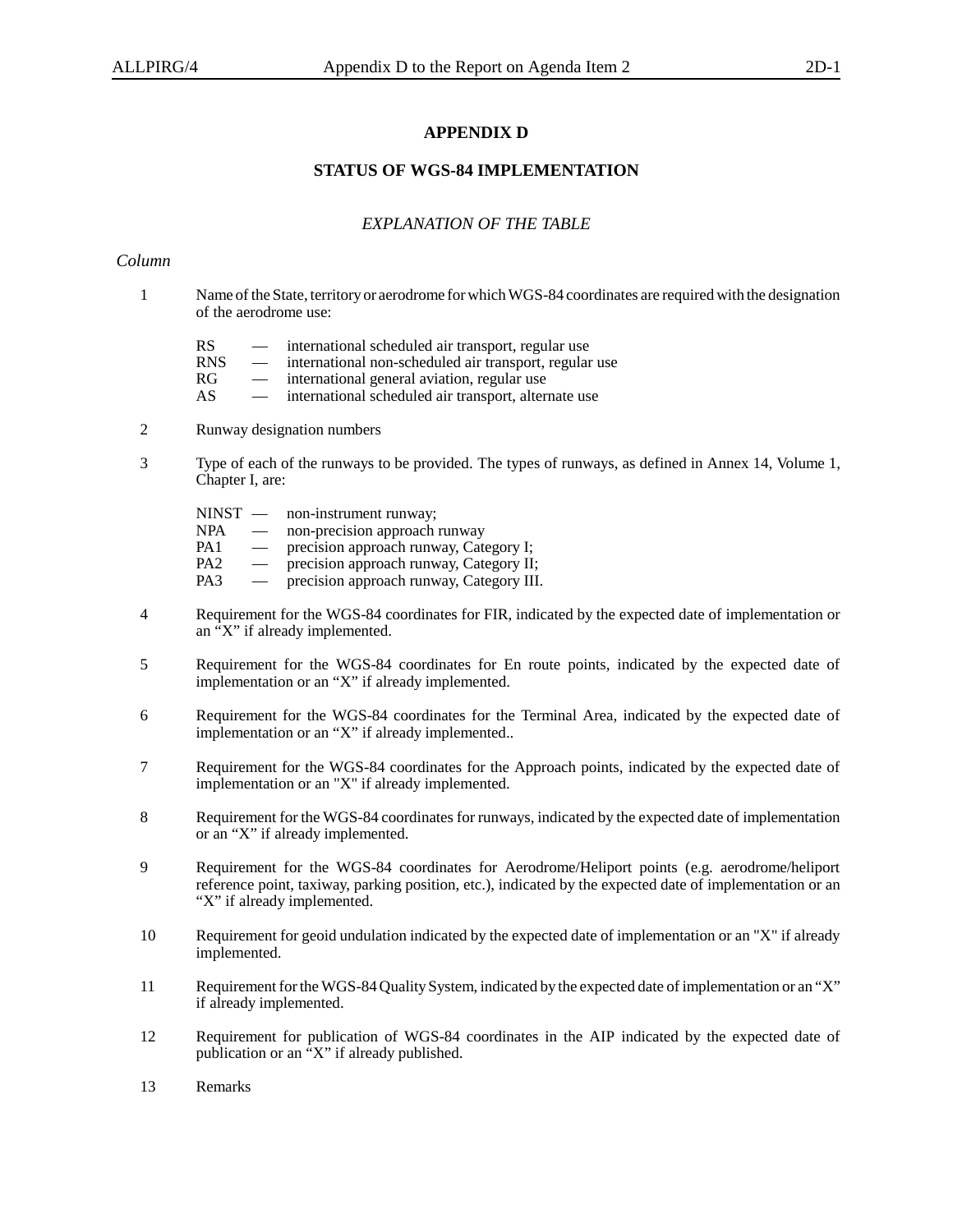# APPENDIX D

## STATUS OF WGS-84 IMPLEMENTATION

### *EXPLANATION OF THE TABLE*

*Column*

1 Name of the State, territory or aerodrome for which WGS-84 coordinates are required with the designation of the aerodrome use:

- RS — international scheduled air transport, regular use
- RNS — international non-scheduled air transport, regular use
- RG — international general aviation, regular use
- AS — international scheduled air transport, alternate use

2 Runway designation numbers

3 Type of each of the runways to be provided. The types of runways, as defined in Annex 14, Volume 1, Chapter I, are:

- NINST — non-instrument runway;
- NPA — non-precision approach runway
- PA1 — precision approach runway, Category I;
- PA2 — precision approach runway, Category II;
- PA3 — precision approach runway, Category III.

4 Requirement for the WGS-84 coordinates for FIR, indicated by the expected date of implementation or an "X" if already implemented.

5 Requirement for the WGS-84 coordinates for En route points, indicated by the expected date of implementation or an "X" if already implemented.

6 Requirement for the WGS-84 coordinates for the Terminal Area, indicated by the expected date of implementation or an "X" if already implemented..

7 Requirement for the WGS-84 coordinates for the Approach points, indicated by the expected date of implementation or an "X" if already implemented.

8 Requirement for the WGS-84 coordinates for runways, indicated by the expected date of implementation or an "X" if already implemented.

9 Requirement for the WGS-84 coordinates for Aerodrome/Heliport points (e.g. aerodrome/heliport reference point, taxiway, parking position, etc.), indicated by the expected date of implementation or an "X" if already implemented.

10 Requirement for geoid undulation indicated by the expected date of implementation or an "X" if already implemented.

11 Requirement for the WGS-84 Quality System, indicated by the expected date of implementation or an "X" if already implemented.

12 Requirement for publication of WGS-84 coordinates in the AIP indicated by the expected date of publication or an "X" if already published.

13 Remarks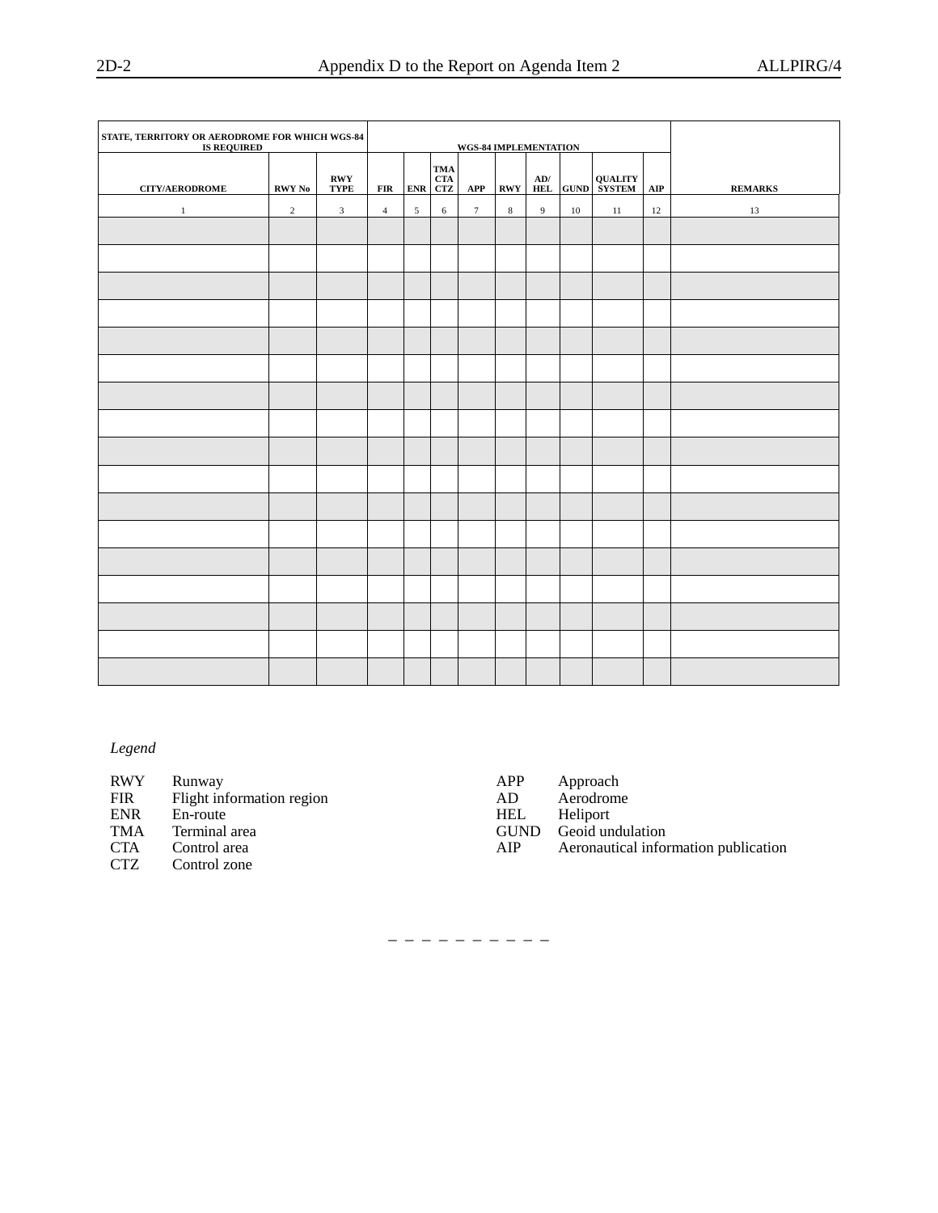| STATE, TERRITORY OR AERODROME FOR WHICH WGS-84 IS REQUIRED | | | WGS-84 IMPLEMENTATION | | | | | | | | | | |
|---|---|---|---|---|---|---|---|---|---|---|---|---|
| CITY/AERODROME | RWY No | RWY TYPE | FIR | ENR | TMA CTA CTZ | APP | RWY | AD/ HEL | GUND | QUALITY SYSTEM | AIP | REMARKS |
| 1 | 2 | 3 | 4 | 5 | 6 | 7 | 8 | 9 | 10 | 11 | 12 | 13 |
| | | | | | | | | | | | | |
| | | | | | | | | | | | | |
| | | | | | | | | | | | | |
| | | | | | | | | | | | | |
| | | | | | | | | | | | | |
| | | | | | | | | | | | | |
| | | | | | | | | | | | | |
| | | | | | | | | | | | | |
| | | | | | | | | | | | | |
| | | | | | | | | | | | | |
| | | | | | | | | | | | | |
| | | | | | | | | | | | | |
| | | | | | | | | | | | | |
| | | | | | | | | | | | | |
| | | | | | | | | | | | | |
| | | | | | | | | | | | | |
| | | | | | | | | | | | | |

*Legend*

| | | | |
|---|---|---|---|
| RWY | Runway | APP | Approach |
| FIR | Flight information region | AD | Aerodrome |
| ENR | En-route | HEL | Heliport |
| TMA | Terminal area | GUND | Geoid undulation |
| CTA | Control area | AIP | Aeronautical information publication |
| CTZ | Control zone | | |

— — — — — — — — — —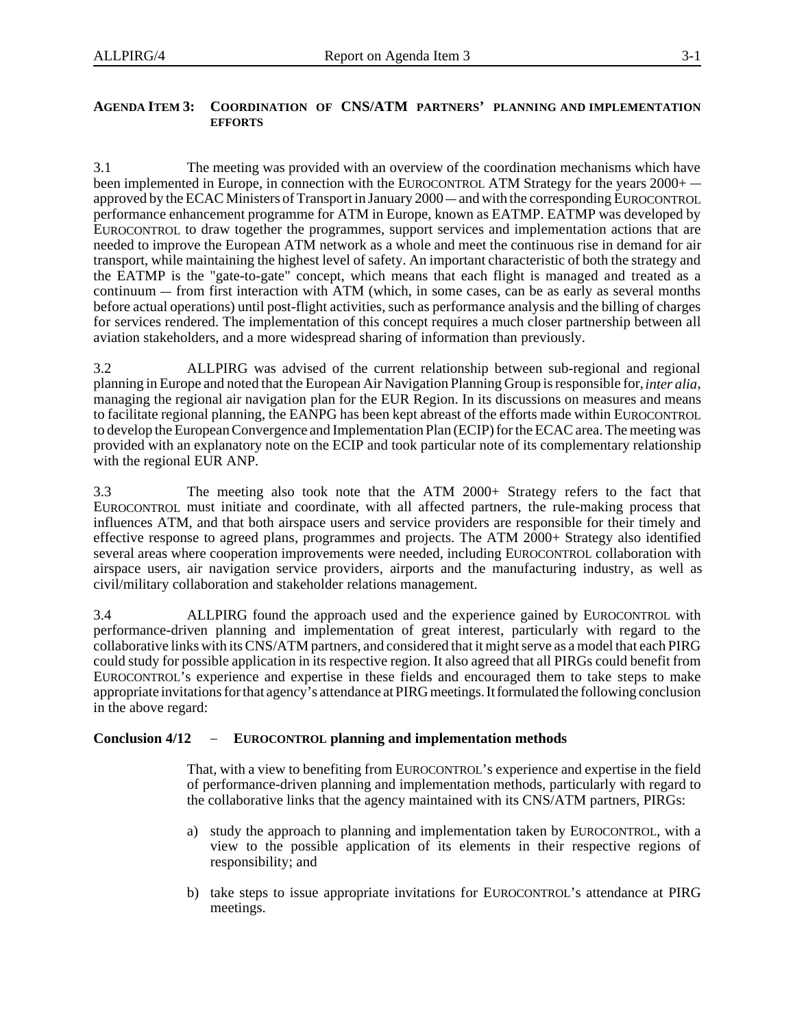## AGENDA ITEM 3: COORDINATION OF CNS/ATM PARTNERS' PLANNING AND IMPLEMENTATION EFFORTS

3.1 The meeting was provided with an overview of the coordination mechanisms which have been implemented in Europe, in connection with the EUROCONTROL ATM Strategy for the years 2000+ — approved by the ECAC Ministers of Transport in January 2000 — and with the corresponding EUROCONTROL performance enhancement programme for ATM in Europe, known as EATMP. EATMP was developed by EUROCONTROL to draw together the programmes, support services and implementation actions that are needed to improve the European ATM network as a whole and meet the continuous rise in demand for air transport, while maintaining the highest level of safety. An important characteristic of both the strategy and the EATMP is the "gate-to-gate" concept, which means that each flight is managed and treated as a continuum — from first interaction with ATM (which, in some cases, can be as early as several months before actual operations) until post-flight activities, such as performance analysis and the billing of charges for services rendered. The implementation of this concept requires a much closer partnership between all aviation stakeholders, and a more widespread sharing of information than previously.

3.2 ALLPIRG was advised of the current relationship between sub-regional and regional planning in Europe and noted that the European Air Navigation Planning Group is responsible for, *inter alia*, managing the regional air navigation plan for the EUR Region. In its discussions on measures and means to facilitate regional planning, the EANPG has been kept abreast of the efforts made within EUROCONTROL to develop the European Convergence and Implementation Plan (ECIP) for the ECAC area. The meeting was provided with an explanatory note on the ECIP and took particular note of its complementary relationship with the regional EUR ANP.

3.3 The meeting also took note that the ATM 2000+ Strategy refers to the fact that EUROCONTROL must initiate and coordinate, with all affected partners, the rule-making process that influences ATM, and that both airspace users and service providers are responsible for their timely and effective response to agreed plans, programmes and projects. The ATM 2000+ Strategy also identified several areas where cooperation improvements were needed, including EUROCONTROL collaboration with airspace users, air navigation service providers, airports and the manufacturing industry, as well as civil/military collaboration and stakeholder relations management.

3.4 ALLPIRG found the approach used and the experience gained by EUROCONTROL with performance-driven planning and implementation of great interest, particularly with regard to the collaborative links with its CNS/ATM partners, and considered that it might serve as a model that each PIRG could study for possible application in its respective region. It also agreed that all PIRGs could benefit from EUROCONTROL's experience and expertise in these fields and encouraged them to take steps to make appropriate invitations for that agency's attendance at PIRG meetings. It formulated the following conclusion in the above regard:

**Conclusion 4/12 – EUROCONTROL planning and implementation methods**

That, with a view to benefiting from EUROCONTROL's experience and expertise in the field of performance-driven planning and implementation methods, particularly with regard to the collaborative links that the agency maintained with its CNS/ATM partners, PIRGs:

a) study the approach to planning and implementation taken by EUROCONTROL, with a view to the possible application of its elements in their respective regions of responsibility; and

b) take steps to issue appropriate invitations for EUROCONTROL's attendance at PIRG meetings.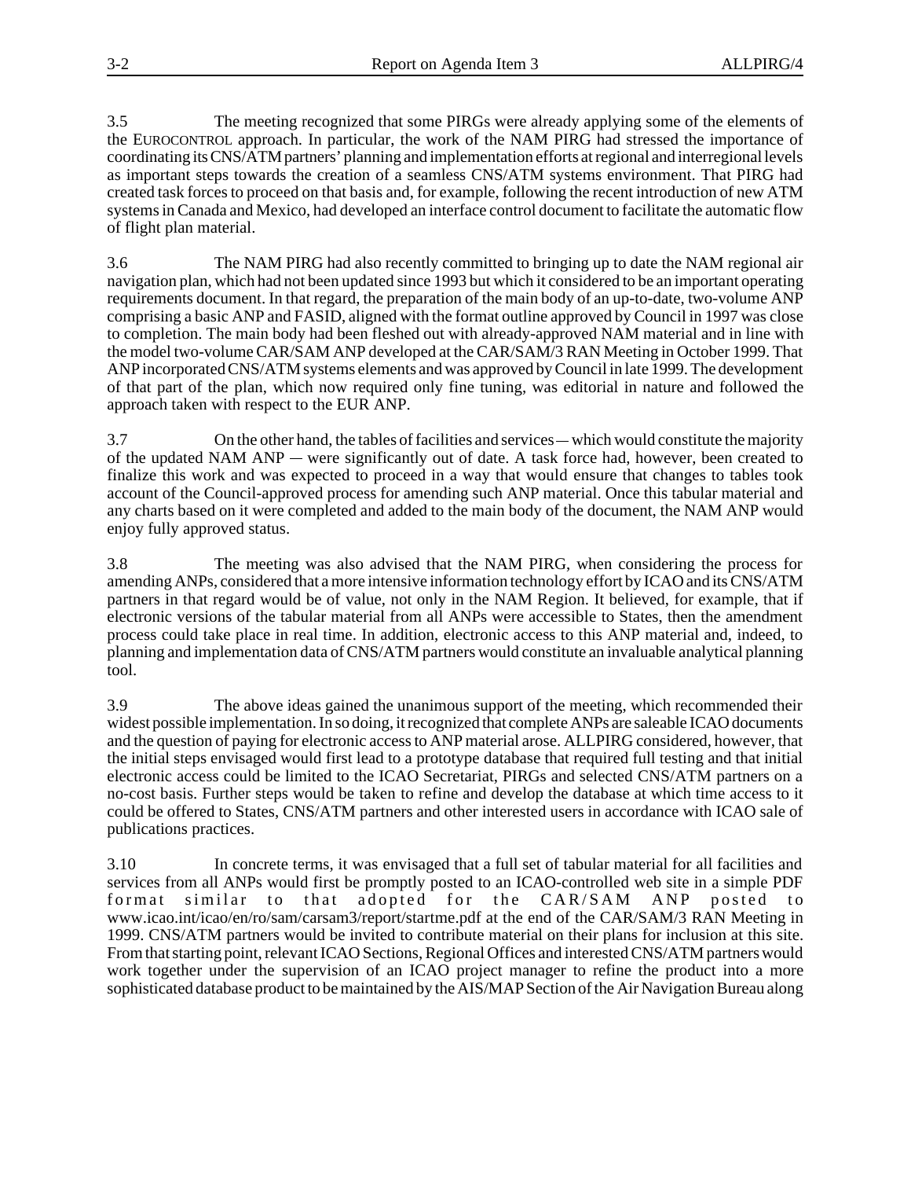3.5 The meeting recognized that some PIRGs were already applying some of the elements of the EUROCONTROL approach. In particular, the work of the NAM PIRG had stressed the importance of coordinating its CNS/ATM partners' planning and implementation efforts at regional and interregional levels as important steps towards the creation of a seamless CNS/ATM systems environment. That PIRG had created task forces to proceed on that basis and, for example, following the recent introduction of new ATM systems in Canada and Mexico, had developed an interface control document to facilitate the automatic flow of flight plan material.

3.6 The NAM PIRG had also recently committed to bringing up to date the NAM regional air navigation plan, which had not been updated since 1993 but which it considered to be an important operating requirements document. In that regard, the preparation of the main body of an up-to-date, two-volume ANP comprising a basic ANP and FASID, aligned with the format outline approved by Council in 1997 was close to completion. The main body had been fleshed out with already-approved NAM material and in line with the model two-volume CAR/SAM ANP developed at the CAR/SAM/3 RAN Meeting in October 1999. That ANP incorporated CNS/ATM systems elements and was approved by Council in late 1999. The development of that part of the plan, which now required only fine tuning, was editorial in nature and followed the approach taken with respect to the EUR ANP.

3.7 On the other hand, the tables of facilities and services — which would constitute the majority of the updated NAM ANP — were significantly out of date. A task force had, however, been created to finalize this work and was expected to proceed in a way that would ensure that changes to tables took account of the Council-approved process for amending such ANP material. Once this tabular material and any charts based on it were completed and added to the main body of the document, the NAM ANP would enjoy fully approved status.

3.8 The meeting was also advised that the NAM PIRG, when considering the process for amending ANPs, considered that a more intensive information technology effort by ICAO and its CNS/ATM partners in that regard would be of value, not only in the NAM Region. It believed, for example, that if electronic versions of the tabular material from all ANPs were accessible to States, then the amendment process could take place in real time. In addition, electronic access to this ANP material and, indeed, to planning and implementation data of CNS/ATM partners would constitute an invaluable analytical planning tool.

3.9 The above ideas gained the unanimous support of the meeting, which recommended their widest possible implementation. In so doing, it recognized that complete ANPs are saleable ICAO documents and the question of paying for electronic access to ANP material arose. ALLPIRG considered, however, that the initial steps envisaged would first lead to a prototype database that required full testing and that initial electronic access could be limited to the ICAO Secretariat, PIRGs and selected CNS/ATM partners on a no-cost basis. Further steps would be taken to refine and develop the database at which time access to it could be offered to States, CNS/ATM partners and other interested users in accordance with ICAO sale of publications practices.

3.10 In concrete terms, it was envisaged that a full set of tabular material for all facilities and services from all ANPs would first be promptly posted to an ICAO-controlled web site in a simple PDF format similar to that adopted for the CAR/SAM ANP posted to www.icao.int/icao/en/ro/sam/carsam3/report/startme.pdf at the end of the CAR/SAM/3 RAN Meeting in 1999. CNS/ATM partners would be invited to contribute material on their plans for inclusion at this site. From that starting point, relevant ICAO Sections, Regional Offices and interested CNS/ATM partners would work together under the supervision of an ICAO project manager to refine the product into a more sophisticated database product to be maintained by the AIS/MAP Section of the Air Navigation Bureau along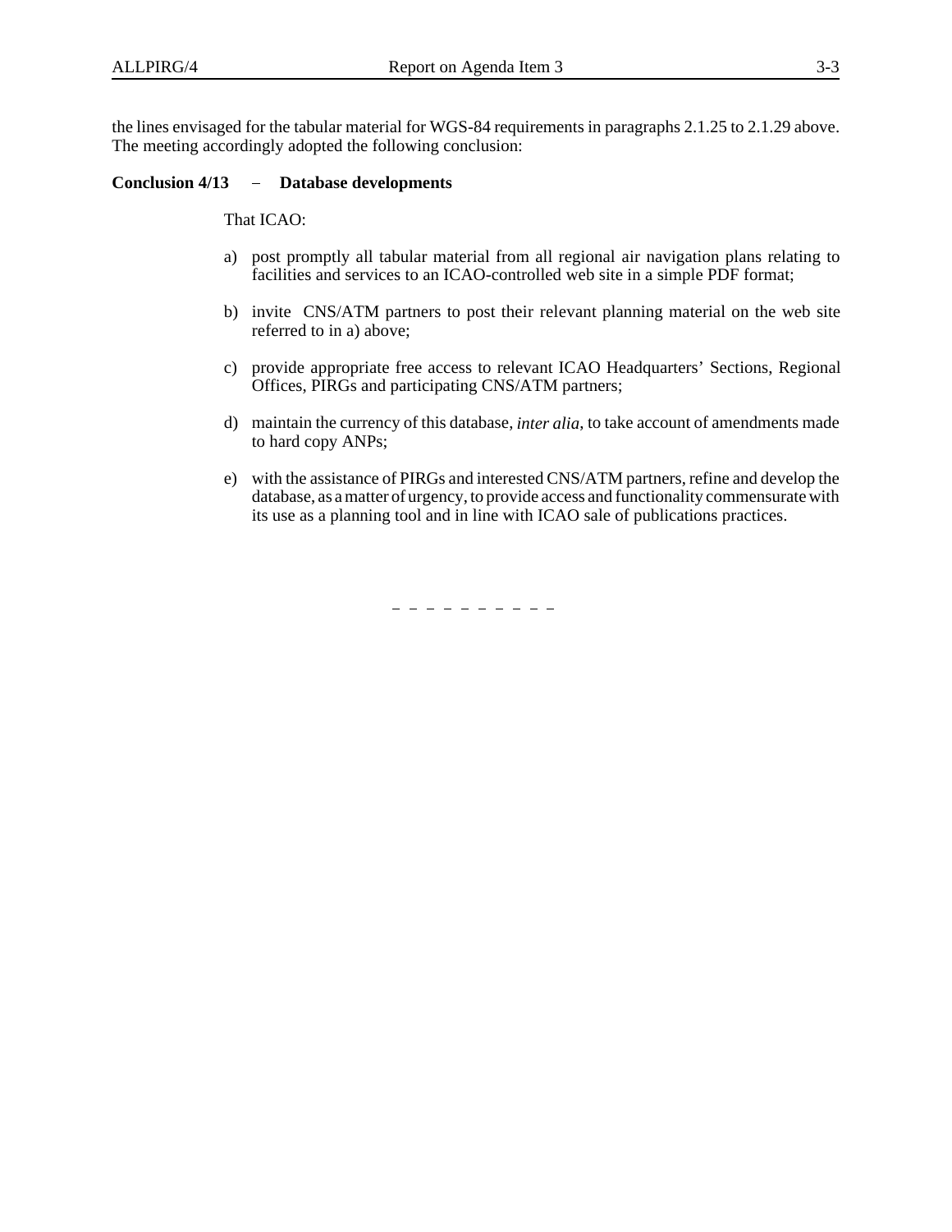the lines envisaged for the tabular material for WGS-84 requirements in paragraphs 2.1.25 to 2.1.29 above. The meeting accordingly adopted the following conclusion:

**Conclusion 4/13 – Database developments**

That ICAO:

a) post promptly all tabular material from all regional air navigation plans relating to facilities and services to an ICAO-controlled web site in a simple PDF format;

b) invite CNS/ATM partners to post their relevant planning material on the web site referred to in a) above;

c) provide appropriate free access to relevant ICAO Headquarters' Sections, Regional Offices, PIRGs and participating CNS/ATM partners;

d) maintain the currency of this database, *inter alia*, to take account of amendments made to hard copy ANPs;

e) with the assistance of PIRGs and interested CNS/ATM partners, refine and develop the database, as a matter of urgency, to provide access and functionality commensurate with its use as a planning tool and in line with ICAO sale of publications practices.

– – – – – – – – – – –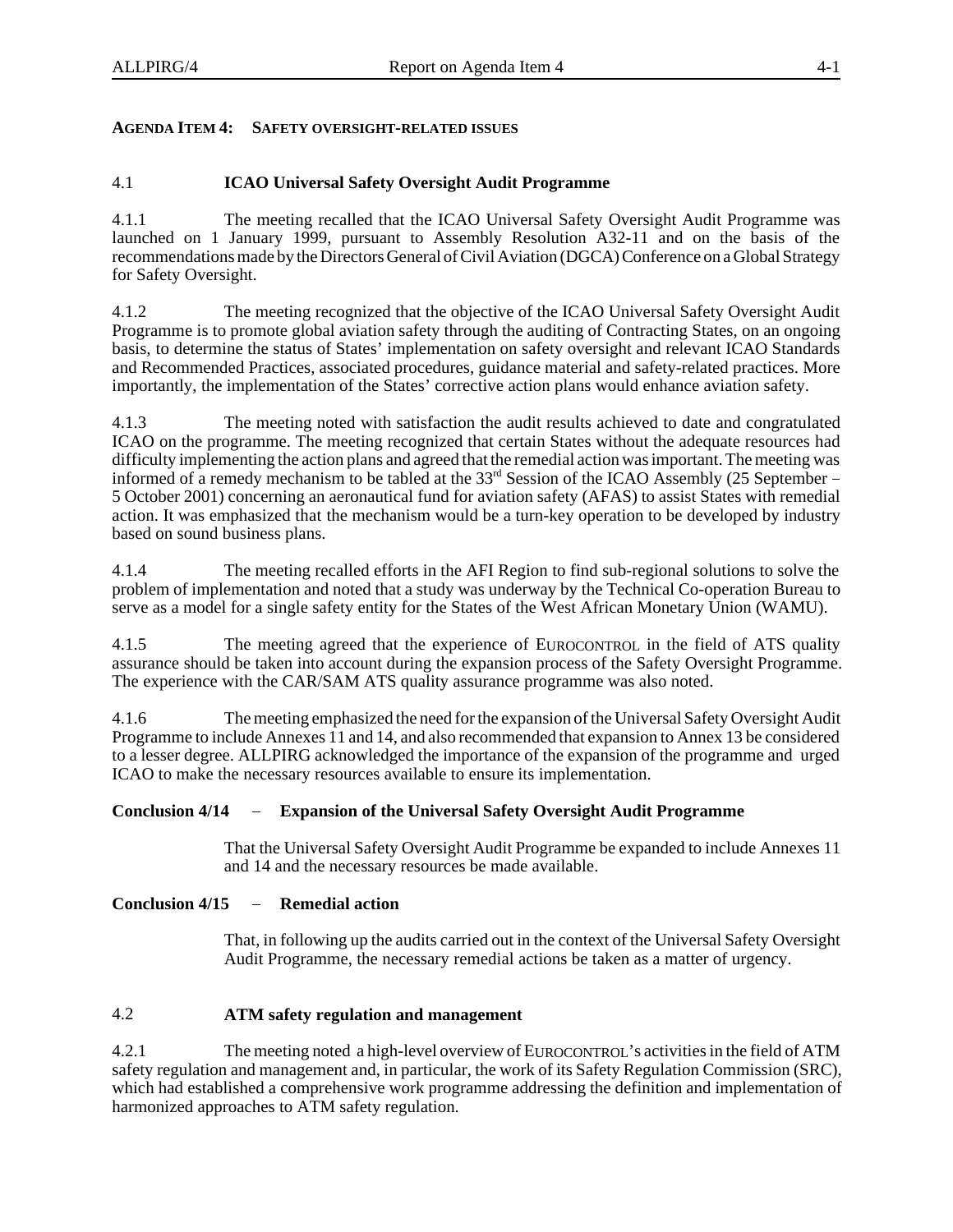## AGENDA ITEM 4: SAFETY OVERSIGHT-RELATED ISSUES

### 4.1 ICAO Universal Safety Oversight Audit Programme

4.1.1 The meeting recalled that the ICAO Universal Safety Oversight Audit Programme was launched on 1 January 1999, pursuant to Assembly Resolution A32-11 and on the basis of the recommendations made by the Directors General of Civil Aviation (DGCA) Conference on a Global Strategy for Safety Oversight.

4.1.2 The meeting recognized that the objective of the ICAO Universal Safety Oversight Audit Programme is to promote global aviation safety through the auditing of Contracting States, on an ongoing basis, to determine the status of States' implementation on safety oversight and relevant ICAO Standards and Recommended Practices, associated procedures, guidance material and safety-related practices. More importantly, the implementation of the States' corrective action plans would enhance aviation safety.

4.1.3 The meeting noted with satisfaction the audit results achieved to date and congratulated ICAO on the programme. The meeting recognized that certain States without the adequate resources had difficulty implementing the action plans and agreed that the remedial action was important. The meeting was informed of a remedy mechanism to be tabled at the 33rd Session of the ICAO Assembly (25 September – 5 October 2001) concerning an aeronautical fund for aviation safety (AFAS) to assist States with remedial action. It was emphasized that the mechanism would be a turn-key operation to be developed by industry based on sound business plans.

4.1.4 The meeting recalled efforts in the AFI Region to find sub-regional solutions to solve the problem of implementation and noted that a study was underway by the Technical Co-operation Bureau to serve as a model for a single safety entity for the States of the West African Monetary Union (WAMU).

4.1.5 The meeting agreed that the experience of EUROCONTROL in the field of ATS quality assurance should be taken into account during the expansion process of the Safety Oversight Programme. The experience with the CAR/SAM ATS quality assurance programme was also noted.

4.1.6 The meeting emphasized the need for the expansion of the Universal Safety Oversight Audit Programme to include Annexes 11 and 14, and also recommended that expansion to Annex 13 be considered to a lesser degree. ALLPIRG acknowledged the importance of the expansion of the programme and urged ICAO to make the necessary resources available to ensure its implementation.

**Conclusion 4/14 – Expansion of the Universal Safety Oversight Audit Programme**

That the Universal Safety Oversight Audit Programme be expanded to include Annexes 11 and 14 and the necessary resources be made available.

**Conclusion 4/15 – Remedial action**

That, in following up the audits carried out in the context of the Universal Safety Oversight Audit Programme, the necessary remedial actions be taken as a matter of urgency.

### 4.2 ATM safety regulation and management

4.2.1 The meeting noted a high-level overview of EUROCONTROL's activities in the field of ATM safety regulation and management and, in particular, the work of its Safety Regulation Commission (SRC), which had established a comprehensive work programme addressing the definition and implementation of harmonized approaches to ATM safety regulation.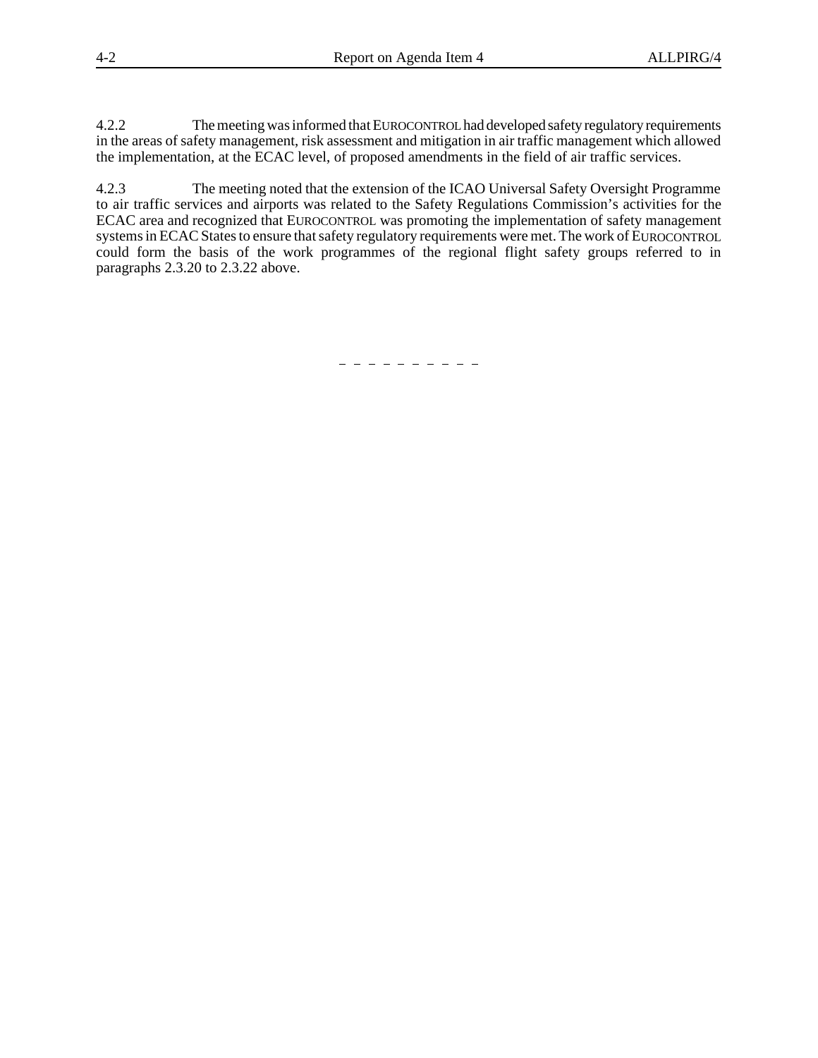4.2.2 The meeting was informed that EUROCONTROL had developed safety regulatory requirements in the areas of safety management, risk assessment and mitigation in air traffic management which allowed the implementation, at the ECAC level, of proposed amendments in the field of air traffic services.

4.2.3 The meeting noted that the extension of the ICAO Universal Safety Oversight Programme to air traffic services and airports was related to the Safety Regulations Commission's activities for the ECAC area and recognized that EUROCONTROL was promoting the implementation of safety management systems in ECAC States to ensure that safety regulatory requirements were met. The work of EUROCONTROL could form the basis of the work programmes of the regional flight safety groups referred to in paragraphs 2.3.20 to 2.3.22 above.

— — — — — — — — — —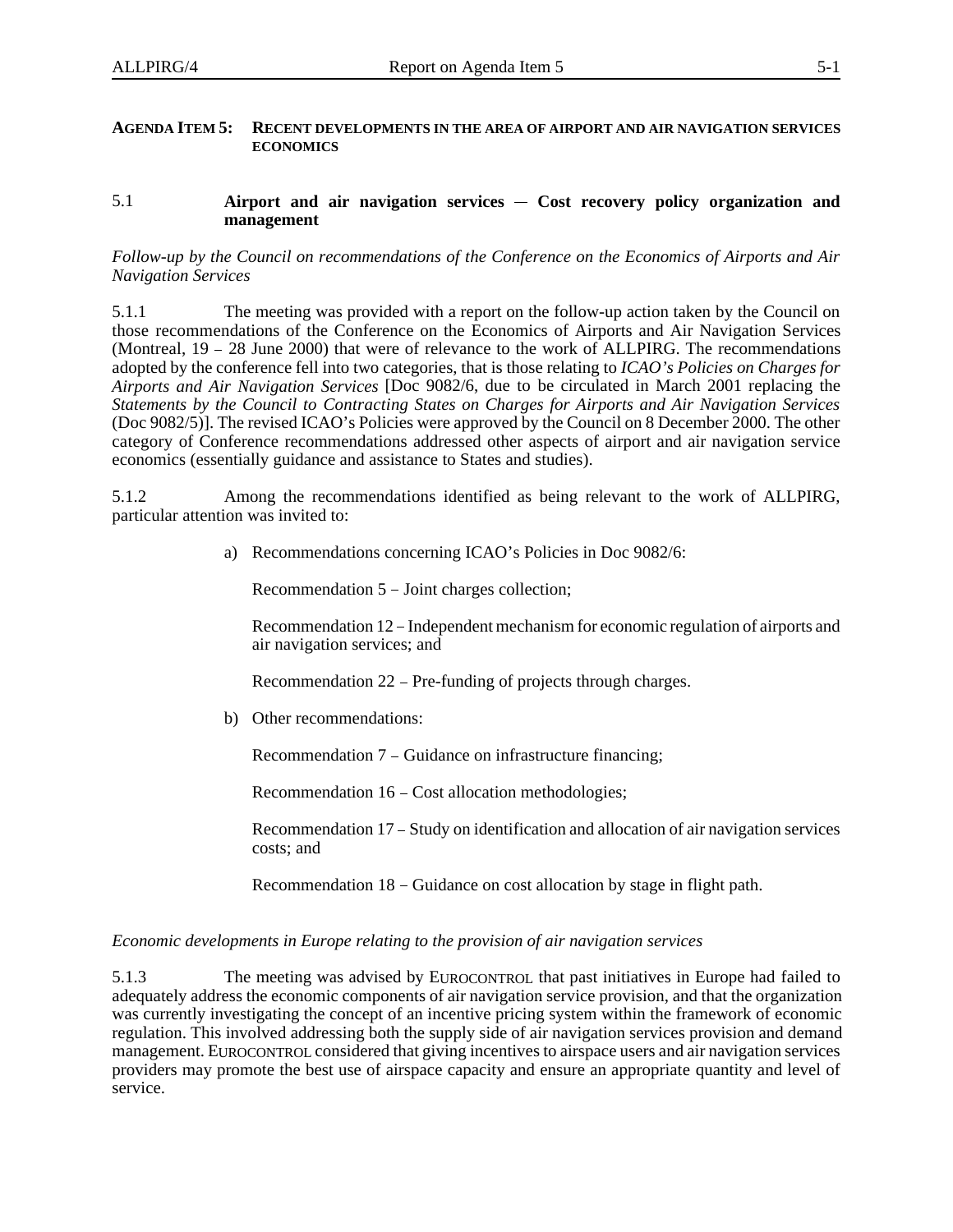**AGENDA ITEM 5: RECENT DEVELOPMENTS IN THE AREA OF AIRPORT AND AIR NAVIGATION SERVICES ECONOMICS**

## 5.1 Airport and air navigation services — Cost recovery policy organization and management

*Follow-up by the Council on recommendations of the Conference on the Economics of Airports and Air Navigation Services*

5.1.1 The meeting was provided with a report on the follow-up action taken by the Council on those recommendations of the Conference on the Economics of Airports and Air Navigation Services (Montreal, 19 – 28 June 2000) that were of relevance to the work of ALLPIRG. The recommendations adopted by the conference fell into two categories, that is those relating to *ICAO's Policies on Charges for Airports and Air Navigation Services* [Doc 9082/6, due to be circulated in March 2001 replacing the *Statements by the Council to Contracting States on Charges for Airports and Air Navigation Services* (Doc 9082/5)]. The revised ICAO's Policies were approved by the Council on 8 December 2000. The other category of Conference recommendations addressed other aspects of airport and air navigation service economics (essentially guidance and assistance to States and studies).

5.1.2 Among the recommendations identified as being relevant to the work of ALLPIRG, particular attention was invited to:

a) Recommendations concerning ICAO's Policies in Doc 9082/6:

   Recommendation 5 – Joint charges collection;

   Recommendation 12 – Independent mechanism for economic regulation of airports and air navigation services; and

   Recommendation 22 – Pre-funding of projects through charges.

b) Other recommendations:

   Recommendation 7 – Guidance on infrastructure financing;

   Recommendation 16 – Cost allocation methodologies;

   Recommendation 17 – Study on identification and allocation of air navigation services costs; and

   Recommendation 18 – Guidance on cost allocation by stage in flight path.

*Economic developments in Europe relating to the provision of air navigation services*

5.1.3 The meeting was advised by EUROCONTROL that past initiatives in Europe had failed to adequately address the economic components of air navigation service provision, and that the organization was currently investigating the concept of an incentive pricing system within the framework of economic regulation. This involved addressing both the supply side of air navigation services provision and demand management. EUROCONTROL considered that giving incentives to airspace users and air navigation services providers may promote the best use of airspace capacity and ensure an appropriate quantity and level of service.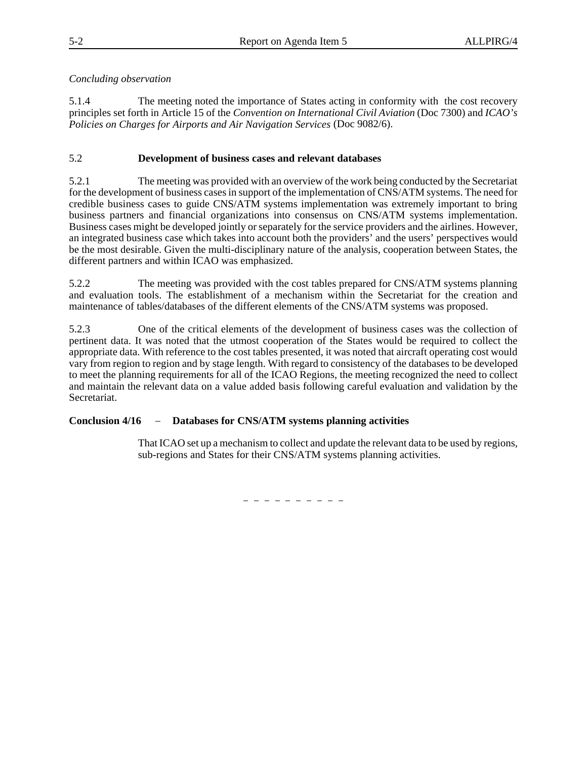*Concluding observation*

5.1.4 The meeting noted the importance of States acting in conformity with the cost recovery principles set forth in Article 15 of the *Convention on International Civil Aviation* (Doc 7300) and *ICAO's Policies on Charges for Airports and Air Navigation Services* (Doc 9082/6).

## 5.2 Development of business cases and relevant databases

5.2.1 The meeting was provided with an overview of the work being conducted by the Secretariat for the development of business cases in support of the implementation of CNS/ATM systems. The need for credible business cases to guide CNS/ATM systems implementation was extremely important to bring business partners and financial organizations into consensus on CNS/ATM systems implementation. Business cases might be developed jointly or separately for the service providers and the airlines. However, an integrated business case which takes into account both the providers' and the users' perspectives would be the most desirable. Given the multi-disciplinary nature of the analysis, cooperation between States, the different partners and within ICAO was emphasized.

5.2.2 The meeting was provided with the cost tables prepared for CNS/ATM systems planning and evaluation tools. The establishment of a mechanism within the Secretariat for the creation and maintenance of tables/databases of the different elements of the CNS/ATM systems was proposed.

5.2.3 One of the critical elements of the development of business cases was the collection of pertinent data. It was noted that the utmost cooperation of the States would be required to collect the appropriate data. With reference to the cost tables presented, it was noted that aircraft operating cost would vary from region to region and by stage length. With regard to consistency of the databases to be developed to meet the planning requirements for all of the ICAO Regions, the meeting recognized the need to collect and maintain the relevant data on a value added basis following careful evaluation and validation by the Secretariat.

**Conclusion 4/16 – Databases for CNS/ATM systems planning activities**

That ICAO set up a mechanism to collect and update the relevant data to be used by regions, sub-regions and States for their CNS/ATM systems planning activities.

— — — — — — — — — —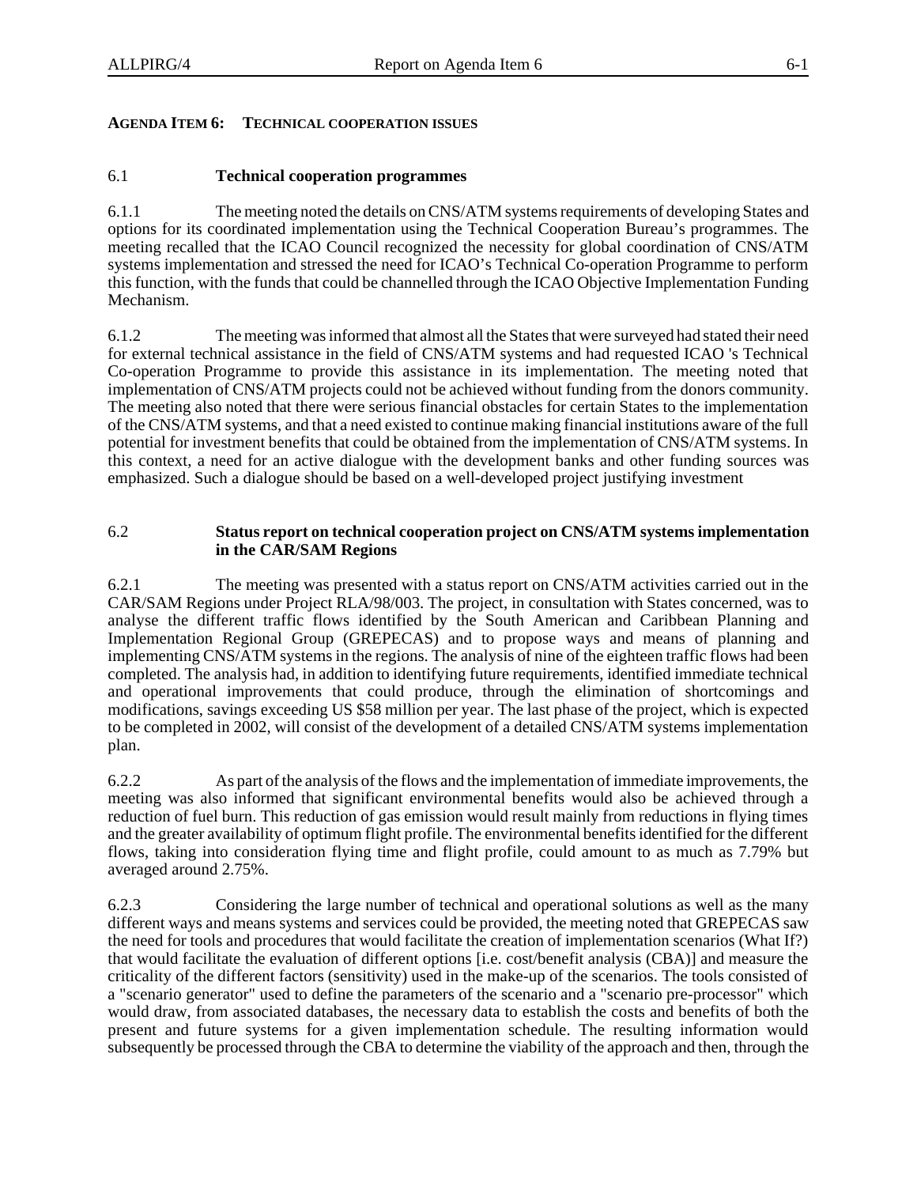## AGENDA ITEM 6: TECHNICAL COOPERATION ISSUES

### 6.1 Technical cooperation programmes

6.1.1 The meeting noted the details on CNS/ATM systems requirements of developing States and options for its coordinated implementation using the Technical Cooperation Bureau's programmes. The meeting recalled that the ICAO Council recognized the necessity for global coordination of CNS/ATM systems implementation and stressed the need for ICAO's Technical Co-operation Programme to perform this function, with the funds that could be channelled through the ICAO Objective Implementation Funding Mechanism.

6.1.2 The meeting was informed that almost all the States that were surveyed had stated their need for external technical assistance in the field of CNS/ATM systems and had requested ICAO 's Technical Co-operation Programme to provide this assistance in its implementation. The meeting noted that implementation of CNS/ATM projects could not be achieved without funding from the donors community. The meeting also noted that there were serious financial obstacles for certain States to the implementation of the CNS/ATM systems, and that a need existed to continue making financial institutions aware of the full potential for investment benefits that could be obtained from the implementation of CNS/ATM systems. In this context, a need for an active dialogue with the development banks and other funding sources was emphasized. Such a dialogue should be based on a well-developed project justifying investment

### 6.2 Status report on technical cooperation project on CNS/ATM systems implementation in the CAR/SAM Regions

6.2.1 The meeting was presented with a status report on CNS/ATM activities carried out in the CAR/SAM Regions under Project RLA/98/003. The project, in consultation with States concerned, was to analyse the different traffic flows identified by the South American and Caribbean Planning and Implementation Regional Group (GREPECAS) and to propose ways and means of planning and implementing CNS/ATM systems in the regions. The analysis of nine of the eighteen traffic flows had been completed. The analysis had, in addition to identifying future requirements, identified immediate technical and operational improvements that could produce, through the elimination of shortcomings and modifications, savings exceeding US $58 million per year. The last phase of the project, which is expected to be completed in 2002, will consist of the development of a detailed CNS/ATM systems implementation plan.

6.2.2 As part of the analysis of the flows and the implementation of immediate improvements, the meeting was also informed that significant environmental benefits would also be achieved through a reduction of fuel burn. This reduction of gas emission would result mainly from reductions in flying times and the greater availability of optimum flight profile. The environmental benefits identified for the different flows, taking into consideration flying time and flight profile, could amount to as much as 7.79% but averaged around 2.75%.

6.2.3 Considering the large number of technical and operational solutions as well as the many different ways and means systems and services could be provided, the meeting noted that GREPECAS saw the need for tools and procedures that would facilitate the creation of implementation scenarios (What If?) that would facilitate the evaluation of different options [i.e. cost/benefit analysis (CBA)] and measure the criticality of the different factors (sensitivity) used in the make-up of the scenarios. The tools consisted of a "scenario generator" used to define the parameters of the scenario and a "scenario pre-processor" which would draw, from associated databases, the necessary data to establish the costs and benefits of both the present and future systems for a given implementation schedule. The resulting information would subsequently be processed through the CBA to determine the viability of the approach and then, through the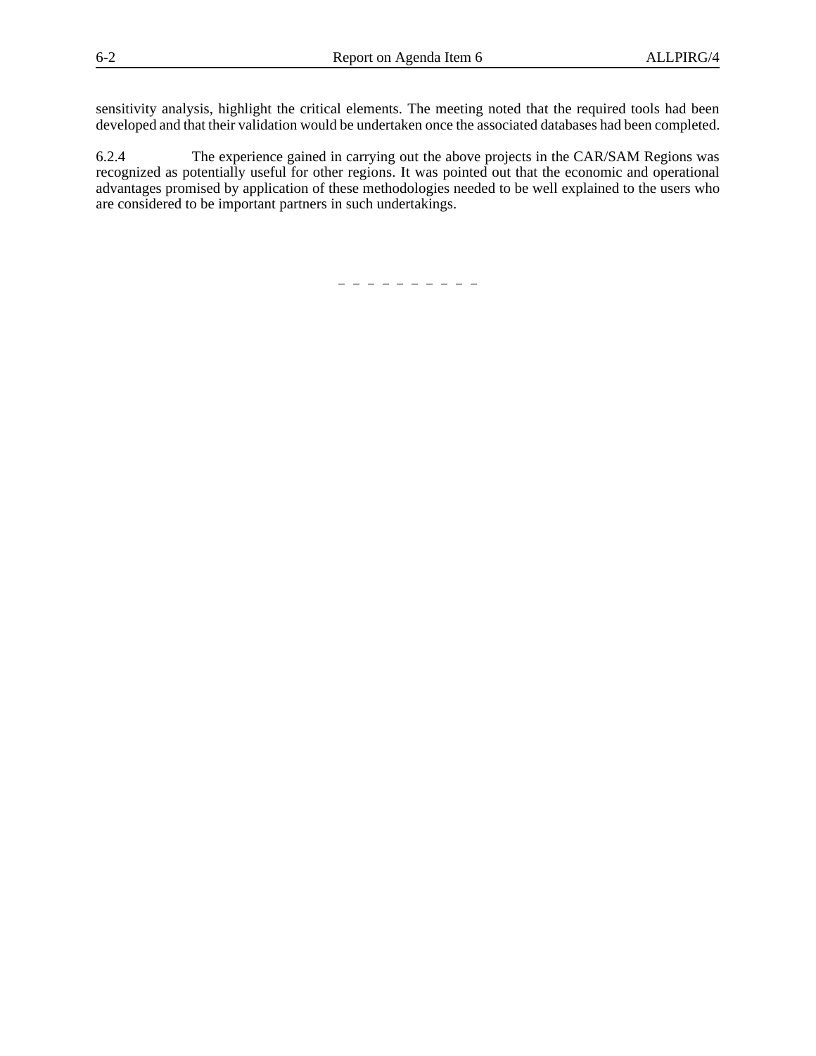sensitivity analysis, highlight the critical elements. The meeting noted that the required tools had been developed and that their validation would be undertaken once the associated databases had been completed.

6.2.4 The experience gained in carrying out the above projects in the CAR/SAM Regions was recognized as potentially useful for other regions. It was pointed out that the economic and operational advantages promised by application of these methodologies needed to be well explained to the users who are considered to be important partners in such undertakings.

– – – – – – – – – – –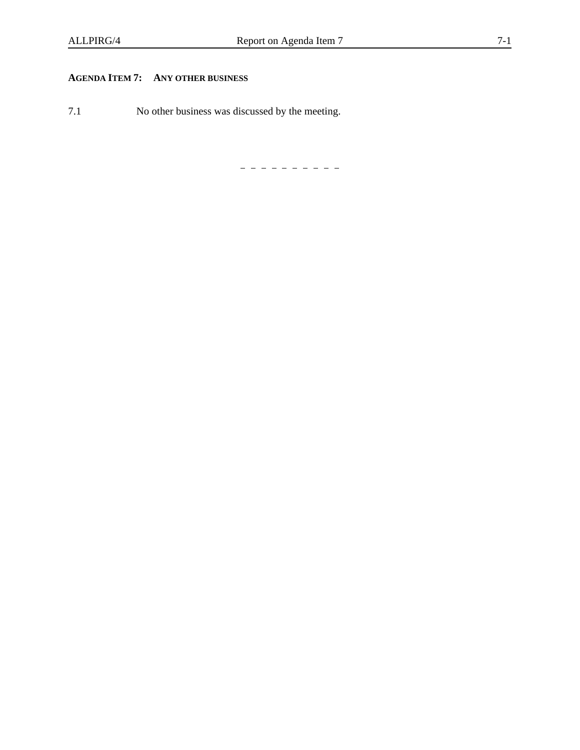## AGENDA ITEM 7: ANY OTHER BUSINESS

7.1 No other business was discussed by the meeting.

— — — — — — — — — —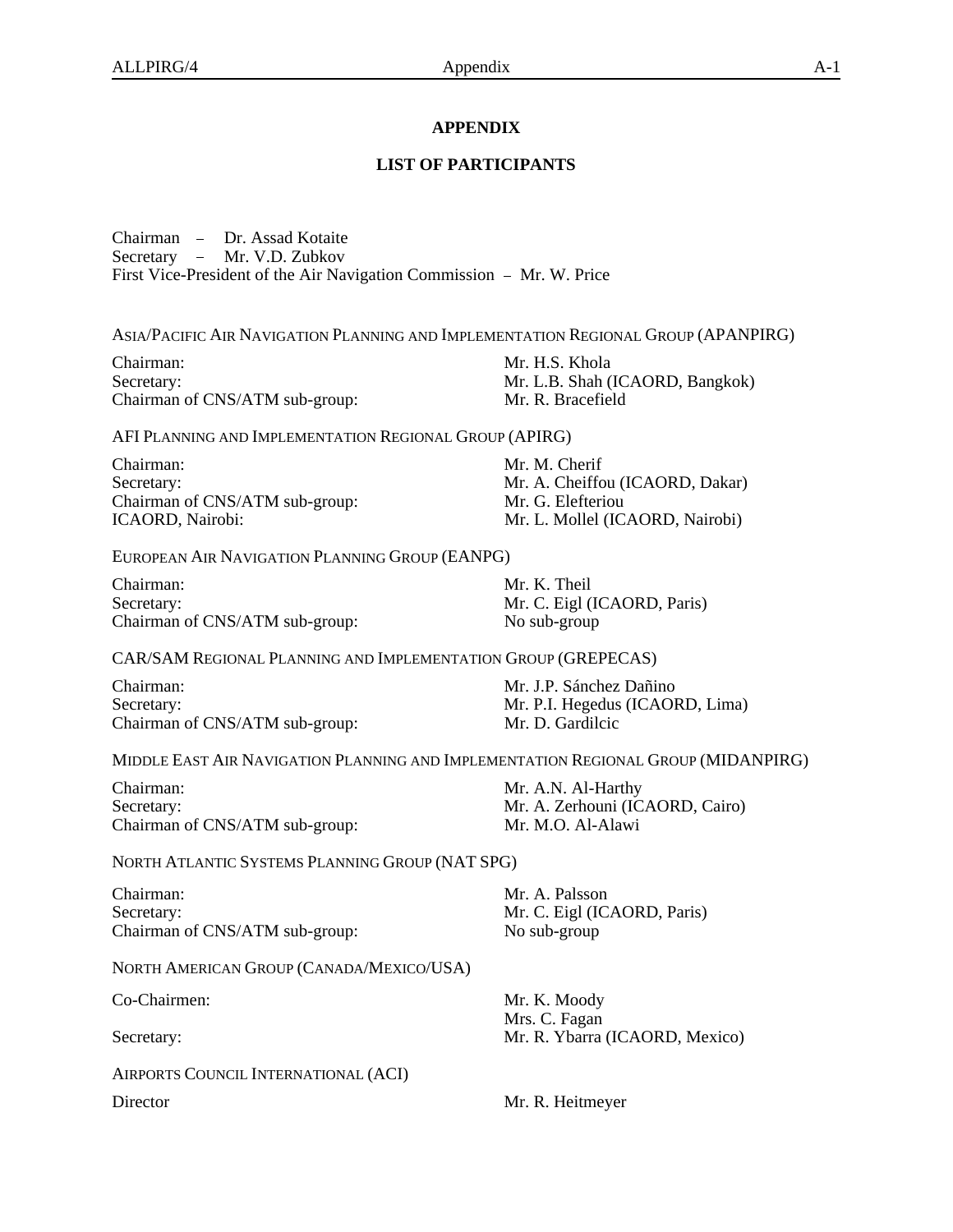# APPENDIX

## LIST OF PARTICIPANTS

Chairman – Dr. Assad Kotaite
Secretary – Mr. V.D. Zubkov
First Vice-President of the Air Navigation Commission – Mr. W. Price

ASIA/PACIFIC AIR NAVIGATION PLANNING AND IMPLEMENTATION REGIONAL GROUP (APANPIRG)

| | |
|---|---|
| Chairman: | Mr. H.S. Khola |
| Secretary: | Mr. L.B. Shah (ICAORD, Bangkok) |
| Chairman of CNS/ATM sub-group: | Mr. R. Bracefield |

AFI PLANNING AND IMPLEMENTATION REGIONAL GROUP (APIRG)

| | |
|---|---|
| Chairman: | Mr. M. Cherif |
| Secretary: | Mr. A. Cheiffou (ICAORD, Dakar) |
| Chairman of CNS/ATM sub-group: | Mr. G. Elefteriou |
| ICAORD, Nairobi: | Mr. L. Mollel (ICAORD, Nairobi) |

EUROPEAN AIR NAVIGATION PLANNING GROUP (EANPG)

| | |
|---|---|
| Chairman: | Mr. K. Theil |
| Secretary: | Mr. C. Eigl (ICAORD, Paris) |
| Chairman of CNS/ATM sub-group: | No sub-group |

CAR/SAM REGIONAL PLANNING AND IMPLEMENTATION GROUP (GREPECAS)

| | |
|---|---|
| Chairman: | Mr. J.P. Sánchez Dañino |
| Secretary: | Mr. P.I. Hegedus (ICAORD, Lima) |
| Chairman of CNS/ATM sub-group: | Mr. D. Gardilcic |

MIDDLE EAST AIR NAVIGATION PLANNING AND IMPLEMENTATION REGIONAL GROUP (MIDANPIRG)

| | |
|---|---|
| Chairman: | Mr. A.N. Al-Harthy |
| Secretary: | Mr. A. Zerhouni (ICAORD, Cairo) |
| Chairman of CNS/ATM sub-group: | Mr. M.O. Al-Alawi |

NORTH ATLANTIC SYSTEMS PLANNING GROUP (NAT SPG)

| | |
|---|---|
| Chairman: | Mr. A. Palsson |
| Secretary: | Mr. C. Eigl (ICAORD, Paris) |
| Chairman of CNS/ATM sub-group: | No sub-group |

NORTH AMERICAN GROUP (CANADA/MEXICO/USA)

| | |
|---|---|
| Co-Chairmen: | Mr. K. Moody<br>Mrs. C. Fagan |
| Secretary: | Mr. R. Ybarra (ICAORD, Mexico) |

AIRPORTS COUNCIL INTERNATIONAL (ACI)

| | |
|---|---|
| Director | Mr. R. Heitmeyer |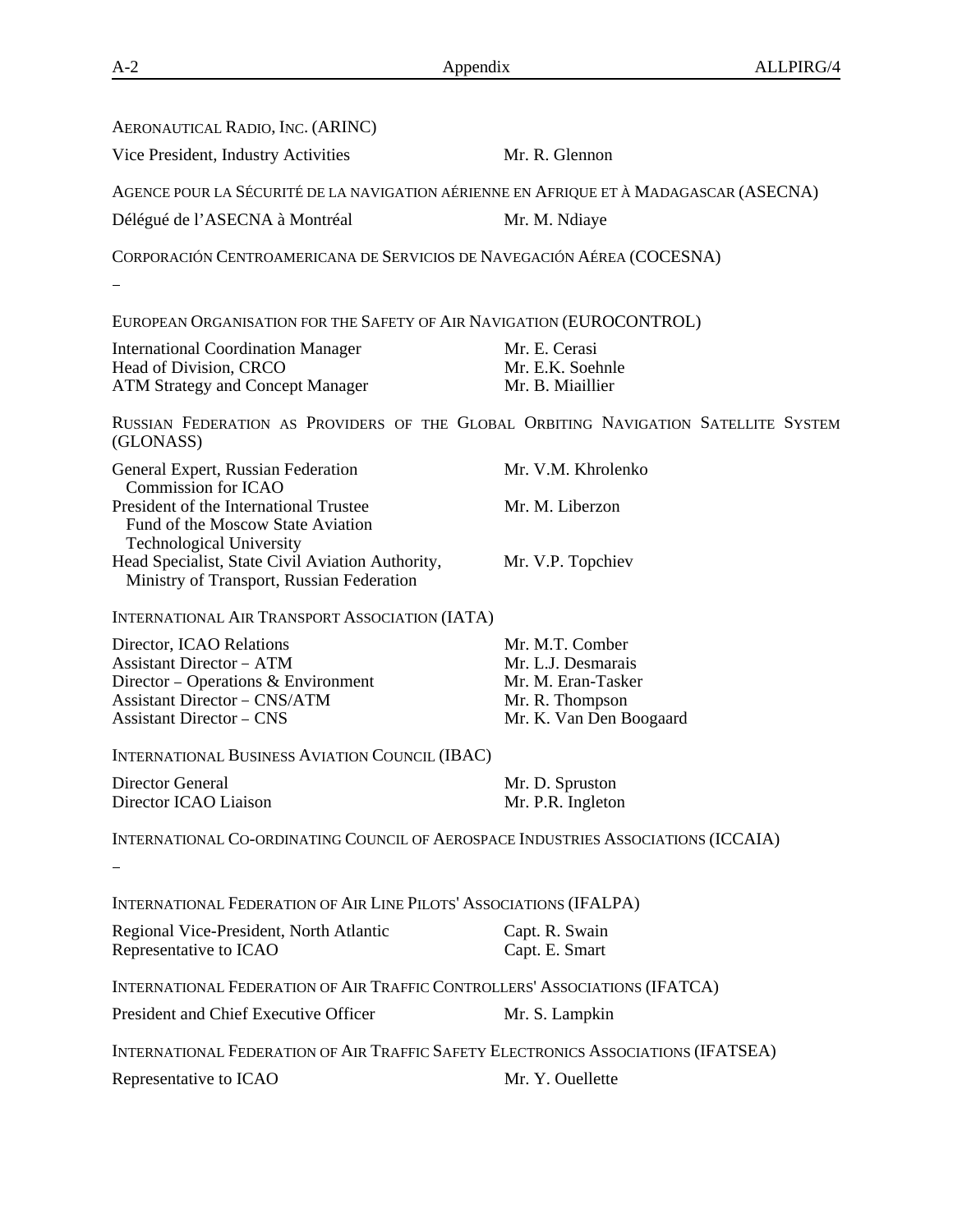AERONAUTICAL RADIO, INC. (ARINC)

| | |
|---|---|
| Vice President, Industry Activities | Mr. R. Glennon |

AGENCE POUR LA SÉCURITÉ DE LA NAVIGATION AÉRIENNE EN AFRIQUE ET À MADAGASCAR (ASECNA)

| | |
|---|---|
| Délégué de l'ASECNA à Montréal | Mr. M. Ndiaye |

CORPORACIÓN CENTROAMERICANA DE SERVICIOS DE NAVEGACIÓN AÉREA (COCESNA)

–

EUROPEAN ORGANISATION FOR THE SAFETY OF AIR NAVIGATION (EUROCONTROL)

| | |
|---|---|
| International Coordination Manager | Mr. E. Cerasi |
| Head of Division, CRCO | Mr. E.K. Soehnle |
| ATM Strategy and Concept Manager | Mr. B. Miaillier |

RUSSIAN FEDERATION AS PROVIDERS OF THE GLOBAL ORBITING NAVIGATION SATELLITE SYSTEM (GLONASS)

| | |
|---|---|
| General Expert, Russian Federation Commission for ICAO | Mr. V.M. Khrolenko |
| President of the International Trustee Fund of the Moscow State Aviation Technological University | Mr. M. Liberzon |
| Head Specialist, State Civil Aviation Authority, Ministry of Transport, Russian Federation | Mr. V.P. Topchiev |

INTERNATIONAL AIR TRANSPORT ASSOCIATION (IATA)

| | |
|---|---|
| Director, ICAO Relations | Mr. M.T. Comber |
| Assistant Director – ATM | Mr. L.J. Desmarais |
| Director – Operations & Environment | Mr. M. Eran-Tasker |
| Assistant Director – CNS/ATM | Mr. R. Thompson |
| Assistant Director – CNS | Mr. K. Van Den Boogaard |

INTERNATIONAL BUSINESS AVIATION COUNCIL (IBAC)

| | |
|---|---|
| Director General | Mr. D. Spruston |
| Director ICAO Liaison | Mr. P.R. Ingleton |

INTERNATIONAL CO-ORDINATING COUNCIL OF AEROSPACE INDUSTRIES ASSOCIATIONS (ICCAIA)

–

INTERNATIONAL FEDERATION OF AIR LINE PILOTS' ASSOCIATIONS (IFALPA)

| | |
|---|---|
| Regional Vice-President, North Atlantic | Capt. R. Swain |
| Representative to ICAO | Capt. E. Smart |

INTERNATIONAL FEDERATION OF AIR TRAFFIC CONTROLLERS' ASSOCIATIONS (IFATCA)

| | |
|---|---|
| President and Chief Executive Officer | Mr. S. Lampkin |

INTERNATIONAL FEDERATION OF AIR TRAFFIC SAFETY ELECTRONICS ASSOCIATIONS (IFATSEA)

| | |
|---|---|
| Representative to ICAO | Mr. Y. Ouellette |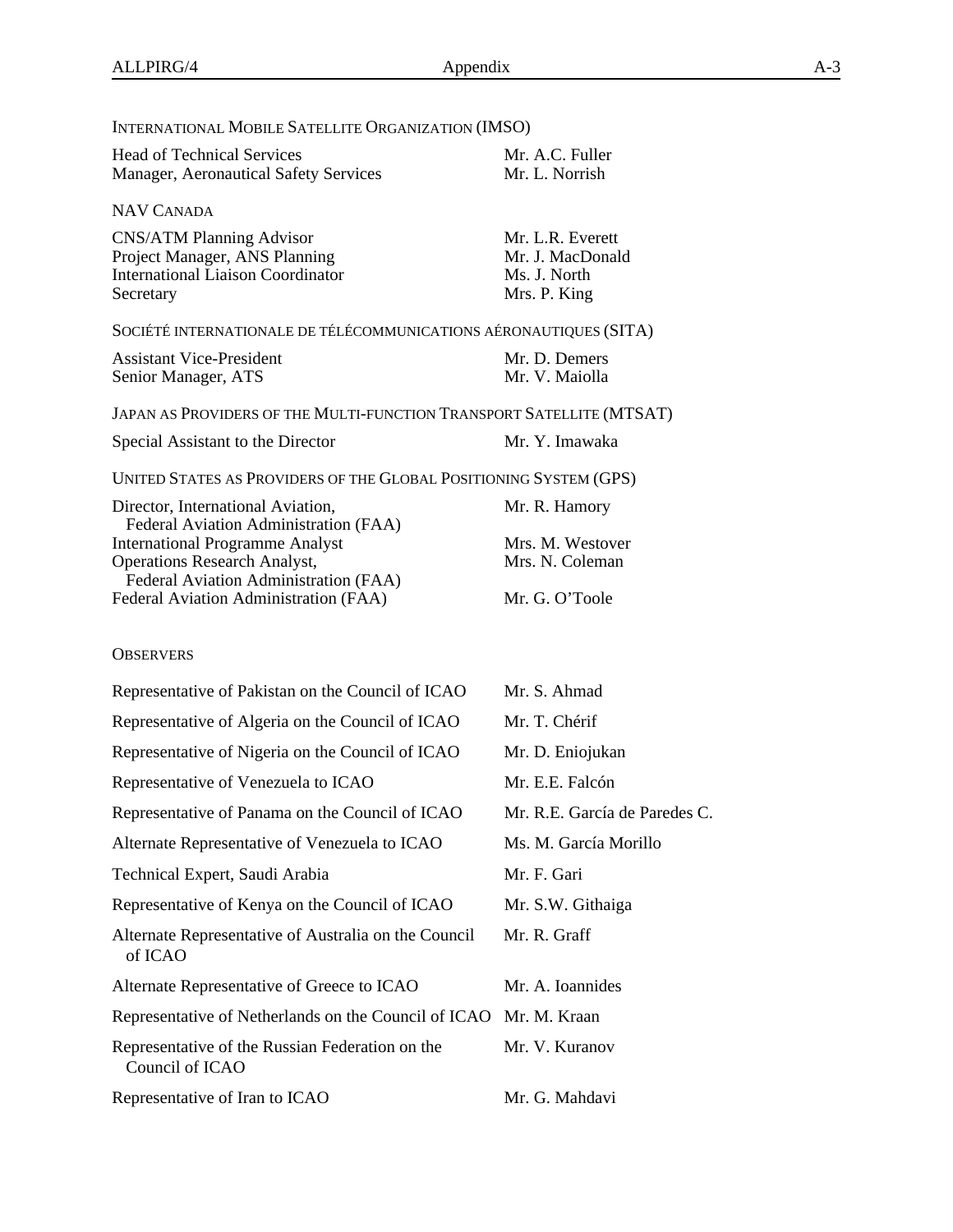INTERNATIONAL MOBILE SATELLITE ORGANIZATION (IMSO)

| | |
|---|---|
| Head of Technical Services | Mr. A.C. Fuller |
| Manager, Aeronautical Safety Services | Mr. L. Norrish |

NAV CANADA

| | |
|---|---|
| CNS/ATM Planning Advisor | Mr. L.R. Everett |
| Project Manager, ANS Planning | Mr. J. MacDonald |
| International Liaison Coordinator | Ms. J. North |
| Secretary | Mrs. P. King |

SOCIÉTÉ INTERNATIONALE DE TÉLÉCOMMUNICATIONS AÉRONAUTIQUES (SITA)

| | |
|---|---|
| Assistant Vice-President | Mr. D. Demers |
| Senior Manager, ATS | Mr. V. Maiolla |

JAPAN AS PROVIDERS OF THE MULTI-FUNCTION TRANSPORT SATELLITE (MTSAT)

| | |
|---|---|
| Special Assistant to the Director | Mr. Y. Imawaka |

UNITED STATES AS PROVIDERS OF THE GLOBAL POSITIONING SYSTEM (GPS)

| | |
|---|---|
| Director, International Aviation, Federal Aviation Administration (FAA) | Mr. R. Hamory |
| International Programme Analyst | Mrs. M. Westover |
| Operations Research Analyst, Federal Aviation Administration (FAA) | Mrs. N. Coleman |
| Federal Aviation Administration (FAA) | Mr. G. O'Toole |

OBSERVERS

| | |
|---|---|
| Representative of Pakistan on the Council of ICAO | Mr. S. Ahmad |
| Representative of Algeria on the Council of ICAO | Mr. T. Chérif |
| Representative of Nigeria on the Council of ICAO | Mr. D. Eniojukan |
| Representative of Venezuela to ICAO | Mr. E.E. Falcón |
| Representative of Panama on the Council of ICAO | Mr. R.E. García de Paredes C. |
| Alternate Representative of Venezuela to ICAO | Ms. M. García Morillo |
| Technical Expert, Saudi Arabia | Mr. F. Gari |
| Representative of Kenya on the Council of ICAO | Mr. S.W. Githaiga |
| Alternate Representative of Australia on the Council of ICAO | Mr. R. Graff |
| Alternate Representative of Greece to ICAO | Mr. A. Ioannides |
| Representative of Netherlands on the Council of ICAO | Mr. M. Kraan |
| Representative of the Russian Federation on the Council of ICAO | Mr. V. Kuranov |
| Representative of Iran to ICAO | Mr. G. Mahdavi |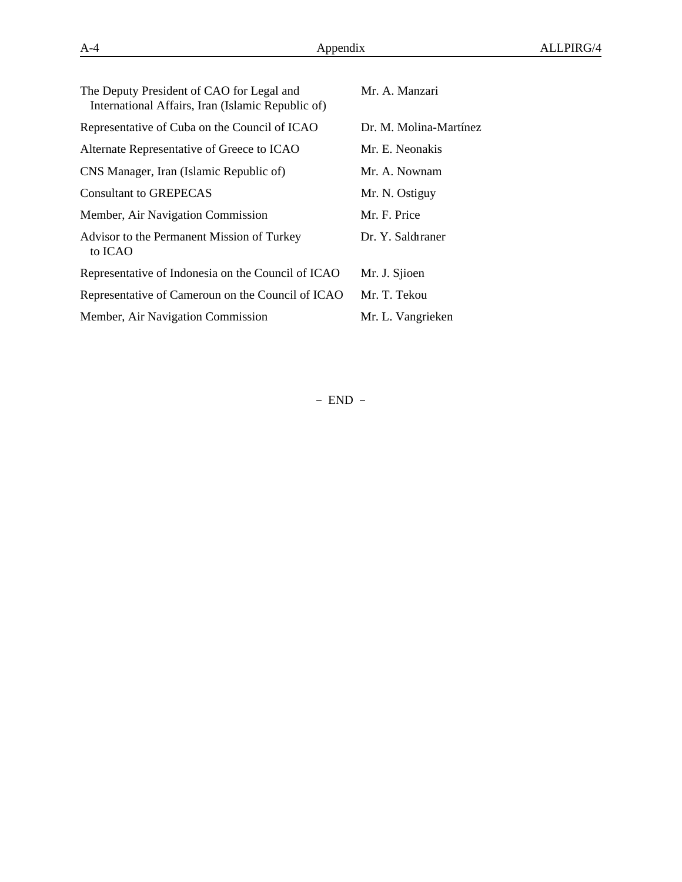| | |
|---|---|
| The Deputy President of CAO for Legal and International Affairs, Iran (Islamic Republic of) | Mr. A. Manzari |
| Representative of Cuba on the Council of ICAO | Dr. M. Molina-Martínez |
| Alternate Representative of Greece to ICAO | Mr. E. Neonakis |
| CNS Manager, Iran (Islamic Republic of) | Mr. A. Nownam |
| Consultant to GREPECAS | Mr. N. Ostiguy |
| Member, Air Navigation Commission | Mr. F. Price |
| Advisor to the Permanent Mission of Turkey to ICAO | Dr. Y. Saldıraner |
| Representative of Indonesia on the Council of ICAO | Mr. J. Sjioen |
| Representative of Cameroun on the Council of ICAO | Mr. T. Tekou |
| Member, Air Navigation Commission | Mr. L. Vangrieken |

– END –